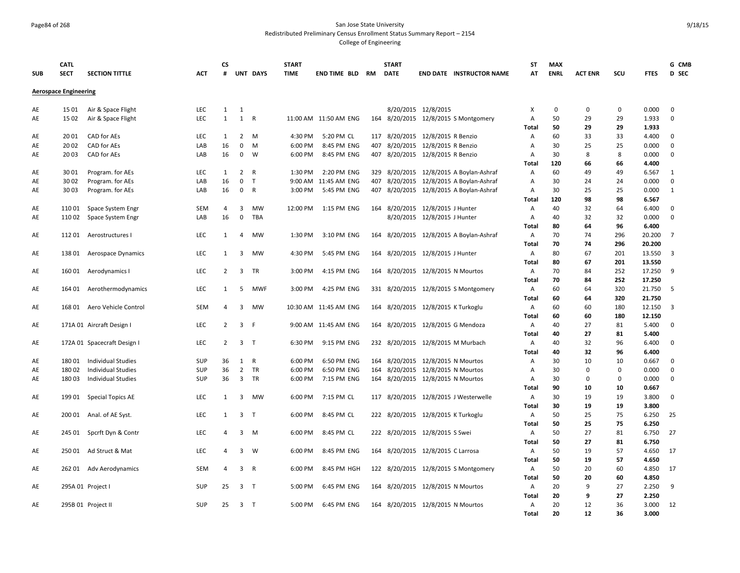San Jose State University

Redistributed Preliminary Census Enrollment Status Summary Report – 2154

College of Engineering

| SUB | CATL SECT | SECTION TITTLE | ACT | CS # | UNT | DAYS | START TIME | END TIME | BLD | RM | START DATE | END DATE | INSTRUCTOR NAME | ST AT | MAX ENRL | ACT ENR | SCU | FTES | G CMB D SEC |
|---|---|---|---|---|---|---|---|---|---|---|---|---|---|---|---|---|---|---|---|
| **Aerospace Engineering** | | | | | | | | | | | | | | | | | | | |
| AE | 15 01 | Air & Space Flight | LEC | 1 | 1 | | | | | | 8/20/2015 | 12/8/2015 | | X | 0 | 0 | 0 | 0.000 | 0 |
| AE | 15 02 | Air & Space Flight | LEC | 1 | 1 | R | 11:00 AM | 11:50 AM | ENG | 164 | 8/20/2015 | 12/8/2015 | S Montgomery | A | 50 | 29 | 29 | 1.933 | 0 |
| | | | | | | | | | | | | | | **Total** | **50** | **29** | **29** | **1.933** | |
| AE | 20 01 | CAD for AEs | LEC | 1 | 2 | M | 4:30 PM | 5:20 PM | CL | 117 | 8/20/2015 | 12/8/2015 | R Benzio | A | 60 | 33 | 33 | 4.400 | 0 |
| AE | 20 02 | CAD for AEs | LAB | 16 | 0 | M | 6:00 PM | 8:45 PM | ENG | 407 | 8/20/2015 | 12/8/2015 | R Benzio | A | 30 | 25 | 25 | 0.000 | 0 |
| AE | 20 03 | CAD for AEs | LAB | 16 | 0 | W | 6:00 PM | 8:45 PM | ENG | 407 | 8/20/2015 | 12/8/2015 | R Benzio | A | 30 | 8 | 8 | 0.000 | 0 |
| | | | | | | | | | | | | | | **Total** | **120** | **66** | **66** | **4.400** | |
| AE | 30 01 | Program. for AEs | LEC | 1 | 2 | R | 1:30 PM | 2:20 PM | ENG | 329 | 8/20/2015 | 12/8/2015 | A Boylan-Ashraf | A | 60 | 49 | 49 | 6.567 | 1 |
| AE | 30 02 | Program. for AEs | LAB | 16 | 0 | T | 9:00 AM | 11:45 AM | ENG | 407 | 8/20/2015 | 12/8/2015 | A Boylan-Ashraf | A | 30 | 24 | 24 | 0.000 | 0 |
| AE | 30 03 | Program. for AEs | LAB | 16 | 0 | R | 3:00 PM | 5:45 PM | ENG | 407 | 8/20/2015 | 12/8/2015 | A Boylan-Ashraf | A | 30 | 25 | 25 | 0.000 | 1 |
| | | | | | | | | | | | | | | **Total** | **120** | **98** | **98** | **6.567** | |
| AE | 110 01 | Space System Engr | SEM | 4 | 3 | MW | 12:00 PM | 1:15 PM | ENG | 164 | 8/20/2015 | 12/8/2015 | J Hunter | A | 40 | 32 | 64 | 6.400 | 0 |
| AE | 110 02 | Space System Engr | LAB | 16 | 0 | TBA | | | | | 8/20/2015 | 12/8/2015 | J Hunter | A | 40 | 32 | 32 | 0.000 | 0 |
| | | | | | | | | | | | | | | **Total** | **80** | **64** | **96** | **6.400** | |
| AE | 112 01 | Aerostructures I | LEC | 1 | 4 | MW | 1:30 PM | 3:10 PM | ENG | 164 | 8/20/2015 | 12/8/2015 | A Boylan-Ashraf | A | 70 | 74 | 296 | 20.200 | 7 |
| | | | | | | | | | | | | | | **Total** | **70** | **74** | **296** | **20.200** | |
| AE | 138 01 | Aerospace Dynamics | LEC | 1 | 3 | MW | 4:30 PM | 5:45 PM | ENG | 164 | 8/20/2015 | 12/8/2015 | J Hunter | A | 80 | 67 | 201 | 13.550 | 3 |
| | | | | | | | | | | | | | | **Total** | **80** | **67** | **201** | **13.550** | |
| AE | 160 01 | Aerodynamics I | LEC | 2 | 3 | TR | 3:00 PM | 4:15 PM | ENG | 164 | 8/20/2015 | 12/8/2015 | N Mourtos | A | 70 | 84 | 252 | 17.250 | 9 |
| | | | | | | | | | | | | | | **Total** | **70** | **84** | **252** | **17.250** | |
| AE | 164 01 | Aerothermodynamics | LEC | 1 | 5 | MWF | 3:00 PM | 4:25 PM | ENG | 331 | 8/20/2015 | 12/8/2015 | S Montgomery | A | 60 | 64 | 320 | 21.750 | 5 |
| | | | | | | | | | | | | | | **Total** | **60** | **64** | **320** | **21.750** | |
| AE | 168 01 | Aero Vehicle Control | SEM | 4 | 3 | MW | 10:30 AM | 11:45 AM | ENG | 164 | 8/20/2015 | 12/8/2015 | K Turkoglu | A | 60 | 60 | 180 | 12.150 | 3 |
| | | | | | | | | | | | | | | **Total** | **60** | **60** | **180** | **12.150** | |
| AE | 171A 01 | Aircraft Design I | LEC | 2 | 3 | F | 9:00 AM | 11:45 AM | ENG | 164 | 8/20/2015 | 12/8/2015 | G Mendoza | A | 40 | 27 | 81 | 5.400 | 0 |
| | | | | | | | | | | | | | | **Total** | **40** | **27** | **81** | **5.400** | |
| AE | 172A 01 | Spacecraft Design I | LEC | 2 | 3 | T | 6:30 PM | 9:15 PM | ENG | 232 | 8/20/2015 | 12/8/2015 | M Murbach | A | 40 | 32 | 96 | 6.400 | 0 |
| | | | | | | | | | | | | | | **Total** | **40** | **32** | **96** | **6.400** | |
| AE | 180 01 | Individual Studies | SUP | 36 | 1 | R | 6:00 PM | 6:50 PM | ENG | 164 | 8/20/2015 | 12/8/2015 | N Mourtos | A | 30 | 10 | 10 | 0.667 | 0 |
| AE | 180 02 | Individual Studies | SUP | 36 | 2 | TR | 6:00 PM | 6:50 PM | ENG | 164 | 8/20/2015 | 12/8/2015 | N Mourtos | A | 30 | 0 | 0 | 0.000 | 0 |
| AE | 180 03 | Individual Studies | SUP | 36 | 3 | TR | 6:00 PM | 7:15 PM | ENG | 164 | 8/20/2015 | 12/8/2015 | N Mourtos | A | 30 | 0 | 0 | 0.000 | 0 |
| | | | | | | | | | | | | | | **Total** | **90** | **10** | **10** | **0.667** | |
| AE | 199 01 | Special Topics AE | LEC | 1 | 3 | MW | 6:00 PM | 7:15 PM | CL | 117 | 8/20/2015 | 12/8/2015 | J Westerwelle | A | 30 | 19 | 19 | 3.800 | 0 |
| | | | | | | | | | | | | | | **Total** | **30** | **19** | **19** | **3.800** | |
| AE | 200 01 | Anal. of AE Syst. | LEC | 1 | 3 | T | 6:00 PM | 8:45 PM | CL | 222 | 8/20/2015 | 12/8/2015 | K Turkoglu | A | 50 | 25 | 75 | 6.250 | 25 |
| | | | | | | | | | | | | | | **Total** | **50** | **25** | **75** | **6.250** | |
| AE | 245 01 | Spcrft Dyn & Contr | LEC | 4 | 3 | M | 6:00 PM | 8:45 PM | CL | 222 | 8/20/2015 | 12/8/2015 | S Swei | A | 50 | 27 | 81 | 6.750 | 27 |
| | | | | | | | | | | | | | | **Total** | **50** | **27** | **81** | **6.750** | |
| AE | 250 01 | Ad Struct & Mat | LEC | 4 | 3 | W | 6:00 PM | 8:45 PM | ENG | 164 | 8/20/2015 | 12/8/2015 | C Larrosa | A | 50 | 19 | 57 | 4.650 | 17 |
| | | | | | | | | | | | | | | **Total** | **50** | **19** | **57** | **4.650** | |
| AE | 262 01 | Adv Aerodynamics | SEM | 4 | 3 | R | 6:00 PM | 8:45 PM | HGH | 122 | 8/20/2015 | 12/8/2015 | S Montgomery | A | 50 | 20 | 60 | 4.850 | 17 |
| | | | | | | | | | | | | | | **Total** | **50** | **20** | **60** | **4.850** | |
| AE | 295A 01 | Project I | SUP | 25 | 3 | T | 5:00 PM | 6:45 PM | ENG | 164 | 8/20/2015 | 12/8/2015 | N Mourtos | A | 20 | 9 | 27 | 2.250 | 9 |
| | | | | | | | | | | | | | | **Total** | **20** | **9** | **27** | **2.250** | |
| AE | 295B 01 | Project II | SUP | 25 | 3 | T | 5:00 PM | 6:45 PM | ENG | 164 | 8/20/2015 | 12/8/2015 | N Mourtos | A | 20 | 12 | 36 | 3.000 | 12 |
| | | | | | | | | | | | | | | **Total** | **20** | **12** | **36** | **3.000** | |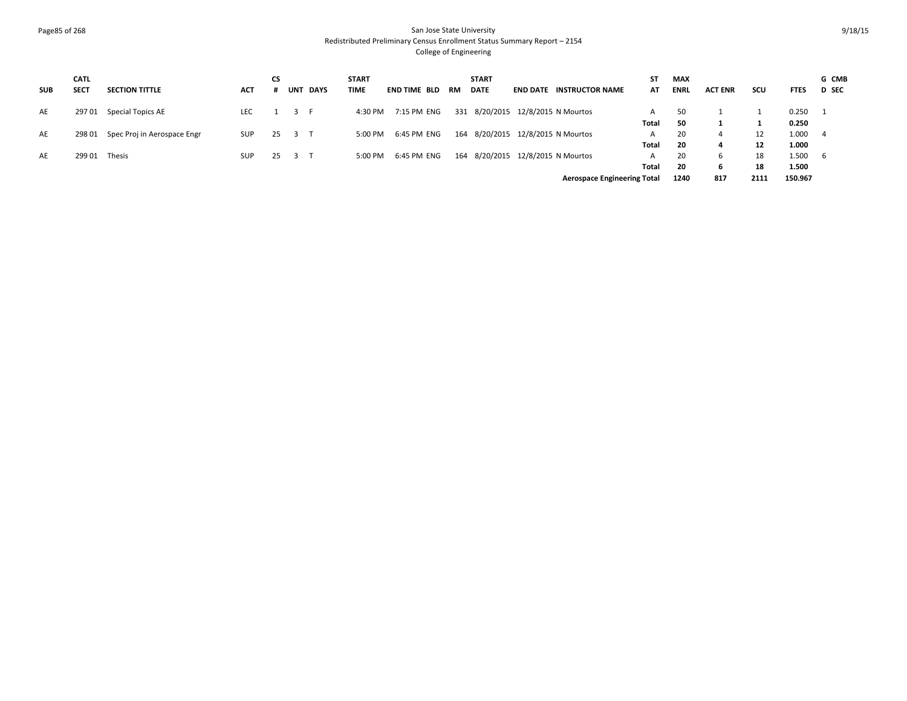| SUB | CATL SECT | SECTION TITTLE | ACT | CS # | UNT | DAYS | START TIME | END TIME | BLD | RM | START DATE | END DATE | INSTRUCTOR NAME | ST AT | MAX ENRL | ACT ENR | SCU | FTES | G CMB D SEC |
|---|---|---|---|---|---|---|---|---|---|---|---|---|---|---|---|---|---|---|---|
| AE | 297 01 | Special Topics AE | LEC | 1 | 3 | F | 4:30 PM | 7:15 PM | ENG | 331 | 8/20/2015 | 12/8/2015 | N Mourtos | A | 50 | 1 | 1 | 0.250 | 1 |
| | | | | | | | | | | | | | | **Total** | **50** | **1** | **1** | **0.250** | |
| AE | 298 01 | Spec Proj in Aerospace Engr | SUP | 25 | 3 | T | 5:00 PM | 6:45 PM | ENG | 164 | 8/20/2015 | 12/8/2015 | N Mourtos | A | 20 | 4 | 12 | 1.000 | 4 |
| | | | | | | | | | | | | | | **Total** | **20** | **4** | **12** | **1.000** | |
| AE | 299 01 | Thesis | SUP | 25 | 3 | T | 5:00 PM | 6:45 PM | ENG | 164 | 8/20/2015 | 12/8/2015 | N Mourtos | A | 20 | 6 | 18 | 1.500 | 6 |
| | | | | | | | | | | | | | | **Total** | **20** | **6** | **18** | **1.500** | |
| | | | | | | | | | | | | | **Aerospace Engineering Total** | | **1240** | **817** | **2111** | **150.967** | |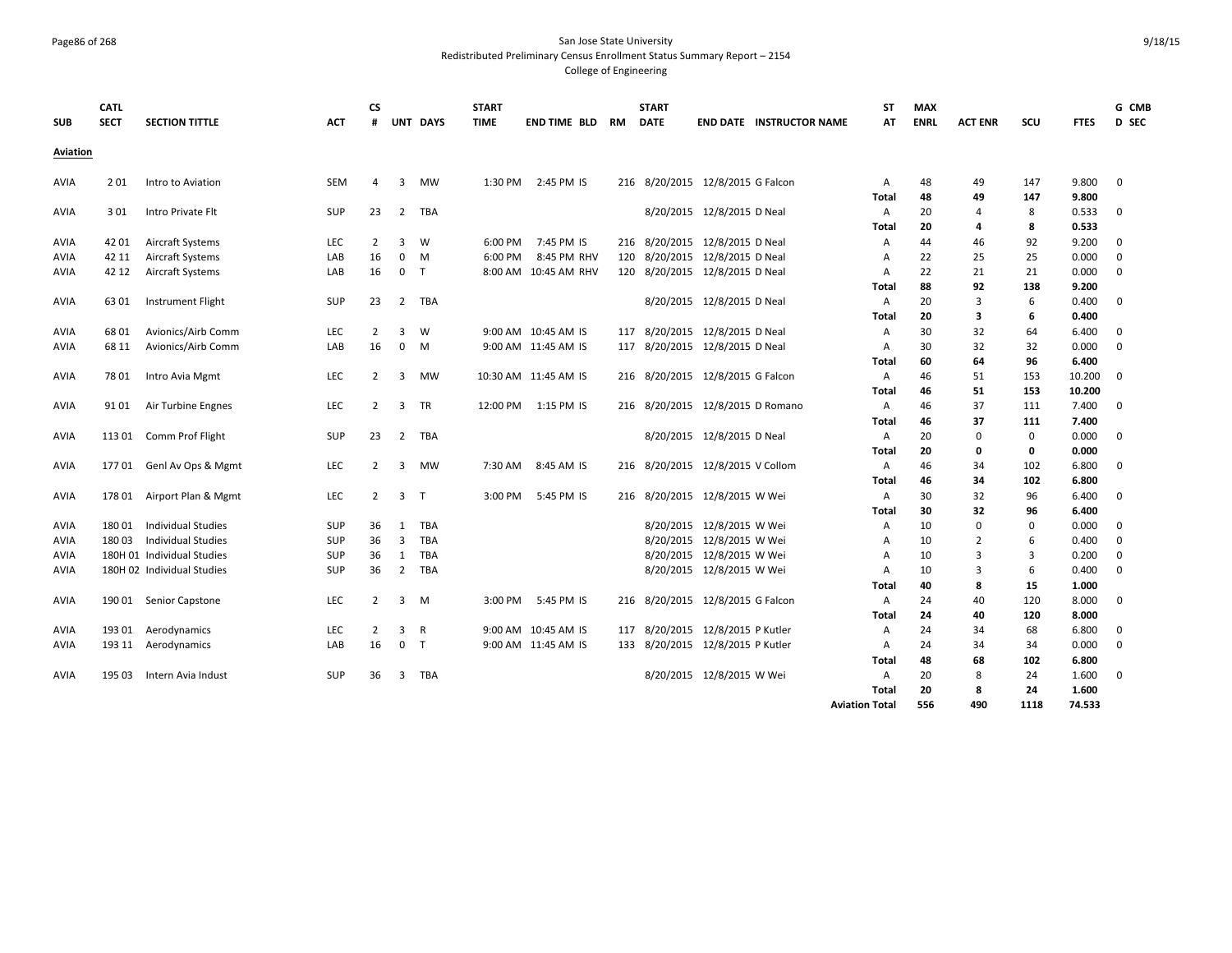San Jose State University
Redistributed Preliminary Census Enrollment Status Summary Report – 2154
College of Engineering

| SUB | CATL SECT | SECTION TITTLE | ACT | CS # | UNT | DAYS | START TIME | END TIME | BLD | RM | START DATE | END DATE | INSTRUCTOR NAME | ST AT | MAX ENRL | ACT ENR | SCU | FTES | G CMB D SEC |
|---|---|---|---|---|---|---|---|---|---|---|---|---|---|---|---|---|---|---|---|
| **Aviation** | | | | | | | | | | | | | | | | | | | |
| AVIA | 2 01 | Intro to Aviation | SEM | 4 | 3 | MW | 1:30 PM | 2:45 PM | IS | 216 | 8/20/2015 | 12/8/2015 | G Falcon | A | 48 | 49 | 147 | 9.800 | 0 |
| | | | | | | | | | | | | | | **Total** | **48** | **49** | **147** | **9.800** | |
| AVIA | 3 01 | Intro Private Flt | SUP | 23 | 2 | TBA | | | | | 8/20/2015 | 12/8/2015 | D Neal | A | 20 | 4 | 8 | 0.533 | 0 |
| | | | | | | | | | | | | | | **Total** | **20** | **4** | **8** | **0.533** | |
| AVIA | 42 01 | Aircraft Systems | LEC | 2 | 3 | W | 6:00 PM | 7:45 PM | IS | 216 | 8/20/2015 | 12/8/2015 | D Neal | A | 44 | 46 | 92 | 9.200 | 0 |
| AVIA | 42 11 | Aircraft Systems | LAB | 16 | 0 | M | 6:00 PM | 8:45 PM | RHV | 120 | 8/20/2015 | 12/8/2015 | D Neal | A | 22 | 25 | 25 | 0.000 | 0 |
| AVIA | 42 12 | Aircraft Systems | LAB | 16 | 0 | T | 8:00 AM | 10:45 AM | RHV | 120 | 8/20/2015 | 12/8/2015 | D Neal | A | 22 | 21 | 21 | 0.000 | 0 |
| | | | | | | | | | | | | | | **Total** | **88** | **92** | **138** | **9.200** | |
| AVIA | 63 01 | Instrument Flight | SUP | 23 | 2 | TBA | | | | | 8/20/2015 | 12/8/2015 | D Neal | A | 20 | 3 | 6 | 0.400 | 0 |
| | | | | | | | | | | | | | | **Total** | **20** | **3** | **6** | **0.400** | |
| AVIA | 68 01 | Avionics/Airb Comm | LEC | 2 | 3 | W | 9:00 AM | 10:45 AM | IS | 117 | 8/20/2015 | 12/8/2015 | D Neal | A | 30 | 32 | 64 | 6.400 | 0 |
| AVIA | 68 11 | Avionics/Airb Comm | LAB | 16 | 0 | M | 9:00 AM | 11:45 AM | IS | 117 | 8/20/2015 | 12/8/2015 | D Neal | A | 30 | 32 | 32 | 0.000 | 0 |
| | | | | | | | | | | | | | | **Total** | **60** | **64** | **96** | **6.400** | |
| AVIA | 78 01 | Intro Avia Mgmt | LEC | 2 | 3 | MW | 10:30 AM | 11:45 AM | IS | 216 | 8/20/2015 | 12/8/2015 | G Falcon | A | 46 | 51 | 153 | 10.200 | 0 |
| | | | | | | | | | | | | | | **Total** | **46** | **51** | **153** | **10.200** | |
| AVIA | 91 01 | Air Turbine Engnes | LEC | 2 | 3 | TR | 12:00 PM | 1:15 PM | IS | 216 | 8/20/2015 | 12/8/2015 | D Romano | A | 46 | 37 | 111 | 7.400 | 0 |
| | | | | | | | | | | | | | | **Total** | **46** | **37** | **111** | **7.400** | |
| AVIA | 113 01 | Comm Prof Flight | SUP | 23 | 2 | TBA | | | | | 8/20/2015 | 12/8/2015 | D Neal | A | 20 | 0 | 0 | 0.000 | 0 |
| | | | | | | | | | | | | | | **Total** | **20** | **0** | **0** | **0.000** | |
| AVIA | 177 01 | Genl Av Ops & Mgmt | LEC | 2 | 3 | MW | 7:30 AM | 8:45 AM | IS | 216 | 8/20/2015 | 12/8/2015 | V Collom | A | 46 | 34 | 102 | 6.800 | 0 |
| | | | | | | | | | | | | | | **Total** | **46** | **34** | **102** | **6.800** | |
| AVIA | 178 01 | Airport Plan & Mgmt | LEC | 2 | 3 | T | 3:00 PM | 5:45 PM | IS | 216 | 8/20/2015 | 12/8/2015 | W Wei | A | 30 | 32 | 96 | 6.400 | 0 |
| | | | | | | | | | | | | | | **Total** | **30** | **32** | **96** | **6.400** | |
| AVIA | 180 01 | Individual Studies | SUP | 36 | 1 | TBA | | | | | 8/20/2015 | 12/8/2015 | W Wei | A | 10 | 0 | 0 | 0.000 | 0 |
| AVIA | 180 03 | Individual Studies | SUP | 36 | 3 | TBA | | | | | 8/20/2015 | 12/8/2015 | W Wei | A | 10 | 2 | 6 | 0.400 | 0 |
| AVIA | 180H 01 | Individual Studies | SUP | 36 | 1 | TBA | | | | | 8/20/2015 | 12/8/2015 | W Wei | A | 10 | 3 | 3 | 0.200 | 0 |
| AVIA | 180H 02 | Individual Studies | SUP | 36 | 2 | TBA | | | | | 8/20/2015 | 12/8/2015 | W Wei | A | 10 | 3 | 6 | 0.400 | 0 |
| | | | | | | | | | | | | | | **Total** | **40** | **8** | **15** | **1.000** | |
| AVIA | 190 01 | Senior Capstone | LEC | 2 | 3 | M | 3:00 PM | 5:45 PM | IS | 216 | 8/20/2015 | 12/8/2015 | G Falcon | A | 24 | 40 | 120 | 8.000 | 0 |
| | | | | | | | | | | | | | | **Total** | **24** | **40** | **120** | **8.000** | |
| AVIA | 193 01 | Aerodynamics | LEC | 2 | 3 | R | 9:00 AM | 10:45 AM | IS | 117 | 8/20/2015 | 12/8/2015 | P Kutler | A | 24 | 34 | 68 | 6.800 | 0 |
| AVIA | 193 11 | Aerodynamics | LAB | 16 | 0 | T | 9:00 AM | 11:45 AM | IS | 133 | 8/20/2015 | 12/8/2015 | P Kutler | A | 24 | 34 | 34 | 0.000 | 0 |
| | | | | | | | | | | | | | | **Total** | **48** | **68** | **102** | **6.800** | |
| AVIA | 195 03 | Intern Avia Indust | SUP | 36 | 3 | TBA | | | | | 8/20/2015 | 12/8/2015 | W Wei | A | 20 | 8 | 24 | 1.600 | 0 |
| | | | | | | | | | | | | | | **Total** | **20** | **8** | **24** | **1.600** | |
| | | | | | | | | | | | | | | **Aviation Total** | **556** | **490** | **1118** | **74.533** | |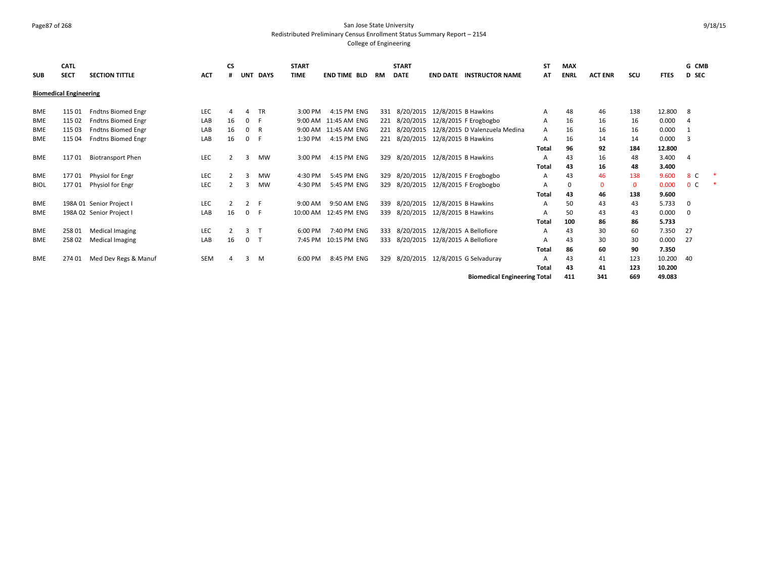San Jose State University

Redistributed Preliminary Census Enrollment Status Summary Report – 2154

College of Engineering

| SUB | CATL SECT | SECTION TITTLE | ACT | CS # | UNT | DAYS | START TIME | END TIME | BLD | RM | START DATE | END DATE | INSTRUCTOR NAME | ST AT | MAX ENRL | ACT ENR | SCU | FTES | G D | CMB SEC |
|---|---|---|---|---|---|---|---|---|---|---|---|---|---|---|---|---|---|---|---|---|
| **Biomedical Engineering** | | | | | | | | | | | | | | | | | | | | |
| BME | 115 01 | Fndtns Biomed Engr | LEC | 4 | 4 | TR | 3:00 PM | 4:15 PM | ENG | 331 | 8/20/2015 | 12/8/2015 | B Hawkins | A | 48 | 46 | 138 | 12.800 | 8 | |
| BME | 115 02 | Fndtns Biomed Engr | LAB | 16 | 0 | F | 9:00 AM | 11:45 AM | ENG | 221 | 8/20/2015 | 12/8/2015 | F Erogbogbo | A | 16 | 16 | 16 | 0.000 | 4 | |
| BME | 115 03 | Fndtns Biomed Engr | LAB | 16 | 0 | R | 9:00 AM | 11:45 AM | ENG | 221 | 8/20/2015 | 12/8/2015 | D Valenzuela Medina | A | 16 | 16 | 16 | 0.000 | 1 | |
| BME | 115 04 | Fndtns Biomed Engr | LAB | 16 | 0 | F | 1:30 PM | 4:15 PM | ENG | 221 | 8/20/2015 | 12/8/2015 | B Hawkins | A | 16 | 14 | 14 | 0.000 | 3 | |
| | | | | | | | | | | | | | | **Total** | **96** | **92** | **184** | **12.800** | | |
| BME | 117 01 | Biotransport Phen | LEC | 2 | 3 | MW | 3:00 PM | 4:15 PM | ENG | 329 | 8/20/2015 | 12/8/2015 | B Hawkins | A | 43 | 16 | 48 | 3.400 | 4 | |
| | | | | | | | | | | | | | | **Total** | **43** | **16** | **48** | **3.400** | | |
| BME | 177 01 | Physiol for Engr | LEC | 2 | 3 | MW | 4:30 PM | 5:45 PM | ENG | 329 | 8/20/2015 | 12/8/2015 | F Erogbogbo | A | 43 | 46 | 138 | 9.600 | 8 | C * |
| BIOL | 177 01 | Physiol for Engr | LEC | 2 | 3 | MW | 4:30 PM | 5:45 PM | ENG | 329 | 8/20/2015 | 12/8/2015 | F Erogbogbo | A | 0 | 0 | 0 | 0.000 | 0 | C * |
| | | | | | | | | | | | | | | **Total** | **43** | **46** | **138** | **9.600** | | |
| BME | 198A 01 | Senior Project I | LEC | 2 | 2 | F | 9:00 AM | 9:50 AM | ENG | 339 | 8/20/2015 | 12/8/2015 | B Hawkins | A | 50 | 43 | 43 | 5.733 | 0 | |
| BME | 198A 02 | Senior Project I | LAB | 16 | 0 | F | 10:00 AM | 12:45 PM | ENG | 339 | 8/20/2015 | 12/8/2015 | B Hawkins | A | 50 | 43 | 43 | 0.000 | 0 | |
| | | | | | | | | | | | | | | **Total** | **100** | **86** | **86** | **5.733** | | |
| BME | 258 01 | Medical Imaging | LEC | 2 | 3 | T | 6:00 PM | 7:40 PM | ENG | 333 | 8/20/2015 | 12/8/2015 | A Bellofiore | A | 43 | 30 | 60 | 7.350 | 27 | |
| BME | 258 02 | Medical Imaging | LAB | 16 | 0 | T | 7:45 PM | 10:15 PM | ENG | 333 | 8/20/2015 | 12/8/2015 | A Bellofiore | A | 43 | 30 | 30 | 0.000 | 27 | |
| | | | | | | | | | | | | | | **Total** | **86** | **60** | **90** | **7.350** | | |
| BME | 274 01 | Med Dev Regs & Manuf | SEM | 4 | 3 | M | 6:00 PM | 8:45 PM | ENG | 329 | 8/20/2015 | 12/8/2015 | G Selvaduray | A | 43 | 41 | 123 | 10.200 | 40 | |
| | | | | | | | | | | | | | | **Total** | **43** | **41** | **123** | **10.200** | | |
| | | | | | | | | | | | | | **Biomedical Engineering Total** | | **411** | **341** | **669** | **49.083** | | |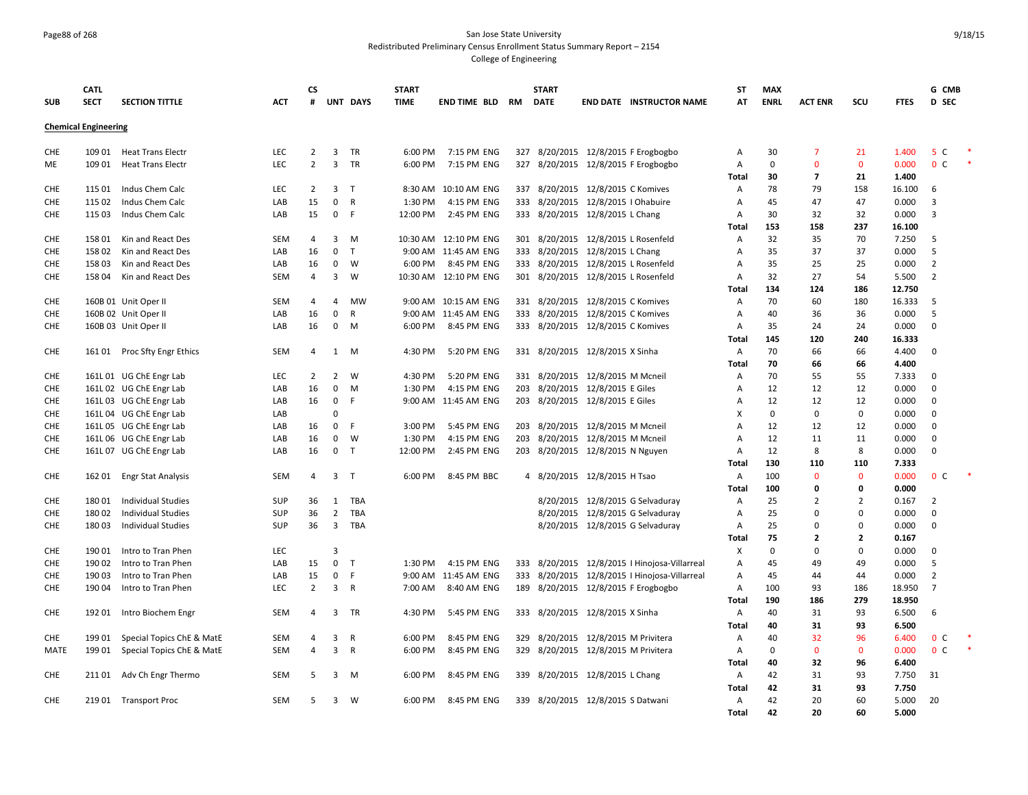San Jose State University

Redistributed Preliminary Census Enrollment Status Summary Report – 2154

College of Engineering

| SUB | CATL SECT | SECTION TITTLE | ACT | CS # | UNT | DAYS | START TIME | END TIME | BLD | RM | START DATE | END DATE | INSTRUCTOR NAME | ST AT | MAX ENRL | ACT ENR | SCU | FTES | G D | CMB SEC | |
|---|---|---|---|---|---|---|---|---|---|---|---|---|---|---|---|---|---|---|---|---|---|
| **Chemical Engineering** | | | | | | | | | | | | | | | | | | | | | |
| CHE | 109 01 | Heat Trans Electr | LEC | 2 | 3 | TR | 6:00 PM | 7:15 PM | ENG | 327 | 8/20/2015 | 12/8/2015 | F Erogbogbo | A | 30 | 7 | 21 | 1.400 | 5 | C | * |
| ME | 109 01 | Heat Trans Electr | LEC | 2 | 3 | TR | 6:00 PM | 7:15 PM | ENG | 327 | 8/20/2015 | 12/8/2015 | F Erogbogbo | A | 0 | 0 | 0 | 0.000 | 0 | C | * |
| | | | | | | | | | | | | | | **Total** | **30** | **7** | **21** | **1.400** | | | |
| CHE | 115 01 | Indus Chem Calc | LEC | 2 | 3 | T | 8:30 AM | 10:10 AM | ENG | 337 | 8/20/2015 | 12/8/2015 | C Komives | A | 78 | 79 | 158 | 16.100 | 6 | | |
| CHE | 115 02 | Indus Chem Calc | LAB | 15 | 0 | R | 1:30 PM | 4:15 PM | ENG | 333 | 8/20/2015 | 12/8/2015 | I Ohabuire | A | 45 | 47 | 47 | 0.000 | 3 | | |
| CHE | 115 03 | Indus Chem Calc | LAB | 15 | 0 | F | 12:00 PM | 2:45 PM | ENG | 333 | 8/20/2015 | 12/8/2015 | L Chang | A | 30 | 32 | 32 | 0.000 | 3 | | |
| | | | | | | | | | | | | | | **Total** | **153** | **158** | **237** | **16.100** | | | |
| CHE | 158 01 | Kin and React Des | SEM | 4 | 3 | M | 10:30 AM | 12:10 PM | ENG | 301 | 8/20/2015 | 12/8/2015 | L Rosenfeld | A | 32 | 35 | 70 | 7.250 | 5 | | |
| CHE | 158 02 | Kin and React Des | LAB | 16 | 0 | T | 9:00 AM | 11:45 AM | ENG | 333 | 8/20/2015 | 12/8/2015 | L Chang | A | 35 | 37 | 37 | 0.000 | 5 | | |
| CHE | 158 03 | Kin and React Des | LAB | 16 | 0 | W | 6:00 PM | 8:45 PM | ENG | 333 | 8/20/2015 | 12/8/2015 | L Rosenfeld | A | 35 | 25 | 25 | 0.000 | 2 | | |
| CHE | 158 04 | Kin and React Des | SEM | 4 | 3 | W | 10:30 AM | 12:10 PM | ENG | 301 | 8/20/2015 | 12/8/2015 | L Rosenfeld | A | 32 | 27 | 54 | 5.500 | 2 | | |
| | | | | | | | | | | | | | | **Total** | **134** | **124** | **186** | **12.750** | | | |
| CHE | 160B 01 | Unit Oper II | SEM | 4 | 4 | MW | 9:00 AM | 10:15 AM | ENG | 331 | 8/20/2015 | 12/8/2015 | C Komives | A | 70 | 60 | 180 | 16.333 | 5 | | |
| CHE | 160B 02 | Unit Oper II | LAB | 16 | 0 | R | 9:00 AM | 11:45 AM | ENG | 333 | 8/20/2015 | 12/8/2015 | C Komives | A | 40 | 36 | 36 | 0.000 | 5 | | |
| CHE | 160B 03 | Unit Oper II | LAB | 16 | 0 | M | 6:00 PM | 8:45 PM | ENG | 333 | 8/20/2015 | 12/8/2015 | C Komives | A | 35 | 24 | 24 | 0.000 | 0 | | |
| | | | | | | | | | | | | | | **Total** | **145** | **120** | **240** | **16.333** | | | |
| CHE | 161 01 | Proc Sfty Engr Ethics | SEM | 4 | 1 | M | 4:30 PM | 5:20 PM | ENG | 331 | 8/20/2015 | 12/8/2015 | X Sinha | A | 70 | 66 | 66 | 4.400 | 0 | | |
| | | | | | | | | | | | | | | **Total** | **70** | **66** | **66** | **4.400** | | | |
| CHE | 161L 01 | UG ChE Engr Lab | LEC | 2 | 2 | W | 4:30 PM | 5:20 PM | ENG | 331 | 8/20/2015 | 12/8/2015 | M Mcneil | A | 70 | 55 | 55 | 7.333 | 0 | | |
| CHE | 161L 02 | UG ChE Engr Lab | LAB | 16 | 0 | M | 1:30 PM | 4:15 PM | ENG | 203 | 8/20/2015 | 12/8/2015 | E Giles | A | 12 | 12 | 12 | 0.000 | 0 | | |
| CHE | 161L 03 | UG ChE Engr Lab | LAB | 16 | 0 | F | 9:00 AM | 11:45 AM | ENG | 203 | 8/20/2015 | 12/8/2015 | E Giles | A | 12 | 12 | 12 | 0.000 | 0 | | |
| CHE | 161L 04 | UG ChE Engr Lab | LAB | | 0 | | | | | | | | | X | 0 | 0 | 0 | 0.000 | 0 | | |
| CHE | 161L 05 | UG ChE Engr Lab | LAB | 16 | 0 | F | 3:00 PM | 5:45 PM | ENG | 203 | 8/20/2015 | 12/8/2015 | M Mcneil | A | 12 | 12 | 12 | 0.000 | 0 | | |
| CHE | 161L 06 | UG ChE Engr Lab | LAB | 16 | 0 | W | 1:30 PM | 4:15 PM | ENG | 203 | 8/20/2015 | 12/8/2015 | M Mcneil | A | 12 | 11 | 11 | 0.000 | 0 | | |
| CHE | 161L 07 | UG ChE Engr Lab | LAB | 16 | 0 | T | 12:00 PM | 2:45 PM | ENG | 203 | 8/20/2015 | 12/8/2015 | N Nguyen | A | 12 | 8 | 8 | 0.000 | 0 | | |
| | | | | | | | | | | | | | | **Total** | **130** | **110** | **110** | **7.333** | | | |
| CHE | 162 01 | Engr Stat Analysis | SEM | 4 | 3 | T | 6:00 PM | 8:45 PM | BBC | 4 | 8/20/2015 | 12/8/2015 | H Tsao | A | 100 | 0 | 0 | 0.000 | 0 | C | * |
| | | | | | | | | | | | | | | **Total** | **100** | **0** | **0** | **0.000** | | | |
| CHE | 180 01 | Individual Studies | SUP | 36 | 1 | TBA | | | | | 8/20/2015 | 12/8/2015 | G Selvaduray | A | 25 | 2 | 2 | 0.167 | 2 | | |
| CHE | 180 02 | Individual Studies | SUP | 36 | 2 | TBA | | | | | 8/20/2015 | 12/8/2015 | G Selvaduray | A | 25 | 0 | 0 | 0.000 | 0 | | |
| CHE | 180 03 | Individual Studies | SUP | 36 | 3 | TBA | | | | | 8/20/2015 | 12/8/2015 | G Selvaduray | A | 25 | 0 | 0 | 0.000 | 0 | | |
| | | | | | | | | | | | | | | **Total** | **75** | **2** | **2** | **0.167** | | | |
| CHE | 190 01 | Intro to Tran Phen | LEC | | 3 | | | | | | | | | X | 0 | 0 | 0 | 0.000 | 0 | | |
| CHE | 190 02 | Intro to Tran Phen | LAB | 15 | 0 | T | 1:30 PM | 4:15 PM | ENG | 333 | 8/20/2015 | 12/8/2015 | I Hinojosa-Villarreal | A | 45 | 49 | 49 | 0.000 | 5 | | |
| CHE | 190 03 | Intro to Tran Phen | LAB | 15 | 0 | F | 9:00 AM | 11:45 AM | ENG | 333 | 8/20/2015 | 12/8/2015 | I Hinojosa-Villarreal | A | 45 | 44 | 44 | 0.000 | 2 | | |
| CHE | 190 04 | Intro to Tran Phen | LEC | 2 | 3 | R | 7:00 AM | 8:40 AM | ENG | 189 | 8/20/2015 | 12/8/2015 | F Erogbogbo | A | 100 | 93 | 186 | 18.950 | 7 | | |
| | | | | | | | | | | | | | | **Total** | **190** | **186** | **279** | **18.950** | | | |
| CHE | 192 01 | Intro Biochem Engr | SEM | 4 | 3 | TR | 4:30 PM | 5:45 PM | ENG | 333 | 8/20/2015 | 12/8/2015 | X Sinha | A | 40 | 31 | 93 | 6.500 | 6 | | |
| | | | | | | | | | | | | | | **Total** | **40** | **31** | **93** | **6.500** | | | |
| CHE | 199 01 | Special Topics ChE & MatE | SEM | 4 | 3 | R | 6:00 PM | 8:45 PM | ENG | 329 | 8/20/2015 | 12/8/2015 | M Privitera | A | 40 | 32 | 96 | 6.400 | 0 | C | * |
| MATE | 199 01 | Special Topics ChE & MatE | SEM | 4 | 3 | R | 6:00 PM | 8:45 PM | ENG | 329 | 8/20/2015 | 12/8/2015 | M Privitera | A | 0 | 0 | 0 | 0.000 | 0 | C | * |
| | | | | | | | | | | | | | | **Total** | **40** | **32** | **96** | **6.400** | | | |
| CHE | 211 01 | Adv Ch Engr Thermo | SEM | 5 | 3 | M | 6:00 PM | 8:45 PM | ENG | 339 | 8/20/2015 | 12/8/2015 | L Chang | A | 42 | 31 | 93 | 7.750 | 31 | | |
| | | | | | | | | | | | | | | **Total** | **42** | **31** | **93** | **7.750** | | | |
| CHE | 219 01 | Transport Proc | SEM | 5 | 3 | W | 6:00 PM | 8:45 PM | ENG | 339 | 8/20/2015 | 12/8/2015 | S Datwani | A | 42 | 20 | 60 | 5.000 | 20 | | |
| | | | | | | | | | | | | | | **Total** | **42** | **20** | **60** | **5.000** | | | |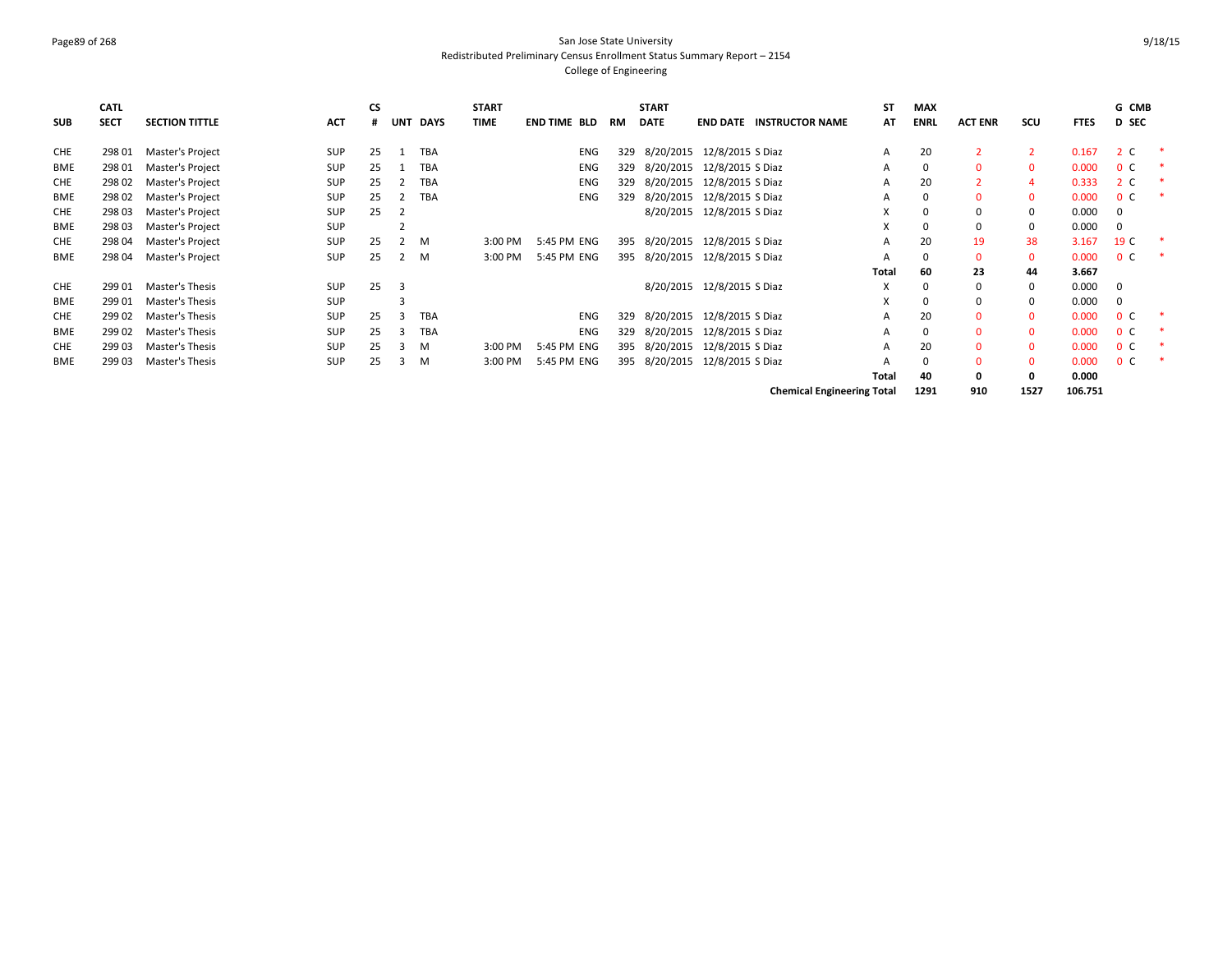# San Jose State University
## Redistributed Preliminary Census Enrollment Status Summary Report – 2154
### College of Engineering

| SUB | CATL SECT | SECTION TITTLE | ACT | CS # | UNT | DAYS | START TIME | END TIME | BLD | RM | START DATE | END DATE | INSTRUCTOR NAME | ST AT | MAX ENRL | ACT ENR | SCU | FTES | GD | CMB SEC | |
|---|---|---|---|---|---|---|---|---|---|---|---|---|---|---|---|---|---|---|---|---|---|
| CHE | 298 01 | Master's Project | SUP | 25 | 1 | TBA | | | ENG | 329 | 8/20/2015 | 12/8/2015 | S Diaz | A | 20 | 2 | 2 | 0.167 | 2 | C | * |
| BME | 298 01 | Master's Project | SUP | 25 | 1 | TBA | | | ENG | 329 | 8/20/2015 | 12/8/2015 | S Diaz | A | 0 | 0 | 0 | 0.000 | 0 | C | * |
| CHE | 298 02 | Master's Project | SUP | 25 | 2 | TBA | | | ENG | 329 | 8/20/2015 | 12/8/2015 | S Diaz | A | 20 | 2 | 4 | 0.333 | 2 | C | * |
| BME | 298 02 | Master's Project | SUP | 25 | 2 | TBA | | | ENG | 329 | 8/20/2015 | 12/8/2015 | S Diaz | A | 0 | 0 | 0 | 0.000 | 0 | C | * |
| CHE | 298 03 | Master's Project | SUP | 25 | 2 | | | | | | 8/20/2015 | 12/8/2015 | S Diaz | X | 0 | 0 | 0 | 0.000 | 0 | | |
| BME | 298 03 | Master's Project | SUP | | 2 | | | | | | | | | X | 0 | 0 | 0 | 0.000 | 0 | | |
| CHE | 298 04 | Master's Project | SUP | 25 | 2 | M | 3:00 PM | 5:45 PM | ENG | 395 | 8/20/2015 | 12/8/2015 | S Diaz | A | 20 | 19 | 38 | 3.167 | 19 | C | * |
| BME | 298 04 | Master's Project | SUP | 25 | 2 | M | 3:00 PM | 5:45 PM | ENG | 395 | 8/20/2015 | 12/8/2015 | S Diaz | A | 0 | 0 | 0 | 0.000 | 0 | C | * |
| | | | | | | | | | | | | | | **Total** | **60** | **23** | **44** | **3.667** | | | |
| CHE | 299 01 | Master's Thesis | SUP | 25 | 3 | | | | | | 8/20/2015 | 12/8/2015 | S Diaz | X | 0 | 0 | 0 | 0.000 | 0 | | |
| BME | 299 01 | Master's Thesis | SUP | | 3 | | | | | | | | | X | 0 | 0 | 0 | 0.000 | 0 | | |
| CHE | 299 02 | Master's Thesis | SUP | 25 | 3 | TBA | | | ENG | 329 | 8/20/2015 | 12/8/2015 | S Diaz | A | 20 | 0 | 0 | 0.000 | 0 | C | * |
| BME | 299 02 | Master's Thesis | SUP | 25 | 3 | TBA | | | ENG | 329 | 8/20/2015 | 12/8/2015 | S Diaz | A | 0 | 0 | 0 | 0.000 | 0 | C | * |
| CHE | 299 03 | Master's Thesis | SUP | 25 | 3 | M | 3:00 PM | 5:45 PM | ENG | 395 | 8/20/2015 | 12/8/2015 | S Diaz | A | 20 | 0 | 0 | 0.000 | 0 | C | * |
| BME | 299 03 | Master's Thesis | SUP | 25 | 3 | M | 3:00 PM | 5:45 PM | ENG | 395 | 8/20/2015 | 12/8/2015 | S Diaz | A | 0 | 0 | 0 | 0.000 | 0 | C | * |
| | | | | | | | | | | | | | | **Total** | **40** | **0** | **0** | **0.000** | | | |
| | | | | | | | | | | | | | **Chemical Engineering Total** | | **1291** | **910** | **1527** | **106.751** | | | |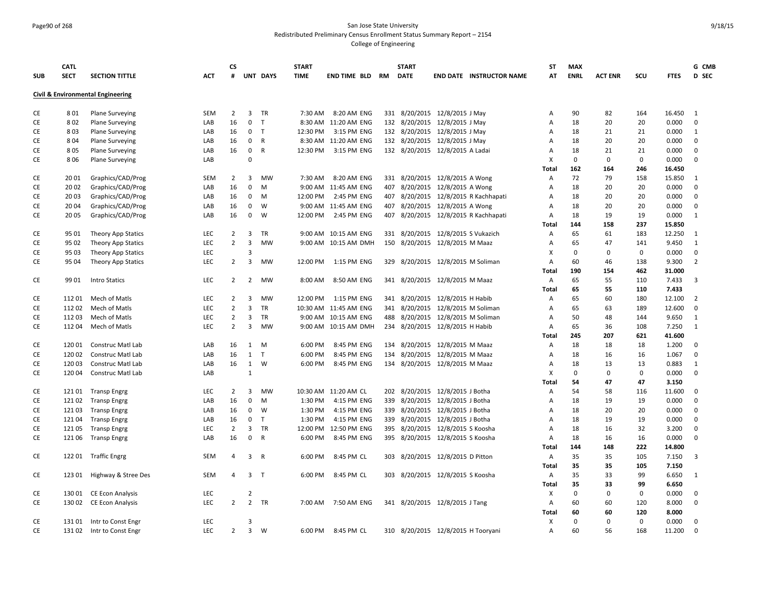San Jose State University

Redistributed Preliminary Census Enrollment Status Summary Report – 2154

College of Engineering

## Civil & Environmental Engineering

| SUB | CATL SECT | SECTION TITTLE | ACT | CS # | UNT | DAYS | START TIME | END TIME | BLD | RM | START DATE | END DATE | INSTRUCTOR NAME | ST AT | MAX ENRL | ACT ENR | SCU | FTES | G CMB D SEC |
|---|---|---|---|---|---|---|---|---|---|---|---|---|---|---|---|---|---|---|---|
| CE | 8 01 | Plane Surveying | SEM | 2 | 3 | TR | 7:30 AM | 8:20 AM | ENG | 331 | 8/20/2015 | 12/8/2015 | J May | A | 90 | 82 | 164 | 16.450 | 1 |
| CE | 8 02 | Plane Surveying | LAB | 16 | 0 | T | 8:30 AM | 11:20 AM | ENG | 132 | 8/20/2015 | 12/8/2015 | J May | A | 18 | 20 | 20 | 0.000 | 0 |
| CE | 8 03 | Plane Surveying | LAB | 16 | 0 | T | 12:30 PM | 3:15 PM | ENG | 132 | 8/20/2015 | 12/8/2015 | J May | A | 18 | 21 | 21 | 0.000 | 1 |
| CE | 8 04 | Plane Surveying | LAB | 16 | 0 | R | 8:30 AM | 11:20 AM | ENG | 132 | 8/20/2015 | 12/8/2015 | J May | A | 18 | 20 | 20 | 0.000 | 0 |
| CE | 8 05 | Plane Surveying | LAB | 16 | 0 | R | 12:30 PM | 3:15 PM | ENG | 132 | 8/20/2015 | 12/8/2015 | A Ladai | A | 18 | 21 | 21 | 0.000 | 0 |
| CE | 8 06 | Plane Surveying | LAB | | 0 | | | | | | | | | X | 0 | 0 | 0 | 0.000 | 0 |
| | | | | | | | | | | | | | | Total | 162 | 164 | 246 | 16.450 | |
| CE | 20 01 | Graphics/CAD/Prog | SEM | 2 | 3 | MW | 7:30 AM | 8:20 AM | ENG | 331 | 8/20/2015 | 12/8/2015 | A Wong | A | 72 | 79 | 158 | 15.850 | 1 |
| CE | 20 02 | Graphics/CAD/Prog | LAB | 16 | 0 | M | 9:00 AM | 11:45 AM | ENG | 407 | 8/20/2015 | 12/8/2015 | A Wong | A | 18 | 20 | 20 | 0.000 | 0 |
| CE | 20 03 | Graphics/CAD/Prog | LAB | 16 | 0 | M | 12:00 PM | 2:45 PM | ENG | 407 | 8/20/2015 | 12/8/2015 | R Kachhapati | A | 18 | 20 | 20 | 0.000 | 0 |
| CE | 20 04 | Graphics/CAD/Prog | LAB | 16 | 0 | W | 9:00 AM | 11:45 AM | ENG | 407 | 8/20/2015 | 12/8/2015 | A Wong | A | 18 | 20 | 20 | 0.000 | 0 |
| CE | 20 05 | Graphics/CAD/Prog | LAB | 16 | 0 | W | 12:00 PM | 2:45 PM | ENG | 407 | 8/20/2015 | 12/8/2015 | R Kachhapati | A | 18 | 19 | 19 | 0.000 | 1 |
| | | | | | | | | | | | | | | Total | 144 | 158 | 237 | 15.850 | |
| CE | 95 01 | Theory App Statics | LEC | 2 | 3 | TR | 9:00 AM | 10:15 AM | ENG | 331 | 8/20/2015 | 12/8/2015 | S Vukazich | A | 65 | 61 | 183 | 12.250 | 1 |
| CE | 95 02 | Theory App Statics | LEC | 2 | 3 | MW | 9:00 AM | 10:15 AM | DMH | 150 | 8/20/2015 | 12/8/2015 | M Maaz | A | 65 | 47 | 141 | 9.450 | 1 |
| CE | 95 03 | Theory App Statics | LEC | | 3 | | | | | | | | | X | 0 | 0 | 0 | 0.000 | 0 |
| CE | 95 04 | Theory App Statics | LEC | 2 | 3 | MW | 12:00 PM | 1:15 PM | ENG | 329 | 8/20/2015 | 12/8/2015 | M Soliman | A | 60 | 46 | 138 | 9.300 | 2 |
| | | | | | | | | | | | | | | Total | 190 | 154 | 462 | 31.000 | |
| CE | 99 01 | Intro Statics | LEC | 2 | 2 | MW | 8:00 AM | 8:50 AM | ENG | 341 | 8/20/2015 | 12/8/2015 | M Maaz | A | 65 | 55 | 110 | 7.433 | 3 |
| | | | | | | | | | | | | | | Total | 65 | 55 | 110 | 7.433 | |
| CE | 112 01 | Mech of Matls | LEC | 2 | 3 | MW | 12:00 PM | 1:15 PM | ENG | 341 | 8/20/2015 | 12/8/2015 | H Habib | A | 65 | 60 | 180 | 12.100 | 2 |
| CE | 112 02 | Mech of Matls | LEC | 2 | 3 | TR | 10:30 AM | 11:45 AM | ENG | 341 | 8/20/2015 | 12/8/2015 | M Soliman | A | 65 | 63 | 189 | 12.600 | 0 |
| CE | 112 03 | Mech of Matls | LEC | 2 | 3 | TR | 9:00 AM | 10:15 AM | ENG | 488 | 8/20/2015 | 12/8/2015 | M Soliman | A | 50 | 48 | 144 | 9.650 | 1 |
| CE | 112 04 | Mech of Matls | LEC | 2 | 3 | MW | 9:00 AM | 10:15 AM | DMH | 234 | 8/20/2015 | 12/8/2015 | H Habib | A | 65 | 36 | 108 | 7.250 | 1 |
| | | | | | | | | | | | | | | Total | 245 | 207 | 621 | 41.600 | |
| CE | 120 01 | Construc Matl Lab | LAB | 16 | 1 | M | 6:00 PM | 8:45 PM | ENG | 134 | 8/20/2015 | 12/8/2015 | M Maaz | A | 18 | 18 | 18 | 1.200 | 0 |
| CE | 120 02 | Construc Matl Lab | LAB | 16 | 1 | T | 6:00 PM | 8:45 PM | ENG | 134 | 8/20/2015 | 12/8/2015 | M Maaz | A | 18 | 16 | 16 | 1.067 | 0 |
| CE | 120 03 | Construc Matl Lab | LAB | 16 | 1 | W | 6:00 PM | 8:45 PM | ENG | 134 | 8/20/2015 | 12/8/2015 | M Maaz | A | 18 | 13 | 13 | 0.883 | 1 |
| CE | 120 04 | Construc Matl Lab | LAB | | 1 | | | | | | | | | X | 0 | 0 | 0 | 0.000 | 0 |
| | | | | | | | | | | | | | | Total | 54 | 47 | 47 | 3.150 | |
| CE | 121 01 | Transp Engrg | LEC | 2 | 3 | MW | 10:30 AM | 11:20 AM | CL | 202 | 8/20/2015 | 12/8/2015 | J Botha | A | 54 | 58 | 116 | 11.600 | 0 |
| CE | 121 02 | Transp Engrg | LAB | 16 | 0 | M | 1:30 PM | 4:15 PM | ENG | 339 | 8/20/2015 | 12/8/2015 | J Botha | A | 18 | 19 | 19 | 0.000 | 0 |
| CE | 121 03 | Transp Engrg | LAB | 16 | 0 | W | 1:30 PM | 4:15 PM | ENG | 339 | 8/20/2015 | 12/8/2015 | J Botha | A | 18 | 20 | 20 | 0.000 | 0 |
| CE | 121 04 | Transp Engrg | LAB | 16 | 0 | T | 1:30 PM | 4:15 PM | ENG | 339 | 8/20/2015 | 12/8/2015 | J Botha | A | 18 | 19 | 19 | 0.000 | 0 |
| CE | 121 05 | Transp Engrg | LEC | 2 | 3 | TR | 12:00 PM | 12:50 PM | ENG | 395 | 8/20/2015 | 12/8/2015 | S Koosha | A | 18 | 16 | 32 | 3.200 | 0 |
| CE | 121 06 | Transp Engrg | LAB | 16 | 0 | R | 6:00 PM | 8:45 PM | ENG | 395 | 8/20/2015 | 12/8/2015 | S Koosha | A | 18 | 16 | 16 | 0.000 | 0 |
| | | | | | | | | | | | | | | Total | 144 | 148 | 222 | 14.800 | |
| CE | 122 01 | Traffic Engrg | SEM | 4 | 3 | R | 6:00 PM | 8:45 PM | CL | 303 | 8/20/2015 | 12/8/2015 | D Pitton | A | 35 | 35 | 105 | 7.150 | 3 |
| | | | | | | | | | | | | | | Total | 35 | 35 | 105 | 7.150 | |
| CE | 123 01 | Highway & Stree Des | SEM | 4 | 3 | T | 6:00 PM | 8:45 PM | CL | 303 | 8/20/2015 | 12/8/2015 | S Koosha | A | 35 | 33 | 99 | 6.650 | 1 |
| | | | | | | | | | | | | | | Total | 35 | 33 | 99 | 6.650 | |
| CE | 130 01 | CE Econ Analysis | LEC | | 2 | | | | | | | | | X | 0 | 0 | 0 | 0.000 | 0 |
| CE | 130 02 | CE Econ Analysis | LEC | 2 | 2 | TR | 7:00 AM | 7:50 AM | ENG | 341 | 8/20/2015 | 12/8/2015 | J Tang | A | 60 | 60 | 120 | 8.000 | 0 |
| | | | | | | | | | | | | | | Total | 60 | 60 | 120 | 8.000 | |
| CE | 131 01 | Intr to Const Engr | LEC | | 3 | | | | | | | | | X | 0 | 0 | 0 | 0.000 | 0 |
| CE | 131 02 | Intr to Const Engr | LEC | 2 | 3 | W | 6:00 PM | 8:45 PM | CL | 310 | 8/20/2015 | 12/8/2015 | H Tooryani | A | 60 | 56 | 168 | 11.200 | 0 |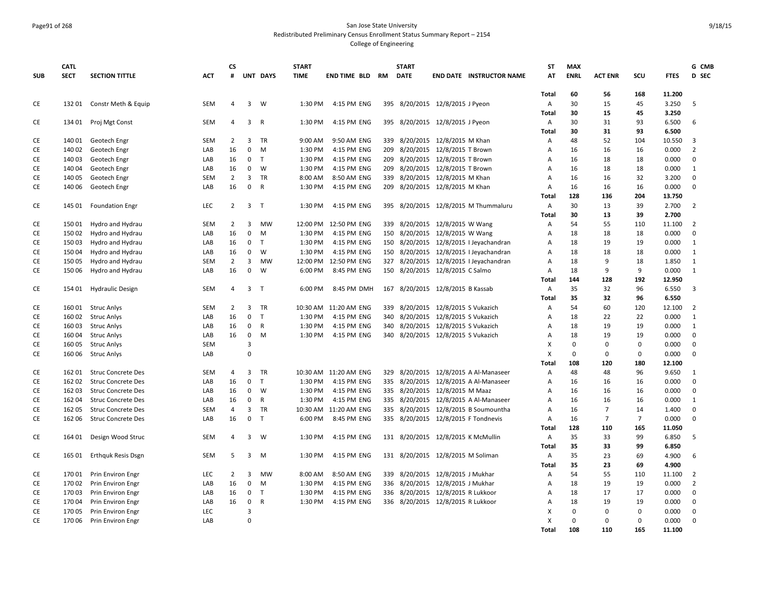San Jose State University
Redistributed Preliminary Census Enrollment Status Summary Report – 2154
College of Engineering

| SUB | CATL SECT | SECTION TITTLE | ACT | CS # | UNT | DAYS | START TIME | END TIME | BLD | RM | START DATE | END DATE | INSTRUCTOR NAME | ST AT | MAX ENRL | ACT ENR | SCU | FTES | G CMB D SEC |
|---|---|---|---|---|---|---|---|---|---|---|---|---|---|---|---|---|---|---|---|
| | | | | | | | | | | | | | | Total | 60 | 56 | 168 | 11.200 | |
| CE | 132 01 | Constr Meth & Equip | SEM | 4 | 3 | W | 1:30 PM | 4:15 PM | ENG | 395 | 8/20/2015 | 12/8/2015 | J Pyeon | A | 30 | 15 | 45 | 3.250 | 5 |
| | | | | | | | | | | | | | | Total | 30 | 15 | 45 | 3.250 | |
| CE | 134 01 | Proj Mgt Const | SEM | 4 | 3 | R | 1:30 PM | 4:15 PM | ENG | 395 | 8/20/2015 | 12/8/2015 | J Pyeon | A | 30 | 31 | 93 | 6.500 | 6 |
| | | | | | | | | | | | | | | Total | 30 | 31 | 93 | 6.500 | |
| CE | 140 01 | Geotech Engr | SEM | 2 | 3 | TR | 9:00 AM | 9:50 AM | ENG | 339 | 8/20/2015 | 12/8/2015 | M Khan | A | 48 | 52 | 104 | 10.550 | 3 |
| CE | 140 02 | Geotech Engr | LAB | 16 | 0 | M | 1:30 PM | 4:15 PM | ENG | 209 | 8/20/2015 | 12/8/2015 | T Brown | A | 16 | 16 | 16 | 0.000 | 2 |
| CE | 140 03 | Geotech Engr | LAB | 16 | 0 | T | 1:30 PM | 4:15 PM | ENG | 209 | 8/20/2015 | 12/8/2015 | T Brown | A | 16 | 18 | 18 | 0.000 | 0 |
| CE | 140 04 | Geotech Engr | LAB | 16 | 0 | W | 1:30 PM | 4:15 PM | ENG | 209 | 8/20/2015 | 12/8/2015 | T Brown | A | 16 | 18 | 18 | 0.000 | 1 |
| CE | 140 05 | Geotech Engr | SEM | 2 | 3 | TR | 8:00 AM | 8:50 AM | ENG | 339 | 8/20/2015 | 12/8/2015 | M Khan | A | 16 | 16 | 32 | 3.200 | 0 |
| CE | 140 06 | Geotech Engr | LAB | 16 | 0 | R | 1:30 PM | 4:15 PM | ENG | 209 | 8/20/2015 | 12/8/2015 | M Khan | A | 16 | 16 | 16 | 0.000 | 0 |
| | | | | | | | | | | | | | | Total | 128 | 136 | 204 | 13.750 | |
| CE | 145 01 | Foundation Engr | LEC | 2 | 3 | T | 1:30 PM | 4:15 PM | ENG | 395 | 8/20/2015 | 12/8/2015 | M Thummaluru | A | 30 | 13 | 39 | 2.700 | 2 |
| | | | | | | | | | | | | | | Total | 30 | 13 | 39 | 2.700 | |
| CE | 150 01 | Hydro and Hydrau | SEM | 2 | 3 | MW | 12:00 PM | 12:50 PM | ENG | 339 | 8/20/2015 | 12/8/2015 | W Wang | A | 54 | 55 | 110 | 11.100 | 2 |
| CE | 150 02 | Hydro and Hydrau | LAB | 16 | 0 | M | 1:30 PM | 4:15 PM | ENG | 150 | 8/20/2015 | 12/8/2015 | W Wang | A | 18 | 18 | 18 | 0.000 | 0 |
| CE | 150 03 | Hydro and Hydrau | LAB | 16 | 0 | T | 1:30 PM | 4:15 PM | ENG | 150 | 8/20/2015 | 12/8/2015 | I Jeyachandran | A | 18 | 19 | 19 | 0.000 | 1 |
| CE | 150 04 | Hydro and Hydrau | LAB | 16 | 0 | W | 1:30 PM | 4:15 PM | ENG | 150 | 8/20/2015 | 12/8/2015 | I Jeyachandran | A | 18 | 18 | 18 | 0.000 | 1 |
| CE | 150 05 | Hydro and Hydrau | SEM | 2 | 3 | MW | 12:00 PM | 12:50 PM | ENG | 327 | 8/20/2015 | 12/8/2015 | I Jeyachandran | A | 18 | 9 | 18 | 1.850 | 1 |
| CE | 150 06 | Hydro and Hydrau | LAB | 16 | 0 | W | 6:00 PM | 8:45 PM | ENG | 150 | 8/20/2015 | 12/8/2015 | C Salmo | A | 18 | 9 | 9 | 0.000 | 1 |
| | | | | | | | | | | | | | | Total | 144 | 128 | 192 | 12.950 | |
| CE | 154 01 | Hydraulic Design | SEM | 4 | 3 | T | 6:00 PM | 8:45 PM | DMH | 167 | 8/20/2015 | 12/8/2015 | B Kassab | A | 35 | 32 | 96 | 6.550 | 3 |
| | | | | | | | | | | | | | | Total | 35 | 32 | 96 | 6.550 | |
| CE | 160 01 | Struc Anlys | SEM | 2 | 3 | TR | 10:30 AM | 11:20 AM | ENG | 339 | 8/20/2015 | 12/8/2015 | S Vukazich | A | 54 | 60 | 120 | 12.100 | 2 |
| CE | 160 02 | Struc Anlys | LAB | 16 | 0 | T | 1:30 PM | 4:15 PM | ENG | 340 | 8/20/2015 | 12/8/2015 | S Vukazich | A | 18 | 22 | 22 | 0.000 | 1 |
| CE | 160 03 | Struc Anlys | LAB | 16 | 0 | R | 1:30 PM | 4:15 PM | ENG | 340 | 8/20/2015 | 12/8/2015 | S Vukazich | A | 18 | 19 | 19 | 0.000 | 1 |
| CE | 160 04 | Struc Anlys | LAB | 16 | 0 | M | 1:30 PM | 4:15 PM | ENG | 340 | 8/20/2015 | 12/8/2015 | S Vukazich | A | 18 | 19 | 19 | 0.000 | 0 |
| CE | 160 05 | Struc Anlys | SEM | | 3 | | | | | | | | | X | 0 | 0 | 0 | 0.000 | 0 |
| CE | 160 06 | Struc Anlys | LAB | | 0 | | | | | | | | | X | 0 | 0 | 0 | 0.000 | 0 |
| | | | | | | | | | | | | | | Total | 108 | 120 | 180 | 12.100 | |
| CE | 162 01 | Struc Concrete Des | SEM | 4 | 3 | TR | 10:30 AM | 11:20 AM | ENG | 329 | 8/20/2015 | 12/8/2015 | A Al-Manaseer | A | 48 | 48 | 96 | 9.650 | 1 |
| CE | 162 02 | Struc Concrete Des | LAB | 16 | 0 | T | 1:30 PM | 4:15 PM | ENG | 335 | 8/20/2015 | 12/8/2015 | A Al-Manaseer | A | 16 | 16 | 16 | 0.000 | 0 |
| CE | 162 03 | Struc Concrete Des | LAB | 16 | 0 | W | 1:30 PM | 4:15 PM | ENG | 335 | 8/20/2015 | 12/8/2015 | M Maaz | A | 16 | 16 | 16 | 0.000 | 0 |
| CE | 162 04 | Struc Concrete Des | LAB | 16 | 0 | R | 1:30 PM | 4:15 PM | ENG | 335 | 8/20/2015 | 12/8/2015 | A Al-Manaseer | A | 16 | 16 | 16 | 0.000 | 1 |
| CE | 162 05 | Struc Concrete Des | SEM | 4 | 3 | TR | 10:30 AM | 11:20 AM | ENG | 335 | 8/20/2015 | 12/8/2015 | B Soumountha | A | 16 | 7 | 14 | 1.400 | 0 |
| CE | 162 06 | Struc Concrete Des | LAB | 16 | 0 | T | 6:00 PM | 8:45 PM | ENG | 335 | 8/20/2015 | 12/8/2015 | F Tondnevis | A | 16 | 7 | 7 | 0.000 | 0 |
| | | | | | | | | | | | | | | Total | 128 | 110 | 165 | 11.050 | |
| CE | 164 01 | Design Wood Struc | SEM | 4 | 3 | W | 1:30 PM | 4:15 PM | ENG | 131 | 8/20/2015 | 12/8/2015 | K McMullin | A | 35 | 33 | 99 | 6.850 | 5 |
| | | | | | | | | | | | | | | Total | 35 | 33 | 99 | 6.850 | |
| CE | 165 01 | Erthquk Resis Dsgn | SEM | 5 | 3 | M | 1:30 PM | 4:15 PM | ENG | 131 | 8/20/2015 | 12/8/2015 | M Soliman | A | 35 | 23 | 69 | 4.900 | 6 |
| | | | | | | | | | | | | | | Total | 35 | 23 | 69 | 4.900 | |
| CE | 170 01 | Prin Environ Engr | LEC | 2 | 3 | MW | 8:00 AM | 8:50 AM | ENG | 339 | 8/20/2015 | 12/8/2015 | J Mukhar | A | 54 | 55 | 110 | 11.100 | 2 |
| CE | 170 02 | Prin Environ Engr | LAB | 16 | 0 | M | 1:30 PM | 4:15 PM | ENG | 336 | 8/20/2015 | 12/8/2015 | J Mukhar | A | 18 | 19 | 19 | 0.000 | 2 |
| CE | 170 03 | Prin Environ Engr | LAB | 16 | 0 | T | 1:30 PM | 4:15 PM | ENG | 336 | 8/20/2015 | 12/8/2015 | R Lukkoor | A | 18 | 17 | 17 | 0.000 | 0 |
| CE | 170 04 | Prin Environ Engr | LAB | 16 | 0 | R | 1:30 PM | 4:15 PM | ENG | 336 | 8/20/2015 | 12/8/2015 | R Lukkoor | A | 18 | 19 | 19 | 0.000 | 0 |
| CE | 170 05 | Prin Environ Engr | LEC | | 3 | | | | | | | | | X | 0 | 0 | 0 | 0.000 | 0 |
| CE | 170 06 | Prin Environ Engr | LAB | | 0 | | | | | | | | | X | 0 | 0 | 0 | 0.000 | 0 |
| | | | | | | | | | | | | | | Total | 108 | 110 | 165 | 11.100 | |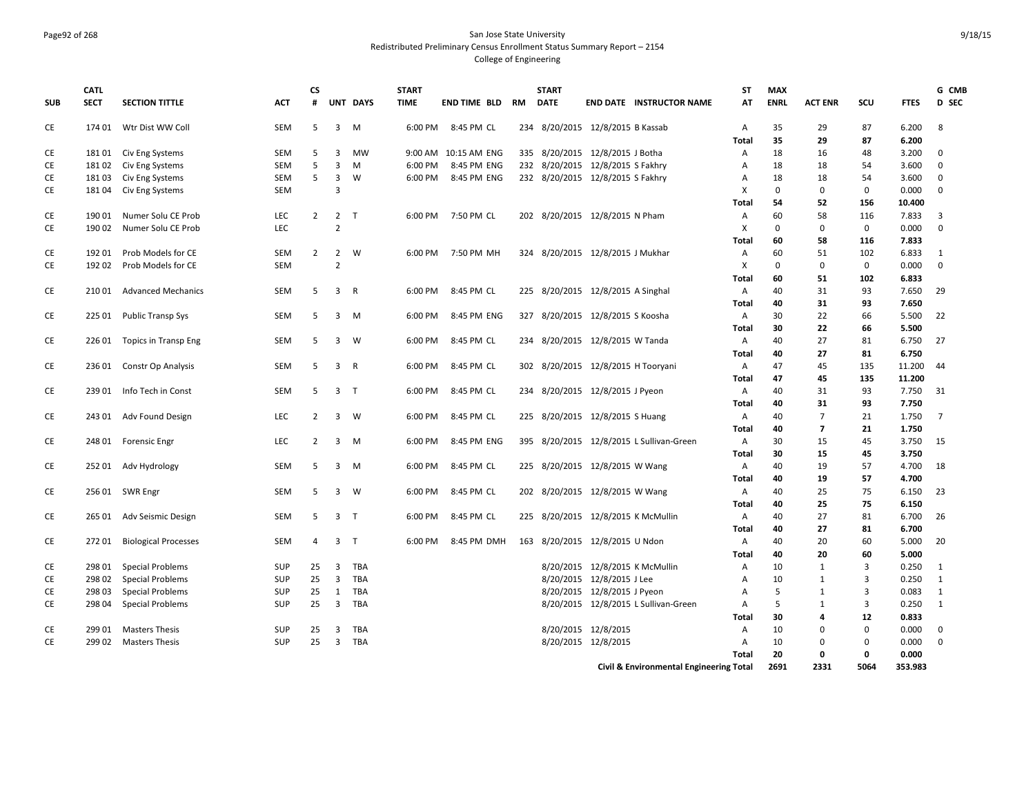San Jose State University
Redistributed Preliminary Census Enrollment Status Summary Report – 2154
College of Engineering

| SUB | CATL SECT | SECTION TITTLE | ACT | CS # | UNT | DAYS | START TIME | END TIME | BLD | RM | START DATE | END DATE | INSTRUCTOR NAME | ST AT | MAX ENRL | ACT ENR | SCU | FTES | G D | CMB SEC |
|---|---|---|---|---|---|---|---|---|---|---|---|---|---|---|---|---|---|---|---|---|
| CE | 174 01 | Wtr Dist WW Coll | SEM | 5 | 3 | M | 6:00 PM | 8:45 PM | CL | 234 | 8/20/2015 | 12/8/2015 | B Kassab | A | 35 | 29 | 87 | 6.200 | 8 | |
| | | | | | | | | | | | | | | Total | 35 | 29 | 87 | 6.200 | | |
| CE | 181 01 | Civ Eng Systems | SEM | 5 | 3 | MW | 9:00 AM | 10:15 AM | ENG | 335 | 8/20/2015 | 12/8/2015 | J Botha | A | 18 | 16 | 48 | 3.200 | 0 | |
| CE | 181 02 | Civ Eng Systems | SEM | 5 | 3 | M | 6:00 PM | 8:45 PM | ENG | 232 | 8/20/2015 | 12/8/2015 | S Fakhry | A | 18 | 18 | 54 | 3.600 | 0 | |
| CE | 181 03 | Civ Eng Systems | SEM | 5 | 3 | W | 6:00 PM | 8:45 PM | ENG | 232 | 8/20/2015 | 12/8/2015 | S Fakhry | A | 18 | 18 | 54 | 3.600 | 0 | |
| CE | 181 04 | Civ Eng Systems | SEM | | 3 | | | | | | | | | X | 0 | 0 | 0 | 0.000 | 0 | |
| | | | | | | | | | | | | | | Total | 54 | 52 | 156 | 10.400 | | |
| CE | 190 01 | Numer Solu CE Prob | LEC | 2 | 2 | T | 6:00 PM | 7:50 PM | CL | 202 | 8/20/2015 | 12/8/2015 | N Pham | A | 60 | 58 | 116 | 7.833 | 3 | |
| CE | 190 02 | Numer Solu CE Prob | LEC | | 2 | | | | | | | | | X | 0 | 0 | 0 | 0.000 | 0 | |
| | | | | | | | | | | | | | | Total | 60 | 58 | 116 | 7.833 | | |
| CE | 192 01 | Prob Models for CE | SEM | 2 | 2 | W | 6:00 PM | 7:50 PM | MH | 324 | 8/20/2015 | 12/8/2015 | J Mukhar | A | 60 | 51 | 102 | 6.833 | 1 | |
| CE | 192 02 | Prob Models for CE | SEM | | 2 | | | | | | | | | X | 0 | 0 | 0 | 0.000 | 0 | |
| | | | | | | | | | | | | | | Total | 60 | 51 | 102 | 6.833 | | |
| CE | 210 01 | Advanced Mechanics | SEM | 5 | 3 | R | 6:00 PM | 8:45 PM | CL | 225 | 8/20/2015 | 12/8/2015 | A Singhal | A | 40 | 31 | 93 | 7.650 | 29 | |
| | | | | | | | | | | | | | | Total | 40 | 31 | 93 | 7.650 | | |
| CE | 225 01 | Public Transp Sys | SEM | 5 | 3 | M | 6:00 PM | 8:45 PM | ENG | 327 | 8/20/2015 | 12/8/2015 | S Koosha | A | 30 | 22 | 66 | 5.500 | 22 | |
| | | | | | | | | | | | | | | Total | 30 | 22 | 66 | 5.500 | | |
| CE | 226 01 | Topics in Transp Eng | SEM | 5 | 3 | W | 6:00 PM | 8:45 PM | CL | 234 | 8/20/2015 | 12/8/2015 | W Tanda | A | 40 | 27 | 81 | 6.750 | 27 | |
| | | | | | | | | | | | | | | Total | 40 | 27 | 81 | 6.750 | | |
| CE | 236 01 | Constr Op Analysis | SEM | 5 | 3 | R | 6:00 PM | 8:45 PM | CL | 302 | 8/20/2015 | 12/8/2015 | H Tooryani | A | 47 | 45 | 135 | 11.200 | 44 | |
| | | | | | | | | | | | | | | Total | 47 | 45 | 135 | 11.200 | | |
| CE | 239 01 | Info Tech in Const | SEM | 5 | 3 | T | 6:00 PM | 8:45 PM | CL | 234 | 8/20/2015 | 12/8/2015 | J Pyeon | A | 40 | 31 | 93 | 7.750 | 31 | |
| | | | | | | | | | | | | | | Total | 40 | 31 | 93 | 7.750 | | |
| CE | 243 01 | Adv Found Design | LEC | 2 | 3 | W | 6:00 PM | 8:45 PM | CL | 225 | 8/20/2015 | 12/8/2015 | S Huang | A | 40 | 7 | 21 | 1.750 | 7 | |
| | | | | | | | | | | | | | | Total | 40 | 7 | 21 | 1.750 | | |
| CE | 248 01 | Forensic Engr | LEC | 2 | 3 | M | 6:00 PM | 8:45 PM | ENG | 395 | 8/20/2015 | 12/8/2015 | L Sullivan-Green | A | 30 | 15 | 45 | 3.750 | 15 | |
| | | | | | | | | | | | | | | Total | 30 | 15 | 45 | 3.750 | | |
| CE | 252 01 | Adv Hydrology | SEM | 5 | 3 | M | 6:00 PM | 8:45 PM | CL | 225 | 8/20/2015 | 12/8/2015 | W Wang | A | 40 | 19 | 57 | 4.700 | 18 | |
| | | | | | | | | | | | | | | Total | 40 | 19 | 57 | 4.700 | | |
| CE | 256 01 | SWR Engr | SEM | 5 | 3 | W | 6:00 PM | 8:45 PM | CL | 202 | 8/20/2015 | 12/8/2015 | W Wang | A | 40 | 25 | 75 | 6.150 | 23 | |
| | | | | | | | | | | | | | | Total | 40 | 25 | 75 | 6.150 | | |
| CE | 265 01 | Adv Seismic Design | SEM | 5 | 3 | T | 6:00 PM | 8:45 PM | CL | 225 | 8/20/2015 | 12/8/2015 | K McMullin | A | 40 | 27 | 81 | 6.700 | 26 | |
| | | | | | | | | | | | | | | Total | 40 | 27 | 81 | 6.700 | | |
| CE | 272 01 | Biological Processes | SEM | 4 | 3 | T | 6:00 PM | 8:45 PM | DMH | 163 | 8/20/2015 | 12/8/2015 | U Ndon | A | 40 | 20 | 60 | 5.000 | 20 | |
| | | | | | | | | | | | | | | Total | 40 | 20 | 60 | 5.000 | | |
| CE | 298 01 | Special Problems | SUP | 25 | 3 | TBA | | | | | 8/20/2015 | 12/8/2015 | K McMullin | A | 10 | 1 | 3 | 0.250 | 1 | |
| CE | 298 02 | Special Problems | SUP | 25 | 3 | TBA | | | | | 8/20/2015 | 12/8/2015 | J Lee | A | 10 | 1 | 3 | 0.250 | 1 | |
| CE | 298 03 | Special Problems | SUP | 25 | 1 | TBA | | | | | 8/20/2015 | 12/8/2015 | J Pyeon | A | 5 | 1 | 3 | 0.083 | 1 | |
| CE | 298 04 | Special Problems | SUP | 25 | 3 | TBA | | | | | 8/20/2015 | 12/8/2015 | L Sullivan-Green | A | 5 | 1 | 3 | 0.250 | 1 | |
| | | | | | | | | | | | | | | Total | 30 | 4 | 12 | 0.833 | | |
| CE | 299 01 | Masters Thesis | SUP | 25 | 3 | TBA | | | | | 8/20/2015 | 12/8/2015 | | A | 10 | 0 | 0 | 0.000 | 0 | |
| CE | 299 02 | Masters Thesis | SUP | 25 | 3 | TBA | | | | | 8/20/2015 | 12/8/2015 | | A | 10 | 0 | 0 | 0.000 | 0 | |
| | | | | | | | | | | | | | | Total | 20 | 0 | 0 | 0.000 | | |
| | | | | | | | | | | | | | Civil & Environmental Engineering Total | | 2691 | 2331 | 5064 | 353.983 | | |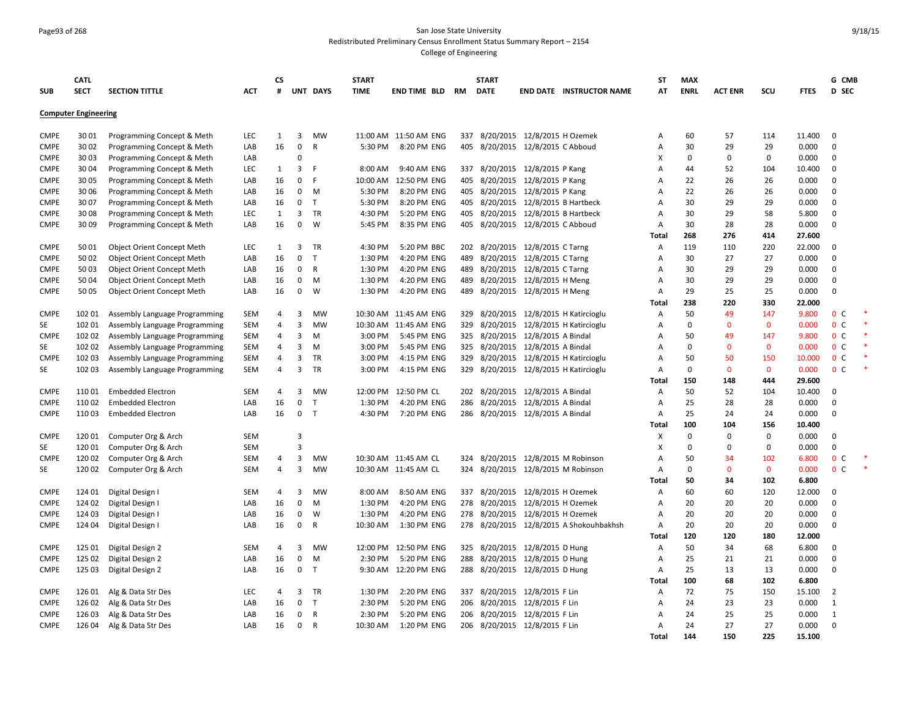San Jose State University
Redistributed Preliminary Census Enrollment Status Summary Report – 2154
College of Engineering

## Computer Engineering

| SUB | CATL SECT | SECTION TITTLE | ACT | CS # | UNT | DAYS | START TIME | END TIME | BLD | RM | START DATE | END DATE | INSTRUCTOR NAME | ST AT | MAX ENRL | ACT ENR | SCU | FTES | G D | CMB SEC | |
|---|---|---|---|---|---|---|---|---|---|---|---|---|---|---|---|---|---|---|---|---|---|
| CMPE | 30 01 | Programming Concept & Meth | LEC | 1 | 3 | MW | 11:00 AM | 11:50 AM | ENG | 337 | 8/20/2015 | 12/8/2015 | H Ozemek | A | 60 | 57 | 114 | 11.400 | 0 | | |
| CMPE | 30 02 | Programming Concept & Meth | LAB | 16 | 0 | R | 5:30 PM | 8:20 PM | ENG | 405 | 8/20/2015 | 12/8/2015 | C Abboud | A | 30 | 29 | 29 | 0.000 | 0 | | |
| CMPE | 30 03 | Programming Concept & Meth | LAB | | 0 | | | | | | | | | X | 0 | 0 | 0 | 0.000 | 0 | | |
| CMPE | 30 04 | Programming Concept & Meth | LEC | 1 | 3 | F | 8:00 AM | 9:40 AM | ENG | 337 | 8/20/2015 | 12/8/2015 | P Kang | A | 44 | 52 | 104 | 10.400 | 0 | | |
| CMPE | 30 05 | Programming Concept & Meth | LAB | 16 | 0 | F | 10:00 AM | 12:50 PM | ENG | 405 | 8/20/2015 | 12/8/2015 | P Kang | A | 22 | 26 | 26 | 0.000 | 0 | | |
| CMPE | 30 06 | Programming Concept & Meth | LAB | 16 | 0 | M | 5:30 PM | 8:20 PM | ENG | 405 | 8/20/2015 | 12/8/2015 | P Kang | A | 22 | 26 | 26 | 0.000 | 0 | | |
| CMPE | 30 07 | Programming Concept & Meth | LAB | 16 | 0 | T | 5:30 PM | 8:20 PM | ENG | 405 | 8/20/2015 | 12/8/2015 | B Hartbeck | A | 30 | 29 | 29 | 0.000 | 0 | | |
| CMPE | 30 08 | Programming Concept & Meth | LEC | 1 | 3 | TR | 4:30 PM | 5:20 PM | ENG | 405 | 8/20/2015 | 12/8/2015 | B Hartbeck | A | 30 | 29 | 58 | 5.800 | 0 | | |
| CMPE | 30 09 | Programming Concept & Meth | LAB | 16 | 0 | W | 5:45 PM | 8:35 PM | ENG | 405 | 8/20/2015 | 12/8/2015 | C Abboud | A | 30 | 28 | 28 | 0.000 | 0 | | |
| | | | | | | | | | | | | | | **Total** | **268** | **276** | **414** | **27.600** | | | |
| CMPE | 50 01 | Object Orient Concept Meth | LEC | 1 | 3 | TR | 4:30 PM | 5:20 PM | BBC | 202 | 8/20/2015 | 12/8/2015 | C Tarng | A | 119 | 110 | 220 | 22.000 | 0 | | |
| CMPE | 50 02 | Object Orient Concept Meth | LAB | 16 | 0 | T | 1:30 PM | 4:20 PM | ENG | 489 | 8/20/2015 | 12/8/2015 | C Tarng | A | 30 | 27 | 27 | 0.000 | 0 | | |
| CMPE | 50 03 | Object Orient Concept Meth | LAB | 16 | 0 | R | 1:30 PM | 4:20 PM | ENG | 489 | 8/20/2015 | 12/8/2015 | C Tarng | A | 30 | 29 | 29 | 0.000 | 0 | | |
| CMPE | 50 04 | Object Orient Concept Meth | LAB | 16 | 0 | M | 1:30 PM | 4:20 PM | ENG | 489 | 8/20/2015 | 12/8/2015 | H Meng | A | 30 | 29 | 29 | 0.000 | 0 | | |
| CMPE | 50 05 | Object Orient Concept Meth | LAB | 16 | 0 | W | 1:30 PM | 4:20 PM | ENG | 489 | 8/20/2015 | 12/8/2015 | H Meng | A | 29 | 25 | 25 | 0.000 | 0 | | |
| | | | | | | | | | | | | | | **Total** | **238** | **220** | **330** | **22.000** | | | |
| CMPE | 102 01 | Assembly Language Programming | SEM | 4 | 3 | MW | 10:30 AM | 11:45 AM | ENG | 329 | 8/20/2015 | 12/8/2015 | H Katircioglu | A | 50 | 49 | 147 | 9.800 | 0 | C | * |
| SE | 102 01 | Assembly Language Programming | SEM | 4 | 3 | MW | 10:30 AM | 11:45 AM | ENG | 329 | 8/20/2015 | 12/8/2015 | H Katircioglu | A | 0 | 0 | 0 | 0.000 | 0 | C | * |
| CMPE | 102 02 | Assembly Language Programming | SEM | 4 | 3 | M | 3:00 PM | 5:45 PM | ENG | 325 | 8/20/2015 | 12/8/2015 | A Bindal | A | 50 | 49 | 147 | 9.800 | 0 | C | * |
| SE | 102 02 | Assembly Language Programming | SEM | 4 | 3 | M | 3:00 PM | 5:45 PM | ENG | 325 | 8/20/2015 | 12/8/2015 | A Bindal | A | 0 | 0 | 0 | 0.000 | 0 | C | * |
| CMPE | 102 03 | Assembly Language Programming | SEM | 4 | 3 | TR | 3:00 PM | 4:15 PM | ENG | 329 | 8/20/2015 | 12/8/2015 | H Katircioglu | A | 50 | 50 | 150 | 10.000 | 0 | C | * |
| SE | 102 03 | Assembly Language Programming | SEM | 4 | 3 | TR | 3:00 PM | 4:15 PM | ENG | 329 | 8/20/2015 | 12/8/2015 | H Katircioglu | A | 0 | 0 | 0 | 0.000 | 0 | C | * |
| | | | | | | | | | | | | | | **Total** | **150** | **148** | **444** | **29.600** | | | |
| CMPE | 110 01 | Embedded Electron | SEM | 4 | 3 | MW | 12:00 PM | 12:50 PM | CL | 202 | 8/20/2015 | 12/8/2015 | A Bindal | A | 50 | 52 | 104 | 10.400 | 0 | | |
| CMPE | 110 02 | Embedded Electron | LAB | 16 | 0 | T | 1:30 PM | 4:20 PM | ENG | 286 | 8/20/2015 | 12/8/2015 | A Bindal | A | 25 | 28 | 28 | 0.000 | 0 | | |
| CMPE | 110 03 | Embedded Electron | LAB | 16 | 0 | T | 4:30 PM | 7:20 PM | ENG | 286 | 8/20/2015 | 12/8/2015 | A Bindal | A | 25 | 24 | 24 | 0.000 | 0 | | |
| | | | | | | | | | | | | | | **Total** | **100** | **104** | **156** | **10.400** | | | |
| CMPE | 120 01 | Computer Org & Arch | SEM | | 3 | | | | | | | | | X | 0 | 0 | 0 | 0.000 | 0 | | |
| SE | 120 01 | Computer Org & Arch | SEM | | 3 | | | | | | | | | X | 0 | 0 | 0 | 0.000 | 0 | | |
| CMPE | 120 02 | Computer Org & Arch | SEM | 4 | 3 | MW | 10:30 AM | 11:45 AM | CL | 324 | 8/20/2015 | 12/8/2015 | M Robinson | A | 50 | 34 | 102 | 6.800 | 0 | C | * |
| SE | 120 02 | Computer Org & Arch | SEM | 4 | 3 | MW | 10:30 AM | 11:45 AM | CL | 324 | 8/20/2015 | 12/8/2015 | M Robinson | A | 0 | 0 | 0 | 0.000 | 0 | C | * |
| | | | | | | | | | | | | | | **Total** | **50** | **34** | **102** | **6.800** | | | |
| CMPE | 124 01 | Digital Design I | SEM | 4 | 3 | MW | 8:00 AM | 8:50 AM | ENG | 337 | 8/20/2015 | 12/8/2015 | H Ozemek | A | 60 | 60 | 120 | 12.000 | 0 | | |
| CMPE | 124 02 | Digital Design I | LAB | 16 | 0 | M | 1:30 PM | 4:20 PM | ENG | 278 | 8/20/2015 | 12/8/2015 | H Ozemek | A | 20 | 20 | 20 | 0.000 | 0 | | |
| CMPE | 124 03 | Digital Design I | LAB | 16 | 0 | W | 1:30 PM | 4:20 PM | ENG | 278 | 8/20/2015 | 12/8/2015 | H Ozemek | A | 20 | 20 | 20 | 0.000 | 0 | | |
| CMPE | 124 04 | Digital Design I | LAB | 16 | 0 | R | 10:30 AM | 1:30 PM | ENG | 278 | 8/20/2015 | 12/8/2015 | A Shokouhbakhsh | A | 20 | 20 | 20 | 0.000 | 0 | | |
| | | | | | | | | | | | | | | **Total** | **120** | **120** | **180** | **12.000** | | | |
| CMPE | 125 01 | Digital Design 2 | SEM | 4 | 3 | MW | 12:00 PM | 12:50 PM | ENG | 325 | 8/20/2015 | 12/8/2015 | D Hung | A | 50 | 34 | 68 | 6.800 | 0 | | |
| CMPE | 125 02 | Digital Design 2 | LAB | 16 | 0 | M | 2:30 PM | 5:20 PM | ENG | 288 | 8/20/2015 | 12/8/2015 | D Hung | A | 25 | 21 | 21 | 0.000 | 0 | | |
| CMPE | 125 03 | Digital Design 2 | LAB | 16 | 0 | T | 9:30 AM | 12:20 PM | ENG | 288 | 8/20/2015 | 12/8/2015 | D Hung | A | 25 | 13 | 13 | 0.000 | 0 | | |
| | | | | | | | | | | | | | | **Total** | **100** | **68** | **102** | **6.800** | | | |
| CMPE | 126 01 | Alg & Data Str Des | LEC | 4 | 3 | TR | 1:30 PM | 2:20 PM | ENG | 337 | 8/20/2015 | 12/8/2015 | F Lin | A | 72 | 75 | 150 | 15.100 | 2 | | |
| CMPE | 126 02 | Alg & Data Str Des | LAB | 16 | 0 | T | 2:30 PM | 5:20 PM | ENG | 206 | 8/20/2015 | 12/8/2015 | F Lin | A | 24 | 23 | 23 | 0.000 | 1 | | |
| CMPE | 126 03 | Alg & Data Str Des | LAB | 16 | 0 | R | 2:30 PM | 5:20 PM | ENG | 206 | 8/20/2015 | 12/8/2015 | F Lin | A | 24 | 25 | 25 | 0.000 | 1 | | |
| CMPE | 126 04 | Alg & Data Str Des | LAB | 16 | 0 | R | 10:30 AM | 1:20 PM | ENG | 206 | 8/20/2015 | 12/8/2015 | F Lin | A | 24 | 27 | 27 | 0.000 | 0 | | |
| | | | | | | | | | | | | | | **Total** | **144** | **150** | **225** | **15.100** | | | |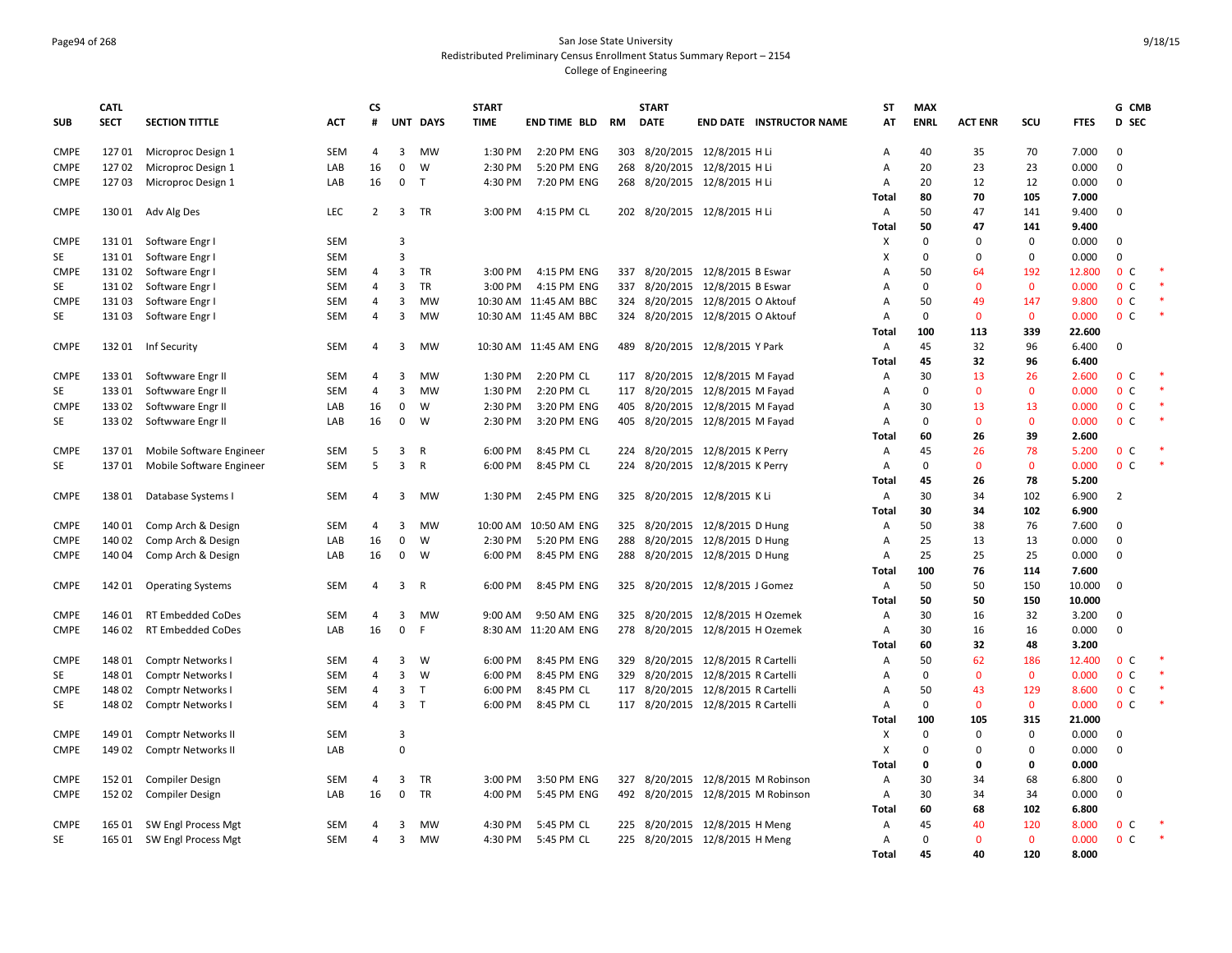San Jose State University
Redistributed Preliminary Census Enrollment Status Summary Report – 2154
College of Engineering

| SUB | CATL SECT | SECTION TITTLE | ACT | CS # | UNT | DAYS | START TIME | END TIME | BLD | RM | START DATE | END DATE | INSTRUCTOR NAME | ST AT | MAX ENRL | ACT ENR | SCU | FTES | G D | CMB SEC | |
|---|---|---|---|---|---|---|---|---|---|---|---|---|---|---|---|---|---|---|---|---|---|
| CMPE | 127 01 | Microproc Design 1 | SEM | 4 | 3 | MW | 1:30 PM | 2:20 PM | ENG | 303 | 8/20/2015 | 12/8/2015 | H Li | A | 40 | 35 | 70 | 7.000 | 0 | | |
| CMPE | 127 02 | Microproc Design 1 | LAB | 16 | 0 | W | 2:30 PM | 5:20 PM | ENG | 268 | 8/20/2015 | 12/8/2015 | H Li | A | 20 | 23 | 23 | 0.000 | 0 | | |
| CMPE | 127 03 | Microproc Design 1 | LAB | 16 | 0 | T | 4:30 PM | 7:20 PM | ENG | 268 | 8/20/2015 | 12/8/2015 | H Li | A | 20 | 12 | 12 | 0.000 | 0 | | |
| | | | | | | | | | | | | | | Total | 80 | 70 | 105 | 7.000 | | | |
| CMPE | 130 01 | Adv Alg Des | LEC | 2 | 3 | TR | 3:00 PM | 4:15 PM | CL | 202 | 8/20/2015 | 12/8/2015 | H Li | A | 50 | 47 | 141 | 9.400 | 0 | | |
| | | | | | | | | | | | | | | Total | 50 | 47 | 141 | 9.400 | | | |
| CMPE | 131 01 | Software Engr I | SEM | | 3 | | | | | | | | | X | 0 | 0 | 0 | 0.000 | 0 | | |
| SE | 131 01 | Software Engr I | SEM | | 3 | | | | | | | | | X | 0 | 0 | 0 | 0.000 | 0 | | |
| CMPE | 131 02 | Software Engr I | SEM | 4 | 3 | TR | 3:00 PM | 4:15 PM | ENG | 337 | 8/20/2015 | 12/8/2015 | B Eswar | A | 50 | 64 | 192 | 12.800 | 0 | C | * |
| SE | 131 02 | Software Engr I | SEM | 4 | 3 | TR | 3:00 PM | 4:15 PM | ENG | 337 | 8/20/2015 | 12/8/2015 | B Eswar | A | 0 | 0 | 0 | 0.000 | 0 | C | * |
| CMPE | 131 03 | Software Engr I | SEM | 4 | 3 | MW | 10:30 AM | 11:45 AM | BBC | 324 | 8/20/2015 | 12/8/2015 | O Aktouf | A | 50 | 49 | 147 | 9.800 | 0 | C | * |
| SE | 131 03 | Software Engr I | SEM | 4 | 3 | MW | 10:30 AM | 11:45 AM | BBC | 324 | 8/20/2015 | 12/8/2015 | O Aktouf | A | 0 | 0 | 0 | 0.000 | 0 | C | * |
| | | | | | | | | | | | | | | Total | 100 | 113 | 339 | 22.600 | | | |
| CMPE | 132 01 | Inf Security | SEM | 4 | 3 | MW | 10:30 AM | 11:45 AM | ENG | 489 | 8/20/2015 | 12/8/2015 | Y Park | A | 45 | 32 | 96 | 6.400 | 0 | | |
| | | | | | | | | | | | | | | Total | 45 | 32 | 96 | 6.400 | | | |
| CMPE | 133 01 | Softwware Engr II | SEM | 4 | 3 | MW | 1:30 PM | 2:20 PM | CL | 117 | 8/20/2015 | 12/8/2015 | M Fayad | A | 30 | 13 | 26 | 2.600 | 0 | C | * |
| SE | 133 01 | Softwware Engr II | SEM | 4 | 3 | MW | 1:30 PM | 2:20 PM | CL | 117 | 8/20/2015 | 12/8/2015 | M Fayad | A | 0 | 0 | 0 | 0.000 | 0 | C | * |
| CMPE | 133 02 | Softwware Engr II | LAB | 16 | 0 | W | 2:30 PM | 3:20 PM | ENG | 405 | 8/20/2015 | 12/8/2015 | M Fayad | A | 30 | 13 | 13 | 0.000 | 0 | C | * |
| SE | 133 02 | Softwware Engr II | LAB | 16 | 0 | W | 2:30 PM | 3:20 PM | ENG | 405 | 8/20/2015 | 12/8/2015 | M Fayad | A | 0 | 0 | 0 | 0.000 | 0 | C | * |
| | | | | | | | | | | | | | | Total | 60 | 26 | 39 | 2.600 | | | |
| CMPE | 137 01 | Mobile Software Engineer | SEM | 5 | 3 | R | 6:00 PM | 8:45 PM | CL | 224 | 8/20/2015 | 12/8/2015 | K Perry | A | 45 | 26 | 78 | 5.200 | 0 | C | * |
| SE | 137 01 | Mobile Software Engineer | SEM | 5 | 3 | R | 6:00 PM | 8:45 PM | CL | 224 | 8/20/2015 | 12/8/2015 | K Perry | A | 0 | 0 | 0 | 0.000 | 0 | C | * |
| | | | | | | | | | | | | | | Total | 45 | 26 | 78 | 5.200 | | | |
| CMPE | 138 01 | Database Systems I | SEM | 4 | 3 | MW | 1:30 PM | 2:45 PM | ENG | 325 | 8/20/2015 | 12/8/2015 | K Li | A | 30 | 34 | 102 | 6.900 | 2 | | |
| | | | | | | | | | | | | | | Total | 30 | 34 | 102 | 6.900 | | | |
| CMPE | 140 01 | Comp Arch & Design | SEM | 4 | 3 | MW | 10:00 AM | 10:50 AM | ENG | 325 | 8/20/2015 | 12/8/2015 | D Hung | A | 50 | 38 | 76 | 7.600 | 0 | | |
| CMPE | 140 02 | Comp Arch & Design | LAB | 16 | 0 | W | 2:30 PM | 5:20 PM | ENG | 288 | 8/20/2015 | 12/8/2015 | D Hung | A | 25 | 13 | 13 | 0.000 | 0 | | |
| CMPE | 140 04 | Comp Arch & Design | LAB | 16 | 0 | W | 6:00 PM | 8:45 PM | ENG | 288 | 8/20/2015 | 12/8/2015 | D Hung | A | 25 | 25 | 25 | 0.000 | 0 | | |
| | | | | | | | | | | | | | | Total | 100 | 76 | 114 | 7.600 | | | |
| CMPE | 142 01 | Operating Systems | SEM | 4 | 3 | R | 6:00 PM | 8:45 PM | ENG | 325 | 8/20/2015 | 12/8/2015 | J Gomez | A | 50 | 50 | 150 | 10.000 | 0 | | |
| | | | | | | | | | | | | | | Total | 50 | 50 | 150 | 10.000 | | | |
| CMPE | 146 01 | RT Embedded CoDes | SEM | 4 | 3 | MW | 9:00 AM | 9:50 AM | ENG | 325 | 8/20/2015 | 12/8/2015 | H Ozemek | A | 30 | 16 | 32 | 3.200 | 0 | | |
| CMPE | 146 02 | RT Embedded CoDes | LAB | 16 | 0 | F | 8:30 AM | 11:20 AM | ENG | 278 | 8/20/2015 | 12/8/2015 | H Ozemek | A | 30 | 16 | 16 | 0.000 | 0 | | |
| | | | | | | | | | | | | | | Total | 60 | 32 | 48 | 3.200 | | | |
| CMPE | 148 01 | Comptr Networks I | SEM | 4 | 3 | W | 6:00 PM | 8:45 PM | ENG | 329 | 8/20/2015 | 12/8/2015 | R Cartelli | A | 50 | 62 | 186 | 12.400 | 0 | C | * |
| SE | 148 01 | Comptr Networks I | SEM | 4 | 3 | W | 6:00 PM | 8:45 PM | ENG | 329 | 8/20/2015 | 12/8/2015 | R Cartelli | A | 0 | 0 | 0 | 0.000 | 0 | C | * |
| CMPE | 148 02 | Comptr Networks I | SEM | 4 | 3 | T | 6:00 PM | 8:45 PM | CL | 117 | 8/20/2015 | 12/8/2015 | R Cartelli | A | 50 | 43 | 129 | 8.600 | 0 | C | * |
| SE | 148 02 | Comptr Networks I | SEM | 4 | 3 | T | 6:00 PM | 8:45 PM | CL | 117 | 8/20/2015 | 12/8/2015 | R Cartelli | A | 0 | 0 | 0 | 0.000 | 0 | C | * |
| | | | | | | | | | | | | | | Total | 100 | 105 | 315 | 21.000 | | | |
| CMPE | 149 01 | Comptr Networks II | SEM | | 3 | | | | | | | | | X | 0 | 0 | 0 | 0.000 | 0 | | |
| CMPE | 149 02 | Comptr Networks II | LAB | | 0 | | | | | | | | | X | 0 | 0 | 0 | 0.000 | 0 | | |
| | | | | | | | | | | | | | | Total | 0 | 0 | 0 | 0.000 | | | |
| CMPE | 152 01 | Compiler Design | SEM | 4 | 3 | TR | 3:00 PM | 3:50 PM | ENG | 327 | 8/20/2015 | 12/8/2015 | M Robinson | A | 30 | 34 | 68 | 6.800 | 0 | | |
| CMPE | 152 02 | Compiler Design | LAB | 16 | 0 | TR | 4:00 PM | 5:45 PM | ENG | 492 | 8/20/2015 | 12/8/2015 | M Robinson | A | 30 | 34 | 34 | 0.000 | 0 | | |
| | | | | | | | | | | | | | | Total | 60 | 68 | 102 | 6.800 | | | |
| CMPE | 165 01 | SW Engl Process Mgt | SEM | 4 | 3 | MW | 4:30 PM | 5:45 PM | CL | 225 | 8/20/2015 | 12/8/2015 | H Meng | A | 45 | 40 | 120 | 8.000 | 0 | C | * |
| SE | 165 01 | SW Engl Process Mgt | SEM | 4 | 3 | MW | 4:30 PM | 5:45 PM | CL | 225 | 8/20/2015 | 12/8/2015 | H Meng | A | 0 | 0 | 0 | 0.000 | 0 | C | * |
| | | | | | | | | | | | | | | Total | 45 | 40 | 120 | 8.000 | | | |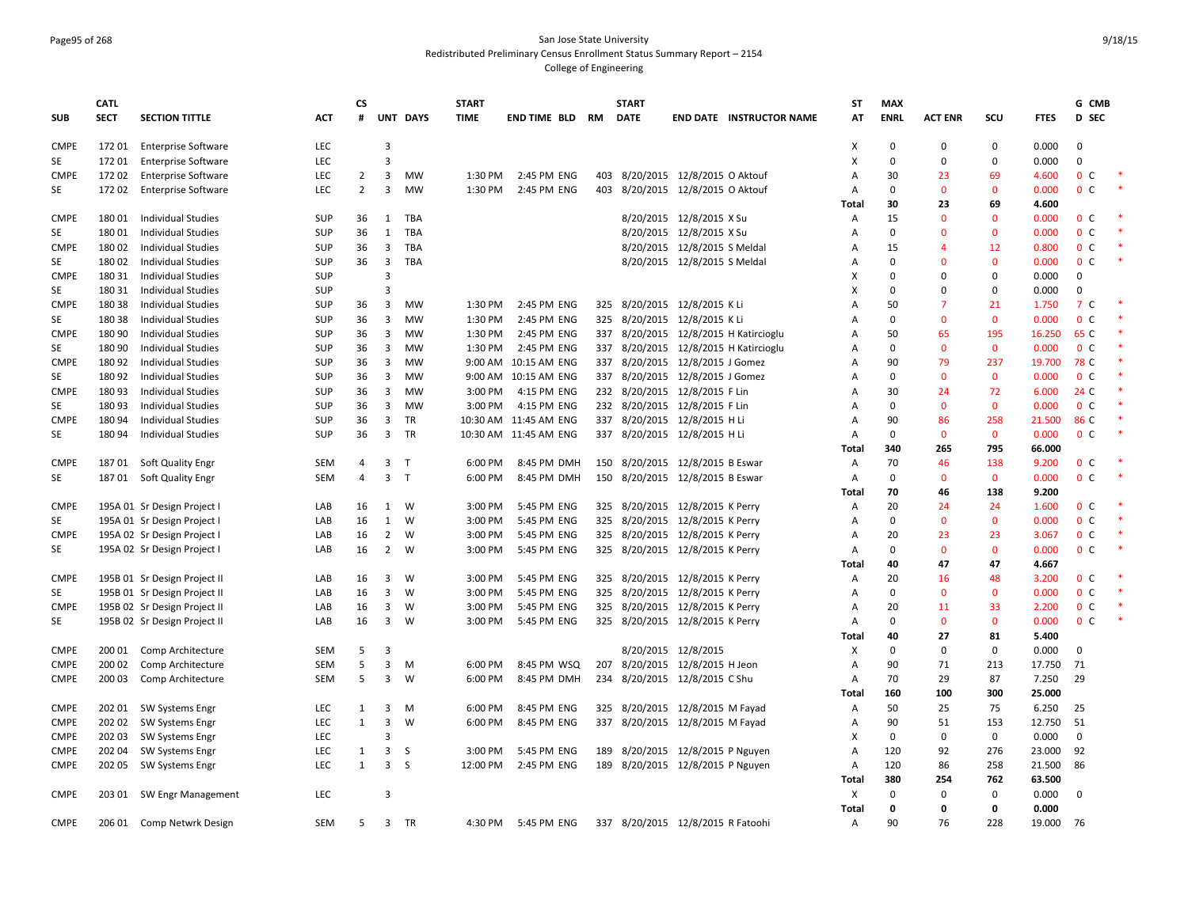# San Jose State University
## Redistributed Preliminary Census Enrollment Status Summary Report – 2154
### College of Engineering

| SUB | CATL SECT | SECTION TITTLE | ACT | CS # | UNT | DAYS | START TIME | END TIME | BLD | RM | START DATE | END DATE | INSTRUCTOR NAME | ST AT | MAX ENRL | ACT ENR | SCU | FTES | G D | CMB SEC | |
|---|---|---|---|---|---|---|---|---|---|---|---|---|---|---|---|---|---|---|---|---|---|
| CMPE | 172 01 | Enterprise Software | LEC | | 3 | | | | | | | | | X | 0 | 0 | 0 | 0.000 | 0 | | |
| SE | 172 01 | Enterprise Software | LEC | | 3 | | | | | | | | | X | 0 | 0 | 0 | 0.000 | 0 | | |
| CMPE | 172 02 | Enterprise Software | LEC | 2 | 3 | MW | 1:30 PM | 2:45 PM | ENG | 403 | 8/20/2015 | 12/8/2015 | O Aktouf | A | 30 | 23 | 69 | 4.600 | 0 | C | * |
| SE | 172 02 | Enterprise Software | LEC | 2 | 3 | MW | 1:30 PM | 2:45 PM | ENG | 403 | 8/20/2015 | 12/8/2015 | O Aktouf | A | 0 | 0 | 0 | 0.000 | 0 | C | * |
| | | | | | | | | | | | | | | Total | 30 | 23 | 69 | 4.600 | | | |
| CMPE | 180 01 | Individual Studies | SUP | 36 | 1 | TBA | | | | | 8/20/2015 | 12/8/2015 | X Su | A | 15 | 0 | 0 | 0.000 | 0 | C | * |
| SE | 180 01 | Individual Studies | SUP | 36 | 1 | TBA | | | | | 8/20/2015 | 12/8/2015 | X Su | A | 0 | 0 | 0 | 0.000 | 0 | C | * |
| CMPE | 180 02 | Individual Studies | SUP | 36 | 3 | TBA | | | | | 8/20/2015 | 12/8/2015 | S Meldal | A | 15 | 4 | 12 | 0.800 | 0 | C | * |
| SE | 180 02 | Individual Studies | SUP | 36 | 3 | TBA | | | | | 8/20/2015 | 12/8/2015 | S Meldal | A | 0 | 0 | 0 | 0.000 | 0 | C | * |
| CMPE | 180 31 | Individual Studies | SUP | | 3 | | | | | | | | | X | 0 | 0 | 0 | 0.000 | 0 | | |
| SE | 180 31 | Individual Studies | SUP | | 3 | | | | | | | | | X | 0 | 0 | 0 | 0.000 | 0 | | |
| CMPE | 180 38 | Individual Studies | SUP | 36 | 3 | MW | 1:30 PM | 2:45 PM | ENG | 325 | 8/20/2015 | 12/8/2015 | K Li | A | 50 | 7 | 21 | 1.750 | 7 | C | * |
| SE | 180 38 | Individual Studies | SUP | 36 | 3 | MW | 1:30 PM | 2:45 PM | ENG | 325 | 8/20/2015 | 12/8/2015 | K Li | A | 0 | 0 | 0 | 0.000 | 0 | C | * |
| CMPE | 180 90 | Individual Studies | SUP | 36 | 3 | MW | 1:30 PM | 2:45 PM | ENG | 337 | 8/20/2015 | 12/8/2015 | H Katircioglu | A | 50 | 65 | 195 | 16.250 | 65 | C | * |
| SE | 180 90 | Individual Studies | SUP | 36 | 3 | MW | 1:30 PM | 2:45 PM | ENG | 337 | 8/20/2015 | 12/8/2015 | H Katircioglu | A | 0 | 0 | 0 | 0.000 | 0 | C | * |
| CMPE | 180 92 | Individual Studies | SUP | 36 | 3 | MW | 9:00 AM | 10:15 AM | ENG | 337 | 8/20/2015 | 12/8/2015 | J Gomez | A | 90 | 79 | 237 | 19.700 | 78 | C | * |
| SE | 180 92 | Individual Studies | SUP | 36 | 3 | MW | 9:00 AM | 10:15 AM | ENG | 337 | 8/20/2015 | 12/8/2015 | J Gomez | A | 0 | 0 | 0 | 0.000 | 0 | C | * |
| CMPE | 180 93 | Individual Studies | SUP | 36 | 3 | MW | 3:00 PM | 4:15 PM | ENG | 232 | 8/20/2015 | 12/8/2015 | F Lin | A | 30 | 24 | 72 | 6.000 | 24 | C | * |
| SE | 180 93 | Individual Studies | SUP | 36 | 3 | MW | 3:00 PM | 4:15 PM | ENG | 232 | 8/20/2015 | 12/8/2015 | F Lin | A | 0 | 0 | 0 | 0.000 | 0 | C | * |
| CMPE | 180 94 | Individual Studies | SUP | 36 | 3 | TR | 10:30 AM | 11:45 AM | ENG | 337 | 8/20/2015 | 12/8/2015 | H Li | A | 90 | 86 | 258 | 21.500 | 86 | C | * |
| SE | 180 94 | Individual Studies | SUP | 36 | 3 | TR | 10:30 AM | 11:45 AM | ENG | 337 | 8/20/2015 | 12/8/2015 | H Li | A | 0 | 0 | 0 | 0.000 | 0 | C | * |
| | | | | | | | | | | | | | | Total | 340 | 265 | 795 | 66.000 | | | |
| CMPE | 187 01 | Soft Quality Engr | SEM | 4 | 3 | T | 6:00 PM | 8:45 PM | DMH | 150 | 8/20/2015 | 12/8/2015 | B Eswar | A | 70 | 46 | 138 | 9.200 | 0 | C | * |
| SE | 187 01 | Soft Quality Engr | SEM | 4 | 3 | T | 6:00 PM | 8:45 PM | DMH | 150 | 8/20/2015 | 12/8/2015 | B Eswar | A | 0 | 0 | 0 | 0.000 | 0 | C | * |
| | | | | | | | | | | | | | | Total | 70 | 46 | 138 | 9.200 | | | |
| CMPE | 195A 01 | Sr Design Project I | LAB | 16 | 1 | W | 3:00 PM | 5:45 PM | ENG | 325 | 8/20/2015 | 12/8/2015 | K Perry | A | 20 | 24 | 24 | 1.600 | 0 | C | * |
| SE | 195A 01 | Sr Design Project I | LAB | 16 | 1 | W | 3:00 PM | 5:45 PM | ENG | 325 | 8/20/2015 | 12/8/2015 | K Perry | A | 0 | 0 | 0 | 0.000 | 0 | C | * |
| CMPE | 195A 02 | Sr Design Project I | LAB | 16 | 2 | W | 3:00 PM | 5:45 PM | ENG | 325 | 8/20/2015 | 12/8/2015 | K Perry | A | 20 | 23 | 23 | 3.067 | 0 | C | * |
| SE | 195A 02 | Sr Design Project I | LAB | 16 | 2 | W | 3:00 PM | 5:45 PM | ENG | 325 | 8/20/2015 | 12/8/2015 | K Perry | A | 0 | 0 | 0 | 0.000 | 0 | C | * |
| | | | | | | | | | | | | | | Total | 40 | 47 | 47 | 4.667 | | | |
| CMPE | 195B 01 | Sr Design Project II | LAB | 16 | 3 | W | 3:00 PM | 5:45 PM | ENG | 325 | 8/20/2015 | 12/8/2015 | K Perry | A | 20 | 16 | 48 | 3.200 | 0 | C | * |
| SE | 195B 01 | Sr Design Project II | LAB | 16 | 3 | W | 3:00 PM | 5:45 PM | ENG | 325 | 8/20/2015 | 12/8/2015 | K Perry | A | 0 | 0 | 0 | 0.000 | 0 | C | * |
| CMPE | 195B 02 | Sr Design Project II | LAB | 16 | 3 | W | 3:00 PM | 5:45 PM | ENG | 325 | 8/20/2015 | 12/8/2015 | K Perry | A | 20 | 11 | 33 | 2.200 | 0 | C | * |
| SE | 195B 02 | Sr Design Project II | LAB | 16 | 3 | W | 3:00 PM | 5:45 PM | ENG | 325 | 8/20/2015 | 12/8/2015 | K Perry | A | 0 | 0 | 0 | 0.000 | 0 | C | * |
| | | | | | | | | | | | | | | Total | 40 | 27 | 81 | 5.400 | | | |
| CMPE | 200 01 | Comp Architecture | SEM | 5 | 3 | | | | | | 8/20/2015 | 12/8/2015 | | X | 0 | 0 | 0 | 0.000 | 0 | | |
| CMPE | 200 02 | Comp Architecture | SEM | 5 | 3 | M | 6:00 PM | 8:45 PM | WSQ | 207 | 8/20/2015 | 12/8/2015 | H Jeon | A | 90 | 71 | 213 | 17.750 | 71 | | |
| CMPE | 200 03 | Comp Architecture | SEM | 5 | 3 | W | 6:00 PM | 8:45 PM | DMH | 234 | 8/20/2015 | 12/8/2015 | C Shu | A | 70 | 29 | 87 | 7.250 | 29 | | |
| | | | | | | | | | | | | | | Total | 160 | 100 | 300 | 25.000 | | | |
| CMPE | 202 01 | SW Systems Engr | LEC | 1 | 3 | M | 6:00 PM | 8:45 PM | ENG | 325 | 8/20/2015 | 12/8/2015 | M Fayad | A | 50 | 25 | 75 | 6.250 | 25 | | |
| CMPE | 202 02 | SW Systems Engr | LEC | 1 | 3 | W | 6:00 PM | 8:45 PM | ENG | 337 | 8/20/2015 | 12/8/2015 | M Fayad | A | 90 | 51 | 153 | 12.750 | 51 | | |
| CMPE | 202 03 | SW Systems Engr | LEC | | 3 | | | | | | | | | X | 0 | 0 | 0 | 0.000 | 0 | | |
| CMPE | 202 04 | SW Systems Engr | LEC | 1 | 3 | S | 3:00 PM | 5:45 PM | ENG | 189 | 8/20/2015 | 12/8/2015 | P Nguyen | A | 120 | 92 | 276 | 23.000 | 92 | | |
| CMPE | 202 05 | SW Systems Engr | LEC | 1 | 3 | S | 12:00 PM | 2:45 PM | ENG | 189 | 8/20/2015 | 12/8/2015 | P Nguyen | A | 120 | 86 | 258 | 21.500 | 86 | | |
| | | | | | | | | | | | | | | Total | 380 | 254 | 762 | 63.500 | | | |
| CMPE | 203 01 | SW Engr Management | LEC | | 3 | | | | | | | | | X | 0 | 0 | 0 | 0.000 | 0 | | |
| | | | | | | | | | | | | | | Total | 0 | 0 | 0 | 0.000 | | | |
| CMPE | 206 01 | Comp Netwrk Design | SEM | 5 | 3 | TR | 4:30 PM | 5:45 PM | ENG | 337 | 8/20/2015 | 12/8/2015 | R Fatoohi | A | 90 | 76 | 228 | 19.000 | 76 | | |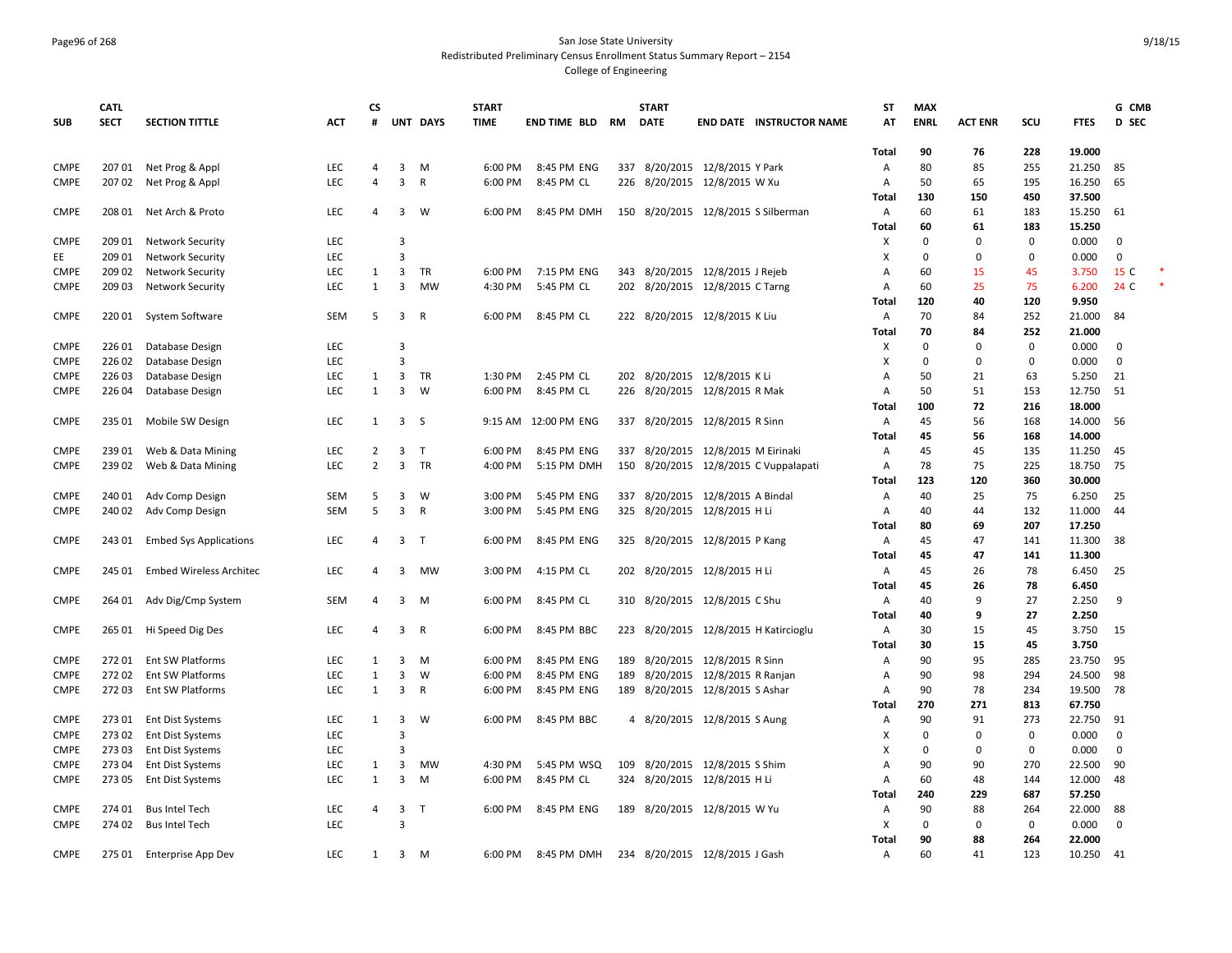San Jose State University

Redistributed Preliminary Census Enrollment Status Summary Report – 2154

College of Engineering

| SUB | CATL SECT | SECTION TITTLE | ACT | CS # | UNT | DAYS | START TIME | END TIME | BLD | RM | START DATE | END DATE | INSTRUCTOR NAME | ST AT | MAX ENRL | ACT ENR | SCU | FTES | G D | CMB SEC | |
|---|---|---|---|---|---|---|---|---|---|---|---|---|---|---|---|---|---|---|---|---|---|
| | | | | | | | | | | | | | | Total | 90 | 76 | 228 | 19.000 | | | |
| CMPE | 207 01 | Net Prog & Appl | LEC | 4 | 3 | M | 6:00 PM | 8:45 PM | ENG | 337 | 8/20/2015 | 12/8/2015 | Y Park | A | 80 | 85 | 255 | 21.250 | 85 | | |
| CMPE | 207 02 | Net Prog & Appl | LEC | 4 | 3 | R | 6:00 PM | 8:45 PM | CL | 226 | 8/20/2015 | 12/8/2015 | W Xu | A | 50 | 65 | 195 | 16.250 | 65 | | |
| | | | | | | | | | | | | | | Total | 130 | 150 | 450 | 37.500 | | | |
| CMPE | 208 01 | Net Arch & Proto | LEC | 4 | 3 | W | 6:00 PM | 8:45 PM | DMH | 150 | 8/20/2015 | 12/8/2015 | S Silberman | A | 60 | 61 | 183 | 15.250 | 61 | | |
| | | | | | | | | | | | | | | Total | 60 | 61 | 183 | 15.250 | | | |
| CMPE | 209 01 | Network Security | LEC | | 3 | | | | | | | | | X | 0 | 0 | 0 | 0.000 | 0 | | |
| EE | 209 01 | Network Security | LEC | | 3 | | | | | | | | | X | 0 | 0 | 0 | 0.000 | 0 | | |
| CMPE | 209 02 | Network Security | LEC | 1 | 3 | TR | 6:00 PM | 7:15 PM | ENG | 343 | 8/20/2015 | 12/8/2015 | J Rejeb | A | 60 | 15 | 45 | 3.750 | 15 | C | * |
| CMPE | 209 03 | Network Security | LEC | 1 | 3 | MW | 4:30 PM | 5:45 PM | CL | 202 | 8/20/2015 | 12/8/2015 | C Tarng | A | 60 | 25 | 75 | 6.200 | 24 | C | * |
| | | | | | | | | | | | | | | Total | 120 | 40 | 120 | 9.950 | | | |
| CMPE | 220 01 | System Software | SEM | 5 | 3 | R | 6:00 PM | 8:45 PM | CL | 222 | 8/20/2015 | 12/8/2015 | K Liu | A | 70 | 84 | 252 | 21.000 | 84 | | |
| | | | | | | | | | | | | | | Total | 70 | 84 | 252 | 21.000 | | | |
| CMPE | 226 01 | Database Design | LEC | | 3 | | | | | | | | | X | 0 | 0 | 0 | 0.000 | 0 | | |
| CMPE | 226 02 | Database Design | LEC | | 3 | | | | | | | | | X | 0 | 0 | 0 | 0.000 | 0 | | |
| CMPE | 226 03 | Database Design | LEC | 1 | 3 | TR | 1:30 PM | 2:45 PM | CL | 202 | 8/20/2015 | 12/8/2015 | K Li | A | 50 | 21 | 63 | 5.250 | 21 | | |
| CMPE | 226 04 | Database Design | LEC | 1 | 3 | W | 6:00 PM | 8:45 PM | CL | 226 | 8/20/2015 | 12/8/2015 | R Mak | A | 50 | 51 | 153 | 12.750 | 51 | | |
| | | | | | | | | | | | | | | Total | 100 | 72 | 216 | 18.000 | | | |
| CMPE | 235 01 | Mobile SW Design | LEC | 1 | 3 | S | 9:15 AM | 12:00 PM | ENG | 337 | 8/20/2015 | 12/8/2015 | R Sinn | A | 45 | 56 | 168 | 14.000 | 56 | | |
| | | | | | | | | | | | | | | Total | 45 | 56 | 168 | 14.000 | | | |
| CMPE | 239 01 | Web & Data Mining | LEC | 2 | 3 | T | 6:00 PM | 8:45 PM | ENG | 337 | 8/20/2015 | 12/8/2015 | M Eirinaki | A | 45 | 45 | 135 | 11.250 | 45 | | |
| CMPE | 239 02 | Web & Data Mining | LEC | 2 | 3 | TR | 4:00 PM | 5:15 PM | DMH | 150 | 8/20/2015 | 12/8/2015 | C Vuppalapati | A | 78 | 75 | 225 | 18.750 | 75 | | |
| | | | | | | | | | | | | | | Total | 123 | 120 | 360 | 30.000 | | | |
| CMPE | 240 01 | Adv Comp Design | SEM | 5 | 3 | W | 3:00 PM | 5:45 PM | ENG | 337 | 8/20/2015 | 12/8/2015 | A Bindal | A | 40 | 25 | 75 | 6.250 | 25 | | |
| CMPE | 240 02 | Adv Comp Design | SEM | 5 | 3 | R | 3:00 PM | 5:45 PM | ENG | 325 | 8/20/2015 | 12/8/2015 | H Li | A | 40 | 44 | 132 | 11.000 | 44 | | |
| | | | | | | | | | | | | | | Total | 80 | 69 | 207 | 17.250 | | | |
| CMPE | 243 01 | Embed Sys Applications | LEC | 4 | 3 | T | 6:00 PM | 8:45 PM | ENG | 325 | 8/20/2015 | 12/8/2015 | P Kang | A | 45 | 47 | 141 | 11.300 | 38 | | |
| | | | | | | | | | | | | | | Total | 45 | 47 | 141 | 11.300 | | | |
| CMPE | 245 01 | Embed Wireless Architec | LEC | 4 | 3 | MW | 3:00 PM | 4:15 PM | CL | 202 | 8/20/2015 | 12/8/2015 | H Li | A | 45 | 26 | 78 | 6.450 | 25 | | |
| | | | | | | | | | | | | | | Total | 45 | 26 | 78 | 6.450 | | | |
| CMPE | 264 01 | Adv Dig/Cmp System | SEM | 4 | 3 | M | 6:00 PM | 8:45 PM | CL | 310 | 8/20/2015 | 12/8/2015 | C Shu | A | 40 | 9 | 27 | 2.250 | 9 | | |
| | | | | | | | | | | | | | | Total | 40 | 9 | 27 | 2.250 | | | |
| CMPE | 265 01 | Hi Speed Dig Des | LEC | 4 | 3 | R | 6:00 PM | 8:45 PM | BBC | 223 | 8/20/2015 | 12/8/2015 | H Katircioglu | A | 30 | 15 | 45 | 3.750 | 15 | | |
| | | | | | | | | | | | | | | Total | 30 | 15 | 45 | 3.750 | | | |
| CMPE | 272 01 | Ent SW Platforms | LEC | 1 | 3 | M | 6:00 PM | 8:45 PM | ENG | 189 | 8/20/2015 | 12/8/2015 | R Sinn | A | 90 | 95 | 285 | 23.750 | 95 | | |
| CMPE | 272 02 | Ent SW Platforms | LEC | 1 | 3 | W | 6:00 PM | 8:45 PM | ENG | 189 | 8/20/2015 | 12/8/2015 | R Ranjan | A | 90 | 98 | 294 | 24.500 | 98 | | |
| CMPE | 272 03 | Ent SW Platforms | LEC | 1 | 3 | R | 6:00 PM | 8:45 PM | ENG | 189 | 8/20/2015 | 12/8/2015 | S Ashar | A | 90 | 78 | 234 | 19.500 | 78 | | |
| | | | | | | | | | | | | | | Total | 270 | 271 | 813 | 67.750 | | | |
| CMPE | 273 01 | Ent Dist Systems | LEC | 1 | 3 | W | 6:00 PM | 8:45 PM | BBC | 4 | 8/20/2015 | 12/8/2015 | S Aung | A | 90 | 91 | 273 | 22.750 | 91 | | |
| CMPE | 273 02 | Ent Dist Systems | LEC | | 3 | | | | | | | | | X | 0 | 0 | 0 | 0.000 | 0 | | |
| CMPE | 273 03 | Ent Dist Systems | LEC | | 3 | | | | | | | | | X | 0 | 0 | 0 | 0.000 | 0 | | |
| CMPE | 273 04 | Ent Dist Systems | LEC | 1 | 3 | MW | 4:30 PM | 5:45 PM | WSQ | 109 | 8/20/2015 | 12/8/2015 | S Shim | A | 90 | 90 | 270 | 22.500 | 90 | | |
| CMPE | 273 05 | Ent Dist Systems | LEC | 1 | 3 | M | 6:00 PM | 8:45 PM | CL | 324 | 8/20/2015 | 12/8/2015 | H Li | A | 60 | 48 | 144 | 12.000 | 48 | | |
| | | | | | | | | | | | | | | Total | 240 | 229 | 687 | 57.250 | | | |
| CMPE | 274 01 | Bus Intel Tech | LEC | 4 | 3 | T | 6:00 PM | 8:45 PM | ENG | 189 | 8/20/2015 | 12/8/2015 | W Yu | A | 90 | 88 | 264 | 22.000 | 88 | | |
| CMPE | 274 02 | Bus Intel Tech | LEC | | 3 | | | | | | | | | X | 0 | 0 | 0 | 0.000 | 0 | | |
| | | | | | | | | | | | | | | Total | 90 | 88 | 264 | 22.000 | | | |
| CMPE | 275 01 | Enterprise App Dev | LEC | 1 | 3 | M | 6:00 PM | 8:45 PM | DMH | 234 | 8/20/2015 | 12/8/2015 | J Gash | A | 60 | 41 | 123 | 10.250 | 41 | | |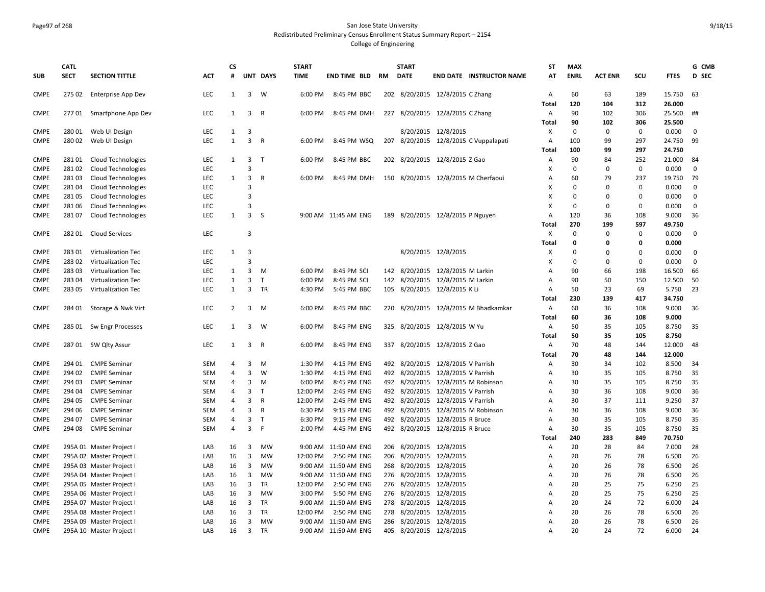San Jose State University
Redistributed Preliminary Census Enrollment Status Summary Report – 2154
College of Engineering

| SUB | CATL SECT | SECTION TITTLE | ACT | CS # | UNT | DAYS | START TIME | END TIME | BLD | RM | START DATE | END DATE | INSTRUCTOR NAME | ST AT | MAX ENRL | ACT ENR | SCU | FTES | G CMB D SEC |
|---|---|---|---|---|---|---|---|---|---|---|---|---|---|---|---|---|---|---|---|
| CMPE | 275 02 | Enterprise App Dev | LEC | 1 | 3 | W | 6:00 PM | 8:45 PM | BBC | 202 | 8/20/2015 | 12/8/2015 | C Zhang | A | 60 | 63 | 189 | 15.750 | 63 |
| | | | | | | | | | | | | | | **Total** | **120** | **104** | **312** | **26.000** | |
| CMPE | 277 01 | Smartphone App Dev | LEC | 1 | 3 | R | 6:00 PM | 8:45 PM | DMH | 227 | 8/20/2015 | 12/8/2015 | C Zhang | A | 90 | 102 | 306 | 25.500 | ## |
| | | | | | | | | | | | | | | **Total** | **90** | **102** | **306** | **25.500** | |
| CMPE | 280 01 | Web UI Design | LEC | 1 | 3 | | | | | | 8/20/2015 | 12/8/2015 | | X | 0 | 0 | 0 | 0.000 | 0 |
| CMPE | 280 02 | Web UI Design | LEC | 1 | 3 | R | 6:00 PM | 8:45 PM | WSQ | 207 | 8/20/2015 | 12/8/2015 | C Vuppalapati | A | 100 | 99 | 297 | 24.750 | 99 |
| | | | | | | | | | | | | | | **Total** | **100** | **99** | **297** | **24.750** | |
| CMPE | 281 01 | Cloud Technologies | LEC | 1 | 3 | T | 6:00 PM | 8:45 PM | BBC | 202 | 8/20/2015 | 12/8/2015 | Z Gao | A | 90 | 84 | 252 | 21.000 | 84 |
| CMPE | 281 02 | Cloud Technologies | LEC | | 3 | | | | | | | | | X | 0 | 0 | 0 | 0.000 | 0 |
| CMPE | 281 03 | Cloud Technologies | LEC | 1 | 3 | R | 6:00 PM | 8:45 PM | DMH | 150 | 8/20/2015 | 12/8/2015 | M Cherfaoui | A | 60 | 79 | 237 | 19.750 | 79 |
| CMPE | 281 04 | Cloud Technologies | LEC | | 3 | | | | | | | | | X | 0 | 0 | 0 | 0.000 | 0 |
| CMPE | 281 05 | Cloud Technologies | LEC | | 3 | | | | | | | | | X | 0 | 0 | 0 | 0.000 | 0 |
| CMPE | 281 06 | Cloud Technologies | LEC | | 3 | | | | | | | | | X | 0 | 0 | 0 | 0.000 | 0 |
| CMPE | 281 07 | Cloud Technologies | LEC | 1 | 3 | S | 9:00 AM | 11:45 AM | ENG | 189 | 8/20/2015 | 12/8/2015 | P Nguyen | A | 120 | 36 | 108 | 9.000 | 36 |
| | | | | | | | | | | | | | | **Total** | **270** | **199** | **597** | **49.750** | |
| CMPE | 282 01 | Cloud Services | LEC | | 3 | | | | | | | | | X | 0 | 0 | 0 | 0.000 | 0 |
| | | | | | | | | | | | | | | **Total** | **0** | **0** | **0** | **0.000** | |
| CMPE | 283 01 | Virtualization Tec | LEC | 1 | 3 | | | | | | 8/20/2015 | 12/8/2015 | | X | 0 | 0 | 0 | 0.000 | 0 |
| CMPE | 283 02 | Virtualization Tec | LEC | | 3 | | | | | | | | | X | 0 | 0 | 0 | 0.000 | 0 |
| CMPE | 283 03 | Virtualization Tec | LEC | 1 | 3 | M | 6:00 PM | 8:45 PM | SCI | 142 | 8/20/2015 | 12/8/2015 | M Larkin | A | 90 | 66 | 198 | 16.500 | 66 |
| CMPE | 283 04 | Virtualization Tec | LEC | 1 | 3 | T | 6:00 PM | 8:45 PM | SCI | 142 | 8/20/2015 | 12/8/2015 | M Larkin | A | 90 | 50 | 150 | 12.500 | 50 |
| CMPE | 283 05 | Virtualization Tec | LEC | 1 | 3 | TR | 4:30 PM | 5:45 PM | BBC | 105 | 8/20/2015 | 12/8/2015 | K Li | A | 50 | 23 | 69 | 5.750 | 23 |
| | | | | | | | | | | | | | | **Total** | **230** | **139** | **417** | **34.750** | |
| CMPE | 284 01 | Storage & Nwk Virt | LEC | 2 | 3 | M | 6:00 PM | 8:45 PM | BBC | 220 | 8/20/2015 | 12/8/2015 | M Bhadkamkar | A | 60 | 36 | 108 | 9.000 | 36 |
| | | | | | | | | | | | | | | **Total** | **60** | **36** | **108** | **9.000** | |
| CMPE | 285 01 | Sw Engr Processes | LEC | 1 | 3 | W | 6:00 PM | 8:45 PM | ENG | 325 | 8/20/2015 | 12/8/2015 | W Yu | A | 50 | 35 | 105 | 8.750 | 35 |
| | | | | | | | | | | | | | | **Total** | **50** | **35** | **105** | **8.750** | |
| CMPE | 287 01 | SW Qlty Assur | LEC | 1 | 3 | R | 6:00 PM | 8:45 PM | ENG | 337 | 8/20/2015 | 12/8/2015 | Z Gao | A | 70 | 48 | 144 | 12.000 | 48 |
| | | | | | | | | | | | | | | **Total** | **70** | **48** | **144** | **12.000** | |
| CMPE | 294 01 | CMPE Seminar | SEM | 4 | 3 | M | 1:30 PM | 4:15 PM | ENG | 492 | 8/20/2015 | 12/8/2015 | V Parrish | A | 30 | 34 | 102 | 8.500 | 34 |
| CMPE | 294 02 | CMPE Seminar | SEM | 4 | 3 | W | 1:30 PM | 4:15 PM | ENG | 492 | 8/20/2015 | 12/8/2015 | V Parrish | A | 30 | 35 | 105 | 8.750 | 35 |
| CMPE | 294 03 | CMPE Seminar | SEM | 4 | 3 | M | 6:00 PM | 8:45 PM | ENG | 492 | 8/20/2015 | 12/8/2015 | M Robinson | A | 30 | 35 | 105 | 8.750 | 35 |
| CMPE | 294 04 | CMPE Seminar | SEM | 4 | 3 | T | 12:00 PM | 2:45 PM | ENG | 492 | 8/20/2015 | 12/8/2015 | V Parrish | A | 30 | 36 | 108 | 9.000 | 36 |
| CMPE | 294 05 | CMPE Seminar | SEM | 4 | 3 | R | 12:00 PM | 2:45 PM | ENG | 492 | 8/20/2015 | 12/8/2015 | V Parrish | A | 30 | 37 | 111 | 9.250 | 37 |
| CMPE | 294 06 | CMPE Seminar | SEM | 4 | 3 | R | 6:30 PM | 9:15 PM | ENG | 492 | 8/20/2015 | 12/8/2015 | M Robinson | A | 30 | 36 | 108 | 9.000 | 36 |
| CMPE | 294 07 | CMPE Seminar | SEM | 4 | 3 | T | 6:30 PM | 9:15 PM | ENG | 492 | 8/20/2015 | 12/8/2015 | R Bruce | A | 30 | 35 | 105 | 8.750 | 35 |
| CMPE | 294 08 | CMPE Seminar | SEM | 4 | 3 | F | 2:00 PM | 4:45 PM | ENG | 492 | 8/20/2015 | 12/8/2015 | R Bruce | A | 30 | 35 | 105 | 8.750 | 35 |
| | | | | | | | | | | | | | | **Total** | **240** | **283** | **849** | **70.750** | |
| CMPE | 295A 01 | Master Project I | LAB | 16 | 3 | MW | 9:00 AM | 11:50 AM | ENG | 206 | 8/20/2015 | 12/8/2015 | | A | 20 | 28 | 84 | 7.000 | 28 |
| CMPE | 295A 02 | Master Project I | LAB | 16 | 3 | MW | 12:00 PM | 2:50 PM | ENG | 206 | 8/20/2015 | 12/8/2015 | | A | 20 | 26 | 78 | 6.500 | 26 |
| CMPE | 295A 03 | Master Project I | LAB | 16 | 3 | MW | 9:00 AM | 11:50 AM | ENG | 268 | 8/20/2015 | 12/8/2015 | | A | 20 | 26 | 78 | 6.500 | 26 |
| CMPE | 295A 04 | Master Project I | LAB | 16 | 3 | MW | 9:00 AM | 11:50 AM | ENG | 276 | 8/20/2015 | 12/8/2015 | | A | 20 | 26 | 78 | 6.500 | 26 |
| CMPE | 295A 05 | Master Project I | LAB | 16 | 3 | TR | 12:00 PM | 2:50 PM | ENG | 276 | 8/20/2015 | 12/8/2015 | | A | 20 | 25 | 75 | 6.250 | 25 |
| CMPE | 295A 06 | Master Project I | LAB | 16 | 3 | MW | 3:00 PM | 5:50 PM | ENG | 276 | 8/20/2015 | 12/8/2015 | | A | 20 | 25 | 75 | 6.250 | 25 |
| CMPE | 295A 07 | Master Project I | LAB | 16 | 3 | TR | 9:00 AM | 11:50 AM | ENG | 278 | 8/20/2015 | 12/8/2015 | | A | 20 | 24 | 72 | 6.000 | 24 |
| CMPE | 295A 08 | Master Project I | LAB | 16 | 3 | TR | 12:00 PM | 2:50 PM | ENG | 278 | 8/20/2015 | 12/8/2015 | | A | 20 | 26 | 78 | 6.500 | 26 |
| CMPE | 295A 09 | Master Project I | LAB | 16 | 3 | MW | 9:00 AM | 11:50 AM | ENG | 286 | 8/20/2015 | 12/8/2015 | | A | 20 | 26 | 78 | 6.500 | 26 |
| CMPE | 295A 10 | Master Project I | LAB | 16 | 3 | TR | 9:00 AM | 11:50 AM | ENG | 405 | 8/20/2015 | 12/8/2015 | | A | 20 | 24 | 72 | 6.000 | 24 |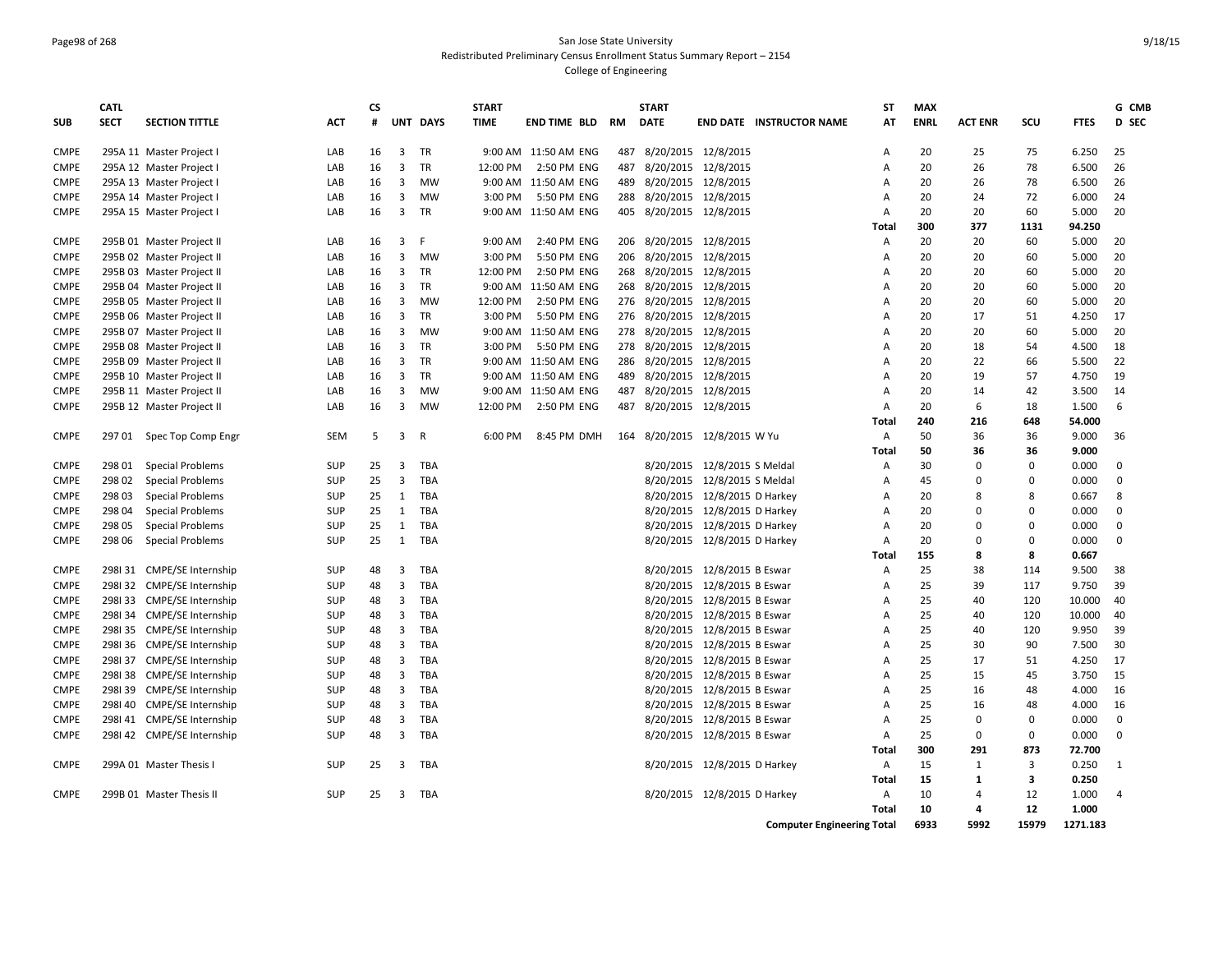San Jose State University
Redistributed Preliminary Census Enrollment Status Summary Report – 2154
College of Engineering

| SUB | CATL SECT | SECTION TITTLE | ACT | CS # | UNT | DAYS | START TIME | END TIME | BLD | RM | START DATE | END DATE | INSTRUCTOR NAME | ST AT | MAX ENRL | ACT ENR | SCU | FTES | G CMB D SEC |
|---|---|---|---|---|---|---|---|---|---|---|---|---|---|---|---|---|---|---|---|
| CMPE | 295A 11 | Master Project I | LAB | 16 | 3 | TR | 9:00 AM | 11:50 AM | ENG | 487 | 8/20/2015 | 12/8/2015 | | A | 20 | 25 | 75 | 6.250 | 25 |
| CMPE | 295A 12 | Master Project I | LAB | 16 | 3 | TR | 12:00 PM | 2:50 PM | ENG | 487 | 8/20/2015 | 12/8/2015 | | A | 20 | 26 | 78 | 6.500 | 26 |
| CMPE | 295A 13 | Master Project I | LAB | 16 | 3 | MW | 9:00 AM | 11:50 AM | ENG | 489 | 8/20/2015 | 12/8/2015 | | A | 20 | 26 | 78 | 6.500 | 26 |
| CMPE | 295A 14 | Master Project I | LAB | 16 | 3 | MW | 3:00 PM | 5:50 PM | ENG | 288 | 8/20/2015 | 12/8/2015 | | A | 20 | 24 | 72 | 6.000 | 24 |
| CMPE | 295A 15 | Master Project I | LAB | 16 | 3 | TR | 9:00 AM | 11:50 AM | ENG | 405 | 8/20/2015 | 12/8/2015 | | A | 20 | 20 | 60 | 5.000 | 20 |
| | | | | | | | | | | | | | | **Total** | **300** | **377** | **1131** | **94.250** | |
| CMPE | 295B 01 | Master Project II | LAB | 16 | 3 | F | 9:00 AM | 2:40 PM | ENG | 206 | 8/20/2015 | 12/8/2015 | | A | 20 | 20 | 60 | 5.000 | 20 |
| CMPE | 295B 02 | Master Project II | LAB | 16 | 3 | MW | 3:00 PM | 5:50 PM | ENG | 206 | 8/20/2015 | 12/8/2015 | | A | 20 | 20 | 60 | 5.000 | 20 |
| CMPE | 295B 03 | Master Project II | LAB | 16 | 3 | TR | 12:00 PM | 2:50 PM | ENG | 268 | 8/20/2015 | 12/8/2015 | | A | 20 | 20 | 60 | 5.000 | 20 |
| CMPE | 295B 04 | Master Project II | LAB | 16 | 3 | TR | 9:00 AM | 11:50 AM | ENG | 268 | 8/20/2015 | 12/8/2015 | | A | 20 | 20 | 60 | 5.000 | 20 |
| CMPE | 295B 05 | Master Project II | LAB | 16 | 3 | MW | 12:00 PM | 2:50 PM | ENG | 276 | 8/20/2015 | 12/8/2015 | | A | 20 | 20 | 60 | 5.000 | 20 |
| CMPE | 295B 06 | Master Project II | LAB | 16 | 3 | TR | 3:00 PM | 5:50 PM | ENG | 276 | 8/20/2015 | 12/8/2015 | | A | 20 | 17 | 51 | 4.250 | 17 |
| CMPE | 295B 07 | Master Project II | LAB | 16 | 3 | MW | 9:00 AM | 11:50 AM | ENG | 278 | 8/20/2015 | 12/8/2015 | | A | 20 | 20 | 60 | 5.000 | 20 |
| CMPE | 295B 08 | Master Project II | LAB | 16 | 3 | TR | 3:00 PM | 5:50 PM | ENG | 278 | 8/20/2015 | 12/8/2015 | | A | 20 | 18 | 54 | 4.500 | 18 |
| CMPE | 295B 09 | Master Project II | LAB | 16 | 3 | TR | 9:00 AM | 11:50 AM | ENG | 286 | 8/20/2015 | 12/8/2015 | | A | 20 | 22 | 66 | 5.500 | 22 |
| CMPE | 295B 10 | Master Project II | LAB | 16 | 3 | TR | 9:00 AM | 11:50 AM | ENG | 489 | 8/20/2015 | 12/8/2015 | | A | 20 | 19 | 57 | 4.750 | 19 |
| CMPE | 295B 11 | Master Project II | LAB | 16 | 3 | MW | 9:00 AM | 11:50 AM | ENG | 487 | 8/20/2015 | 12/8/2015 | | A | 20 | 14 | 42 | 3.500 | 14 |
| CMPE | 295B 12 | Master Project II | LAB | 16 | 3 | MW | 12:00 PM | 2:50 PM | ENG | 487 | 8/20/2015 | 12/8/2015 | | A | 20 | 6 | 18 | 1.500 | 6 |
| | | | | | | | | | | | | | | **Total** | **240** | **216** | **648** | **54.000** | |
| CMPE | 297 01 | Spec Top Comp Engr | SEM | 5 | 3 | R | 6:00 PM | 8:45 PM | DMH | 164 | 8/20/2015 | 12/8/2015 | W Yu | A | 50 | 36 | 36 | 9.000 | 36 |
| | | | | | | | | | | | | | | **Total** | **50** | **36** | **36** | **9.000** | |
| CMPE | 298 01 | Special Problems | SUP | 25 | 3 | TBA | | | | | 8/20/2015 | 12/8/2015 | S Meldal | A | 30 | 0 | 0 | 0.000 | 0 |
| CMPE | 298 02 | Special Problems | SUP | 25 | 3 | TBA | | | | | 8/20/2015 | 12/8/2015 | S Meldal | A | 45 | 0 | 0 | 0.000 | 0 |
| CMPE | 298 03 | Special Problems | SUP | 25 | 1 | TBA | | | | | 8/20/2015 | 12/8/2015 | D Harkey | A | 20 | 8 | 8 | 0.667 | 8 |
| CMPE | 298 04 | Special Problems | SUP | 25 | 1 | TBA | | | | | 8/20/2015 | 12/8/2015 | D Harkey | A | 20 | 0 | 0 | 0.000 | 0 |
| CMPE | 298 05 | Special Problems | SUP | 25 | 1 | TBA | | | | | 8/20/2015 | 12/8/2015 | D Harkey | A | 20 | 0 | 0 | 0.000 | 0 |
| CMPE | 298 06 | Special Problems | SUP | 25 | 1 | TBA | | | | | 8/20/2015 | 12/8/2015 | D Harkey | A | 20 | 0 | 0 | 0.000 | 0 |
| | | | | | | | | | | | | | | **Total** | **155** | **8** | **8** | **0.667** | |
| CMPE | 298I 31 | CMPE/SE Internship | SUP | 48 | 3 | TBA | | | | | 8/20/2015 | 12/8/2015 | B Eswar | A | 25 | 38 | 114 | 9.500 | 38 |
| CMPE | 298I 32 | CMPE/SE Internship | SUP | 48 | 3 | TBA | | | | | 8/20/2015 | 12/8/2015 | B Eswar | A | 25 | 39 | 117 | 9.750 | 39 |
| CMPE | 298I 33 | CMPE/SE Internship | SUP | 48 | 3 | TBA | | | | | 8/20/2015 | 12/8/2015 | B Eswar | A | 25 | 40 | 120 | 10.000 | 40 |
| CMPE | 298I 34 | CMPE/SE Internship | SUP | 48 | 3 | TBA | | | | | 8/20/2015 | 12/8/2015 | B Eswar | A | 25 | 40 | 120 | 10.000 | 40 |
| CMPE | 298I 35 | CMPE/SE Internship | SUP | 48 | 3 | TBA | | | | | 8/20/2015 | 12/8/2015 | B Eswar | A | 25 | 40 | 120 | 9.950 | 39 |
| CMPE | 298I 36 | CMPE/SE Internship | SUP | 48 | 3 | TBA | | | | | 8/20/2015 | 12/8/2015 | B Eswar | A | 25 | 30 | 90 | 7.500 | 30 |
| CMPE | 298I 37 | CMPE/SE Internship | SUP | 48 | 3 | TBA | | | | | 8/20/2015 | 12/8/2015 | B Eswar | A | 25 | 17 | 51 | 4.250 | 17 |
| CMPE | 298I 38 | CMPE/SE Internship | SUP | 48 | 3 | TBA | | | | | 8/20/2015 | 12/8/2015 | B Eswar | A | 25 | 15 | 45 | 3.750 | 15 |
| CMPE | 298I 39 | CMPE/SE Internship | SUP | 48 | 3 | TBA | | | | | 8/20/2015 | 12/8/2015 | B Eswar | A | 25 | 16 | 48 | 4.000 | 16 |
| CMPE | 298I 40 | CMPE/SE Internship | SUP | 48 | 3 | TBA | | | | | 8/20/2015 | 12/8/2015 | B Eswar | A | 25 | 16 | 48 | 4.000 | 16 |
| CMPE | 298I 41 | CMPE/SE Internship | SUP | 48 | 3 | TBA | | | | | 8/20/2015 | 12/8/2015 | B Eswar | A | 25 | 0 | 0 | 0.000 | 0 |
| CMPE | 298I 42 | CMPE/SE Internship | SUP | 48 | 3 | TBA | | | | | 8/20/2015 | 12/8/2015 | B Eswar | A | 25 | 0 | 0 | 0.000 | 0 |
| | | | | | | | | | | | | | | **Total** | **300** | **291** | **873** | **72.700** | |
| CMPE | 299A 01 | Master Thesis I | SUP | 25 | 3 | TBA | | | | | 8/20/2015 | 12/8/2015 | D Harkey | A | 15 | 1 | 3 | 0.250 | 1 |
| | | | | | | | | | | | | | | **Total** | **15** | **1** | **3** | **0.250** | |
| CMPE | 299B 01 | Master Thesis II | SUP | 25 | 3 | TBA | | | | | 8/20/2015 | 12/8/2015 | D Harkey | A | 10 | 4 | 12 | 1.000 | 4 |
| | | | | | | | | | | | | | | **Total** | **10** | **4** | **12** | **1.000** | |
| | | | | | | | | | | | | | **Computer Engineering Total** | | **6933** | **5992** | **15979** | **1271.183** | |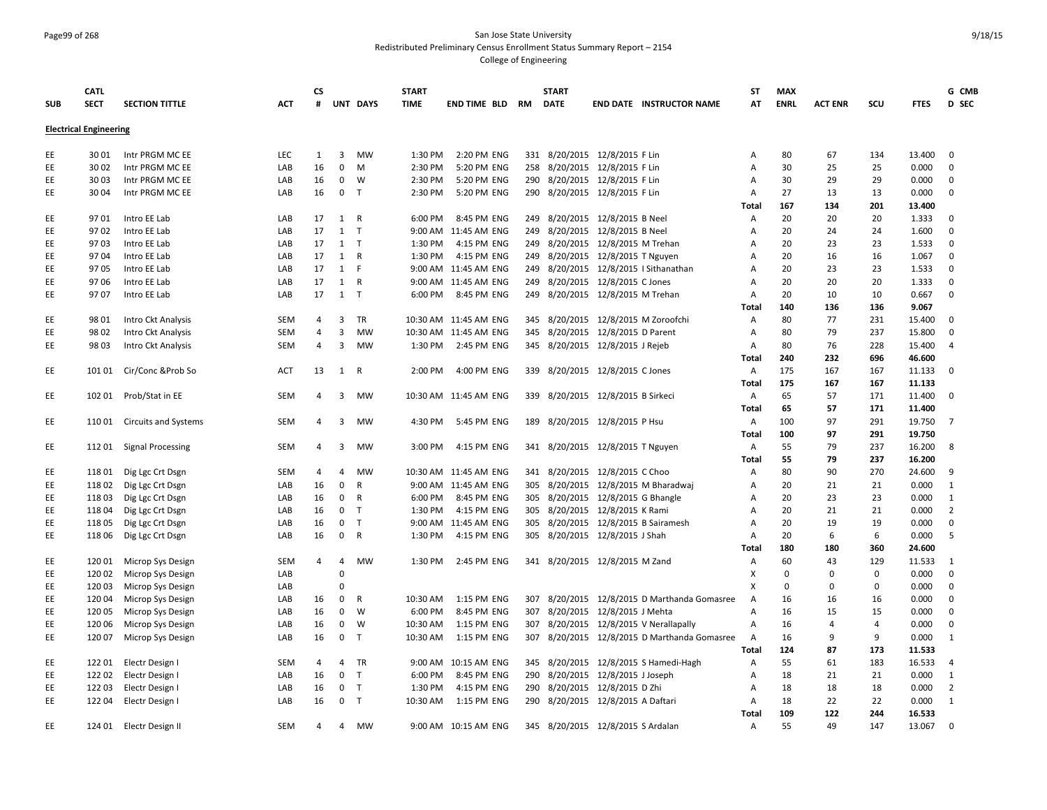San Jose State University
Redistributed Preliminary Census Enrollment Status Summary Report – 2154
College of Engineering

| SUB | CATL SECT | SECTION TITTLE | ACT | CS # | UNT | DAYS | START TIME | END TIME | BLD | RM | START DATE | END DATE | INSTRUCTOR NAME | ST AT | MAX ENRL | ACT ENR | SCU | FTES | G D | CMB SEC |
|---|---|---|---|---|---|---|---|---|---|---|---|---|---|---|---|---|---|---|---|---|
| **Electrical Engineering** | | | | | | | | | | | | | | | | | | | | |
| EE | 30 01 | Intr PRGM MC EE | LEC | 1 | 3 | MW | 1:30 PM | 2:20 PM | ENG | 331 | 8/20/2015 | 12/8/2015 | F Lin | A | 80 | 67 | 134 | 13.400 | 0 | |
| EE | 30 02 | Intr PRGM MC EE | LAB | 16 | 0 | M | 2:30 PM | 5:20 PM | ENG | 258 | 8/20/2015 | 12/8/2015 | F Lin | A | 30 | 25 | 25 | 0.000 | 0 | |
| EE | 30 03 | Intr PRGM MC EE | LAB | 16 | 0 | W | 2:30 PM | 5:20 PM | ENG | 290 | 8/20/2015 | 12/8/2015 | F Lin | A | 30 | 29 | 29 | 0.000 | 0 | |
| EE | 30 04 | Intr PRGM MC EE | LAB | 16 | 0 | T | 2:30 PM | 5:20 PM | ENG | 290 | 8/20/2015 | 12/8/2015 | F Lin | A | 27 | 13 | 13 | 0.000 | 0 | |
| | | | | | | | | | | | | | | Total | 167 | 134 | 201 | 13.400 | | |
| EE | 97 01 | Intro EE Lab | LAB | 17 | 1 | R | 6:00 PM | 8:45 PM | ENG | 249 | 8/20/2015 | 12/8/2015 | B Neel | A | 20 | 20 | 20 | 1.333 | 0 | |
| EE | 97 02 | Intro EE Lab | LAB | 17 | 1 | T | 9:00 AM | 11:45 AM | ENG | 249 | 8/20/2015 | 12/8/2015 | B Neel | A | 20 | 24 | 24 | 1.600 | 0 | |
| EE | 97 03 | Intro EE Lab | LAB | 17 | 1 | T | 1:30 PM | 4:15 PM | ENG | 249 | 8/20/2015 | 12/8/2015 | M Trehan | A | 20 | 23 | 23 | 1.533 | 0 | |
| EE | 97 04 | Intro EE Lab | LAB | 17 | 1 | R | 1:30 PM | 4:15 PM | ENG | 249 | 8/20/2015 | 12/8/2015 | T Nguyen | A | 20 | 16 | 16 | 1.067 | 0 | |
| EE | 97 05 | Intro EE Lab | LAB | 17 | 1 | F | 9:00 AM | 11:45 AM | ENG | 249 | 8/20/2015 | 12/8/2015 | I Sithanathan | A | 20 | 23 | 23 | 1.533 | 0 | |
| EE | 97 06 | Intro EE Lab | LAB | 17 | 1 | R | 9:00 AM | 11:45 AM | ENG | 249 | 8/20/2015 | 12/8/2015 | C Jones | A | 20 | 20 | 20 | 1.333 | 0 | |
| EE | 97 07 | Intro EE Lab | LAB | 17 | 1 | T | 6:00 PM | 8:45 PM | ENG | 249 | 8/20/2015 | 12/8/2015 | M Trehan | A | 20 | 10 | 10 | 0.667 | 0 | |
| | | | | | | | | | | | | | | Total | 140 | 136 | 136 | 9.067 | | |
| EE | 98 01 | Intro Ckt Analysis | SEM | 4 | 3 | TR | 10:30 AM | 11:45 AM | ENG | 345 | 8/20/2015 | 12/8/2015 | M Zoroofchi | A | 80 | 77 | 231 | 15.400 | 0 | |
| EE | 98 02 | Intro Ckt Analysis | SEM | 4 | 3 | MW | 10:30 AM | 11:45 AM | ENG | 345 | 8/20/2015 | 12/8/2015 | D Parent | A | 80 | 79 | 237 | 15.800 | 0 | |
| EE | 98 03 | Intro Ckt Analysis | SEM | 4 | 3 | MW | 1:30 PM | 2:45 PM | ENG | 345 | 8/20/2015 | 12/8/2015 | J Rejeb | A | 80 | 76 | 228 | 15.400 | 4 | |
| | | | | | | | | | | | | | | Total | 240 | 232 | 696 | 46.600 | | |
| EE | 101 01 | Cir/Conc &Prob So | ACT | 13 | 1 | R | 2:00 PM | 4:00 PM | ENG | 339 | 8/20/2015 | 12/8/2015 | C Jones | A | 175 | 167 | 167 | 11.133 | 0 | |
| | | | | | | | | | | | | | | Total | 175 | 167 | 167 | 11.133 | | |
| EE | 102 01 | Prob/Stat in EE | SEM | 4 | 3 | MW | 10:30 AM | 11:45 AM | ENG | 339 | 8/20/2015 | 12/8/2015 | B Sirkeci | A | 65 | 57 | 171 | 11.400 | 0 | |
| | | | | | | | | | | | | | | Total | 65 | 57 | 171 | 11.400 | | |
| EE | 110 01 | Circuits and Systems | SEM | 4 | 3 | MW | 4:30 PM | 5:45 PM | ENG | 189 | 8/20/2015 | 12/8/2015 | P Hsu | A | 100 | 97 | 291 | 19.750 | 7 | |
| | | | | | | | | | | | | | | Total | 100 | 97 | 291 | 19.750 | | |
| EE | 112 01 | Signal Processing | SEM | 4 | 3 | MW | 3:00 PM | 4:15 PM | ENG | 341 | 8/20/2015 | 12/8/2015 | T Nguyen | A | 55 | 79 | 237 | 16.200 | 8 | |
| | | | | | | | | | | | | | | Total | 55 | 79 | 237 | 16.200 | | |
| EE | 118 01 | Dig Lgc Crt Dsgn | SEM | 4 | 4 | MW | 10:30 AM | 11:45 AM | ENG | 341 | 8/20/2015 | 12/8/2015 | C Choo | A | 80 | 90 | 270 | 24.600 | 9 | |
| EE | 118 02 | Dig Lgc Crt Dsgn | LAB | 16 | 0 | R | 9:00 AM | 11:45 AM | ENG | 305 | 8/20/2015 | 12/8/2015 | M Bharadwaj | A | 20 | 21 | 21 | 0.000 | 1 | |
| EE | 118 03 | Dig Lgc Crt Dsgn | LAB | 16 | 0 | R | 6:00 PM | 8:45 PM | ENG | 305 | 8/20/2015 | 12/8/2015 | G Bhangle | A | 20 | 23 | 23 | 0.000 | 1 | |
| EE | 118 04 | Dig Lgc Crt Dsgn | LAB | 16 | 0 | T | 1:30 PM | 4:15 PM | ENG | 305 | 8/20/2015 | 12/8/2015 | K Rami | A | 20 | 21 | 21 | 0.000 | 2 | |
| EE | 118 05 | Dig Lgc Crt Dsgn | LAB | 16 | 0 | T | 9:00 AM | 11:45 AM | ENG | 305 | 8/20/2015 | 12/8/2015 | B Sairamesh | A | 20 | 19 | 19 | 0.000 | 0 | |
| EE | 118 06 | Dig Lgc Crt Dsgn | LAB | 16 | 0 | R | 1:30 PM | 4:15 PM | ENG | 305 | 8/20/2015 | 12/8/2015 | J Shah | A | 20 | 6 | 6 | 0.000 | 5 | |
| | | | | | | | | | | | | | | Total | 180 | 180 | 360 | 24.600 | | |
| EE | 120 01 | Microp Sys Design | SEM | 4 | 4 | MW | 1:30 PM | 2:45 PM | ENG | 341 | 8/20/2015 | 12/8/2015 | M Zand | A | 60 | 43 | 129 | 11.533 | 1 | |
| EE | 120 02 | Microp Sys Design | LAB | | 0 | | | | | | | | | X | 0 | 0 | 0 | 0.000 | 0 | |
| EE | 120 03 | Microp Sys Design | LAB | | 0 | | | | | | | | | X | 0 | 0 | 0 | 0.000 | 0 | |
| EE | 120 04 | Microp Sys Design | LAB | 16 | 0 | R | 10:30 AM | 1:15 PM | ENG | 307 | 8/20/2015 | 12/8/2015 | D Marthanda Gomasree | A | 16 | 16 | 16 | 0.000 | 0 | |
| EE | 120 05 | Microp Sys Design | LAB | 16 | 0 | W | 6:00 PM | 8:45 PM | ENG | 307 | 8/20/2015 | 12/8/2015 | J Mehta | A | 16 | 15 | 15 | 0.000 | 0 | |
| EE | 120 06 | Microp Sys Design | LAB | 16 | 0 | W | 10:30 AM | 1:15 PM | ENG | 307 | 8/20/2015 | 12/8/2015 | V Nerallapally | A | 16 | 4 | 4 | 0.000 | 0 | |
| EE | 120 07 | Microp Sys Design | LAB | 16 | 0 | T | 10:30 AM | 1:15 PM | ENG | 307 | 8/20/2015 | 12/8/2015 | D Marthanda Gomasree | A | 16 | 9 | 9 | 0.000 | 1 | |
| | | | | | | | | | | | | | | Total | 124 | 87 | 173 | 11.533 | | |
| EE | 122 01 | Electr Design I | SEM | 4 | 4 | TR | 9:00 AM | 10:15 AM | ENG | 345 | 8/20/2015 | 12/8/2015 | S Hamedi-Hagh | A | 55 | 61 | 183 | 16.533 | 4 | |
| EE | 122 02 | Electr Design I | LAB | 16 | 0 | T | 6:00 PM | 8:45 PM | ENG | 290 | 8/20/2015 | 12/8/2015 | J Joseph | A | 18 | 21 | 21 | 0.000 | 1 | |
| EE | 122 03 | Electr Design I | LAB | 16 | 0 | T | 1:30 PM | 4:15 PM | ENG | 290 | 8/20/2015 | 12/8/2015 | D Zhi | A | 18 | 18 | 18 | 0.000 | 2 | |
| EE | 122 04 | Electr Design I | LAB | 16 | 0 | T | 10:30 AM | 1:15 PM | ENG | 290 | 8/20/2015 | 12/8/2015 | A Daftari | A | 18 | 22 | 22 | 0.000 | 1 | |
| | | | | | | | | | | | | | | Total | 109 | 122 | 244 | 16.533 | | |
| EE | 124 01 | Electr Design II | SEM | 4 | 4 | MW | 9:00 AM | 10:15 AM | ENG | 345 | 8/20/2015 | 12/8/2015 | S Ardalan | A | 55 | 49 | 147 | 13.067 | 0 | |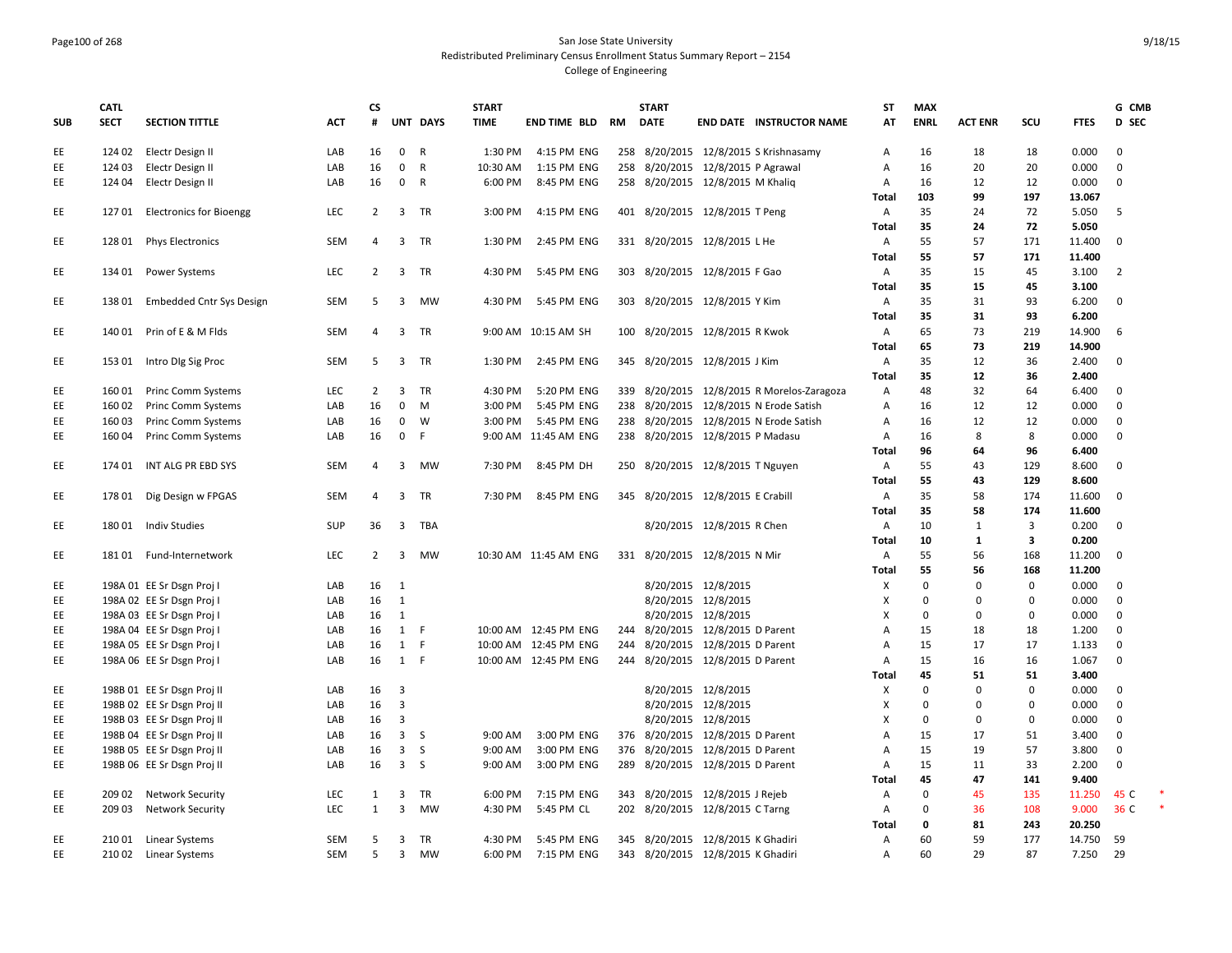San Jose State University
Redistributed Preliminary Census Enrollment Status Summary Report – 2154
College of Engineering

| SUB | CATL SECT | SECTION TITTLE | ACT | CS # | UNT | DAYS | START TIME | END TIME | BLD | RM | START DATE | END DATE | INSTRUCTOR NAME | ST AT | MAX ENRL | ACT ENR | SCU | FTES | G D | CMB SEC |
|---|---|---|---|---|---|---|---|---|---|---|---|---|---|---|---|---|---|---|---|---|
| EE | 124 02 | Electr Design II | LAB | 16 | 0 | R | 1:30 PM | 4:15 PM | ENG | 258 | 8/20/2015 | 12/8/2015 | S Krishnasamy | A | 16 | 18 | 18 | 0.000 | 0 | |
| EE | 124 03 | Electr Design II | LAB | 16 | 0 | R | 10:30 AM | 1:15 PM | ENG | 258 | 8/20/2015 | 12/8/2015 | P Agrawal | A | 16 | 20 | 20 | 0.000 | 0 | |
| EE | 124 04 | Electr Design II | LAB | 16 | 0 | R | 6:00 PM | 8:45 PM | ENG | 258 | 8/20/2015 | 12/8/2015 | M Khaliq | A | 16 | 12 | 12 | 0.000 | 0 | |
| | | | | | | | | | | | | | | **Total** | **103** | **99** | **197** | **13.067** | | |
| EE | 127 01 | Electronics for Bioengg | LEC | 2 | 3 | TR | 3:00 PM | 4:15 PM | ENG | 401 | 8/20/2015 | 12/8/2015 | T Peng | A | 35 | 24 | 72 | 5.050 | 5 | |
| | | | | | | | | | | | | | | **Total** | **35** | **24** | **72** | **5.050** | | |
| EE | 128 01 | Phys Electronics | SEM | 4 | 3 | TR | 1:30 PM | 2:45 PM | ENG | 331 | 8/20/2015 | 12/8/2015 | L He | A | 55 | 57 | 171 | 11.400 | 0 | |
| | | | | | | | | | | | | | | **Total** | **55** | **57** | **171** | **11.400** | | |
| EE | 134 01 | Power Systems | LEC | 2 | 3 | TR | 4:30 PM | 5:45 PM | ENG | 303 | 8/20/2015 | 12/8/2015 | F Gao | A | 35 | 15 | 45 | 3.100 | 2 | |
| | | | | | | | | | | | | | | **Total** | **35** | **15** | **45** | **3.100** | | |
| EE | 138 01 | Embedded Cntr Sys Design | SEM | 5 | 3 | MW | 4:30 PM | 5:45 PM | ENG | 303 | 8/20/2015 | 12/8/2015 | Y Kim | A | 35 | 31 | 93 | 6.200 | 0 | |
| | | | | | | | | | | | | | | **Total** | **35** | **31** | **93** | **6.200** | | |
| EE | 140 01 | Prin of E & M Flds | SEM | 4 | 3 | TR | 9:00 AM | 10:15 AM | SH | 100 | 8/20/2015 | 12/8/2015 | R Kwok | A | 65 | 73 | 219 | 14.900 | 6 | |
| | | | | | | | | | | | | | | **Total** | **65** | **73** | **219** | **14.900** | | |
| EE | 153 01 | Intro Dlg Sig Proc | SEM | 5 | 3 | TR | 1:30 PM | 2:45 PM | ENG | 345 | 8/20/2015 | 12/8/2015 | J Kim | A | 35 | 12 | 36 | 2.400 | 0 | |
| | | | | | | | | | | | | | | **Total** | **35** | **12** | **36** | **2.400** | | |
| EE | 160 01 | Princ Comm Systems | LEC | 2 | 3 | TR | 4:30 PM | 5:20 PM | ENG | 339 | 8/20/2015 | 12/8/2015 | R Morelos-Zaragoza | A | 48 | 32 | 64 | 6.400 | 0 | |
| EE | 160 02 | Princ Comm Systems | LAB | 16 | 0 | M | 3:00 PM | 5:45 PM | ENG | 238 | 8/20/2015 | 12/8/2015 | N Erode Satish | A | 16 | 12 | 12 | 0.000 | 0 | |
| EE | 160 03 | Princ Comm Systems | LAB | 16 | 0 | W | 3:00 PM | 5:45 PM | ENG | 238 | 8/20/2015 | 12/8/2015 | N Erode Satish | A | 16 | 12 | 12 | 0.000 | 0 | |
| EE | 160 04 | Princ Comm Systems | LAB | 16 | 0 | F | 9:00 AM | 11:45 AM | ENG | 238 | 8/20/2015 | 12/8/2015 | P Madasu | A | 16 | 8 | 8 | 0.000 | 0 | |
| | | | | | | | | | | | | | | **Total** | **96** | **64** | **96** | **6.400** | | |
| EE | 174 01 | INT ALG PR EBD SYS | SEM | 4 | 3 | MW | 7:30 PM | 8:45 PM | DH | 250 | 8/20/2015 | 12/8/2015 | T Nguyen | A | 55 | 43 | 129 | 8.600 | 0 | |
| | | | | | | | | | | | | | | **Total** | **55** | **43** | **129** | **8.600** | | |
| EE | 178 01 | Dig Design w FPGAS | SEM | 4 | 3 | TR | 7:30 PM | 8:45 PM | ENG | 345 | 8/20/2015 | 12/8/2015 | E Crabill | A | 35 | 58 | 174 | 11.600 | 0 | |
| | | | | | | | | | | | | | | **Total** | **35** | **58** | **174** | **11.600** | | |
| EE | 180 01 | Indiv Studies | SUP | 36 | 3 | TBA | | | | | 8/20/2015 | 12/8/2015 | R Chen | A | 10 | 1 | 3 | 0.200 | 0 | |
| | | | | | | | | | | | | | | **Total** | **10** | **1** | **3** | **0.200** | | |
| EE | 181 01 | Fund-Internetwork | LEC | 2 | 3 | MW | 10:30 AM | 11:45 AM | ENG | 331 | 8/20/2015 | 12/8/2015 | N Mir | A | 55 | 56 | 168 | 11.200 | 0 | |
| | | | | | | | | | | | | | | **Total** | **55** | **56** | **168** | **11.200** | | |
| EE | 198A 01 | EE Sr Dsgn Proj I | LAB | 16 | 1 | | | | | | 8/20/2015 | 12/8/2015 | | X | 0 | 0 | 0 | 0.000 | 0 | |
| EE | 198A 02 | EE Sr Dsgn Proj I | LAB | 16 | 1 | | | | | | 8/20/2015 | 12/8/2015 | | X | 0 | 0 | 0 | 0.000 | 0 | |
| EE | 198A 03 | EE Sr Dsgn Proj I | LAB | 16 | 1 | | | | | | 8/20/2015 | 12/8/2015 | | X | 0 | 0 | 0 | 0.000 | 0 | |
| EE | 198A 04 | EE Sr Dsgn Proj I | LAB | 16 | 1 | F | 10:00 AM | 12:45 PM | ENG | 244 | 8/20/2015 | 12/8/2015 | D Parent | A | 15 | 18 | 18 | 1.200 | 0 | |
| EE | 198A 05 | EE Sr Dsgn Proj I | LAB | 16 | 1 | F | 10:00 AM | 12:45 PM | ENG | 244 | 8/20/2015 | 12/8/2015 | D Parent | A | 15 | 17 | 17 | 1.133 | 0 | |
| EE | 198A 06 | EE Sr Dsgn Proj I | LAB | 16 | 1 | F | 10:00 AM | 12:45 PM | ENG | 244 | 8/20/2015 | 12/8/2015 | D Parent | A | 15 | 16 | 16 | 1.067 | 0 | |
| | | | | | | | | | | | | | | **Total** | **45** | **51** | **51** | **3.400** | | |
| EE | 198B 01 | EE Sr Dsgn Proj II | LAB | 16 | 3 | | | | | | 8/20/2015 | 12/8/2015 | | X | 0 | 0 | 0 | 0.000 | 0 | |
| EE | 198B 02 | EE Sr Dsgn Proj II | LAB | 16 | 3 | | | | | | 8/20/2015 | 12/8/2015 | | X | 0 | 0 | 0 | 0.000 | 0 | |
| EE | 198B 03 | EE Sr Dsgn Proj II | LAB | 16 | 3 | | | | | | 8/20/2015 | 12/8/2015 | | X | 0 | 0 | 0 | 0.000 | 0 | |
| EE | 198B 04 | EE Sr Dsgn Proj II | LAB | 16 | 3 | S | 9:00 AM | 3:00 PM | ENG | 376 | 8/20/2015 | 12/8/2015 | D Parent | A | 15 | 17 | 51 | 3.400 | 0 | |
| EE | 198B 05 | EE Sr Dsgn Proj II | LAB | 16 | 3 | S | 9:00 AM | 3:00 PM | ENG | 376 | 8/20/2015 | 12/8/2015 | D Parent | A | 15 | 19 | 57 | 3.800 | 0 | |
| EE | 198B 06 | EE Sr Dsgn Proj II | LAB | 16 | 3 | S | 9:00 AM | 3:00 PM | ENG | 289 | 8/20/2015 | 12/8/2015 | D Parent | A | 15 | 11 | 33 | 2.200 | 0 | |
| | | | | | | | | | | | | | | **Total** | **45** | **47** | **141** | **9.400** | | |
| EE | 209 02 | Network Security | LEC | 1 | 3 | TR | 6:00 PM | 7:15 PM | ENG | 343 | 8/20/2015 | 12/8/2015 | J Rejeb | A | 0 | 45 | 135 | 11.250 | 45 | C * |
| EE | 209 03 | Network Security | LEC | 1 | 3 | MW | 4:30 PM | 5:45 PM | CL | 202 | 8/20/2015 | 12/8/2015 | C Tarng | A | 0 | 36 | 108 | 9.000 | 36 | C * |
| | | | | | | | | | | | | | | **Total** | **0** | **81** | **243** | **20.250** | | |
| EE | 210 01 | Linear Systems | SEM | 5 | 3 | TR | 4:30 PM | 5:45 PM | ENG | 345 | 8/20/2015 | 12/8/2015 | K Ghadiri | A | 60 | 59 | 177 | 14.750 | 59 | |
| EE | 210 02 | Linear Systems | SEM | 5 | 3 | MW | 6:00 PM | 7:15 PM | ENG | 343 | 8/20/2015 | 12/8/2015 | K Ghadiri | A | 60 | 29 | 87 | 7.250 | 29 | |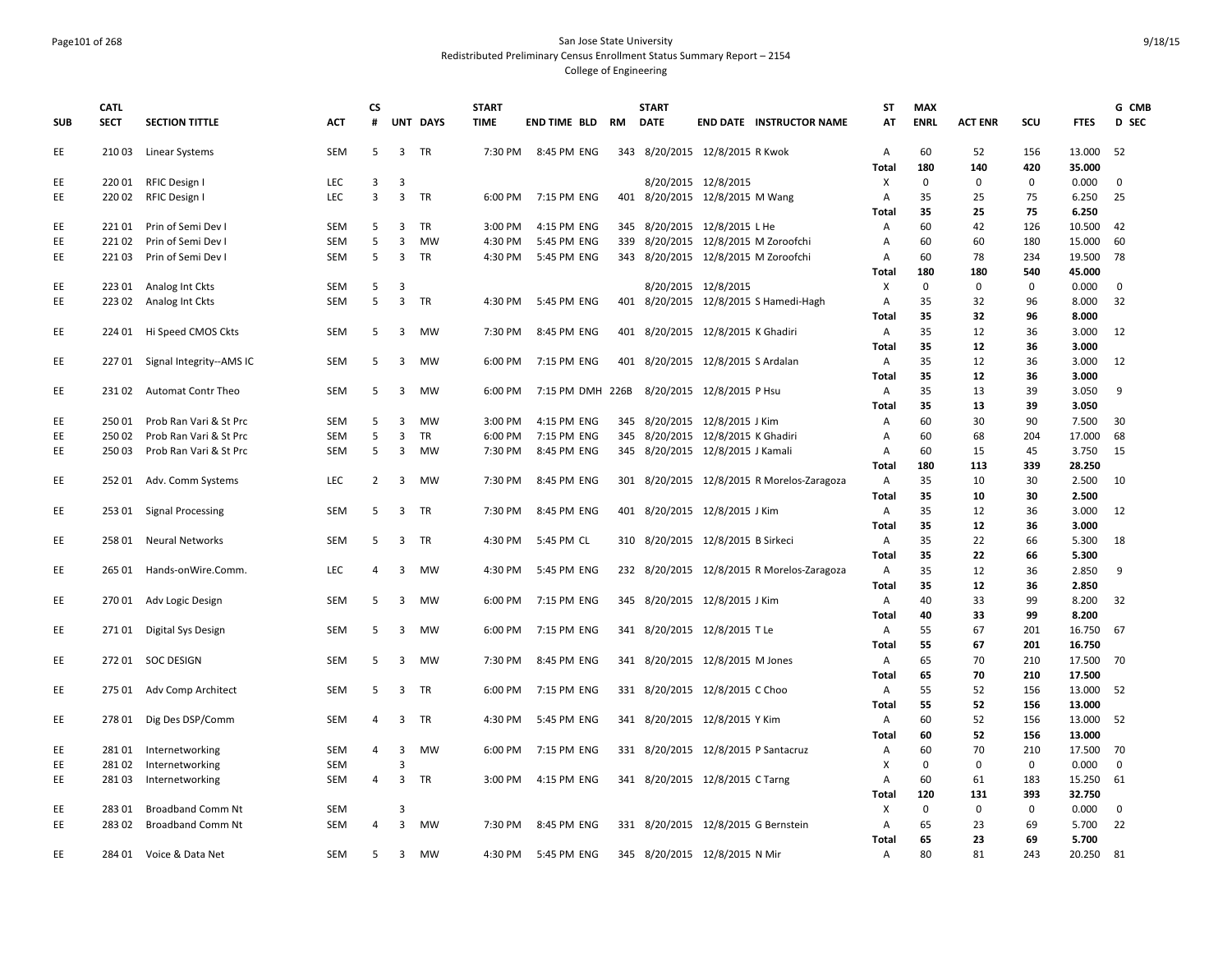# San Jose State University
## Redistributed Preliminary Census Enrollment Status Summary Report – 2154
### College of Engineering

| SUB | CATL SECT | SECTION TITTLE | ACT | CS # | UNT | DAYS | START TIME | END TIME | BLD | RM | START DATE | END DATE | INSTRUCTOR NAME | ST AT | MAX ENRL | ACT ENR | SCU | FTES | G D | CMB SEC |
|---|---|---|---|---|---|---|---|---|---|---|---|---|---|---|---|---|---|---|---|---|
| EE | 210 03 | Linear Systems | SEM | 5 | 3 | TR | 7:30 PM | 8:45 PM | ENG | 343 | 8/20/2015 | 12/8/2015 | R Kwok | A | 60 | 52 | 156 | 13.000 | 52 | |
| | | | | | | | | | | | | | | **Total** | **180** | **140** | **420** | **35.000** | | |
| EE | 220 01 | RFIC Design I | LEC | 3 | 3 | | | | | | 8/20/2015 | 12/8/2015 | | X | 0 | 0 | 0 | 0.000 | 0 | |
| EE | 220 02 | RFIC Design I | LEC | 3 | 3 | TR | 6:00 PM | 7:15 PM | ENG | 401 | 8/20/2015 | 12/8/2015 | M Wang | A | 35 | 25 | 75 | 6.250 | 25 | |
| | | | | | | | | | | | | | | **Total** | **35** | **25** | **75** | **6.250** | | |
| EE | 221 01 | Prin of Semi Dev I | SEM | 5 | 3 | TR | 3:00 PM | 4:15 PM | ENG | 345 | 8/20/2015 | 12/8/2015 | L He | A | 60 | 42 | 126 | 10.500 | 42 | |
| EE | 221 02 | Prin of Semi Dev I | SEM | 5 | 3 | MW | 4:30 PM | 5:45 PM | ENG | 339 | 8/20/2015 | 12/8/2015 | M Zoroofchi | A | 60 | 60 | 180 | 15.000 | 60 | |
| EE | 221 03 | Prin of Semi Dev I | SEM | 5 | 3 | TR | 4:30 PM | 5:45 PM | ENG | 343 | 8/20/2015 | 12/8/2015 | M Zoroofchi | A | 60 | 78 | 234 | 19.500 | 78 | |
| | | | | | | | | | | | | | | **Total** | **180** | **180** | **540** | **45.000** | | |
| EE | 223 01 | Analog Int Ckts | SEM | 5 | 3 | | | | | | 8/20/2015 | 12/8/2015 | | X | 0 | 0 | 0 | 0.000 | 0 | |
| EE | 223 02 | Analog Int Ckts | SEM | 5 | 3 | TR | 4:30 PM | 5:45 PM | ENG | 401 | 8/20/2015 | 12/8/2015 | S Hamedi-Hagh | A | 35 | 32 | 96 | 8.000 | 32 | |
| | | | | | | | | | | | | | | **Total** | **35** | **32** | **96** | **8.000** | | |
| EE | 224 01 | Hi Speed CMOS Ckts | SEM | 5 | 3 | MW | 7:30 PM | 8:45 PM | ENG | 401 | 8/20/2015 | 12/8/2015 | K Ghadiri | A | 35 | 12 | 36 | 3.000 | 12 | |
| | | | | | | | | | | | | | | **Total** | **35** | **12** | **36** | **3.000** | | |
| EE | 227 01 | Signal Integrity--AMS IC | SEM | 5 | 3 | MW | 6:00 PM | 7:15 PM | ENG | 401 | 8/20/2015 | 12/8/2015 | S Ardalan | A | 35 | 12 | 36 | 3.000 | 12 | |
| | | | | | | | | | | | | | | **Total** | **35** | **12** | **36** | **3.000** | | |
| EE | 231 02 | Automat Contr Theo | SEM | 5 | 3 | MW | 6:00 PM | 7:15 PM | DMH | 226B | 8/20/2015 | 12/8/2015 | P Hsu | A | 35 | 13 | 39 | 3.050 | 9 | |
| | | | | | | | | | | | | | | **Total** | **35** | **13** | **39** | **3.050** | | |
| EE | 250 01 | Prob Ran Vari & St Prc | SEM | 5 | 3 | MW | 3:00 PM | 4:15 PM | ENG | 345 | 8/20/2015 | 12/8/2015 | J Kim | A | 60 | 30 | 90 | 7.500 | 30 | |
| EE | 250 02 | Prob Ran Vari & St Prc | SEM | 5 | 3 | TR | 6:00 PM | 7:15 PM | ENG | 345 | 8/20/2015 | 12/8/2015 | K Ghadiri | A | 60 | 68 | 204 | 17.000 | 68 | |
| EE | 250 03 | Prob Ran Vari & St Prc | SEM | 5 | 3 | MW | 7:30 PM | 8:45 PM | ENG | 345 | 8/20/2015 | 12/8/2015 | J Kamali | A | 60 | 15 | 45 | 3.750 | 15 | |
| | | | | | | | | | | | | | | **Total** | **180** | **113** | **339** | **28.250** | | |
| EE | 252 01 | Adv. Comm Systems | LEC | 2 | 3 | MW | 7:30 PM | 8:45 PM | ENG | 301 | 8/20/2015 | 12/8/2015 | R Morelos-Zaragoza | A | 35 | 10 | 30 | 2.500 | 10 | |
| | | | | | | | | | | | | | | **Total** | **35** | **10** | **30** | **2.500** | | |
| EE | 253 01 | Signal Processing | SEM | 5 | 3 | TR | 7:30 PM | 8:45 PM | ENG | 401 | 8/20/2015 | 12/8/2015 | J Kim | A | 35 | 12 | 36 | 3.000 | 12 | |
| | | | | | | | | | | | | | | **Total** | **35** | **12** | **36** | **3.000** | | |
| EE | 258 01 | Neural Networks | SEM | 5 | 3 | TR | 4:30 PM | 5:45 PM | CL | 310 | 8/20/2015 | 12/8/2015 | B Sirkeci | A | 35 | 22 | 66 | 5.300 | 18 | |
| | | | | | | | | | | | | | | **Total** | **35** | **22** | **66** | **5.300** | | |
| EE | 265 01 | Hands-onWire.Comm. | LEC | 4 | 3 | MW | 4:30 PM | 5:45 PM | ENG | 232 | 8/20/2015 | 12/8/2015 | R Morelos-Zaragoza | A | 35 | 12 | 36 | 2.850 | 9 | |
| | | | | | | | | | | | | | | **Total** | **35** | **12** | **36** | **2.850** | | |
| EE | 270 01 | Adv Logic Design | SEM | 5 | 3 | MW | 6:00 PM | 7:15 PM | ENG | 345 | 8/20/2015 | 12/8/2015 | J Kim | A | 40 | 33 | 99 | 8.200 | 32 | |
| | | | | | | | | | | | | | | **Total** | **40** | **33** | **99** | **8.200** | | |
| EE | 271 01 | Digital Sys Design | SEM | 5 | 3 | MW | 6:00 PM | 7:15 PM | ENG | 341 | 8/20/2015 | 12/8/2015 | T Le | A | 55 | 67 | 201 | 16.750 | 67 | |
| | | | | | | | | | | | | | | **Total** | **55** | **67** | **201** | **16.750** | | |
| EE | 272 01 | SOC DESIGN | SEM | 5 | 3 | MW | 7:30 PM | 8:45 PM | ENG | 341 | 8/20/2015 | 12/8/2015 | M Jones | A | 65 | 70 | 210 | 17.500 | 70 | |
| | | | | | | | | | | | | | | **Total** | **65** | **70** | **210** | **17.500** | | |
| EE | 275 01 | Adv Comp Architect | SEM | 5 | 3 | TR | 6:00 PM | 7:15 PM | ENG | 331 | 8/20/2015 | 12/8/2015 | C Choo | A | 55 | 52 | 156 | 13.000 | 52 | |
| | | | | | | | | | | | | | | **Total** | **55** | **52** | **156** | **13.000** | | |
| EE | 278 01 | Dig Des DSP/Comm | SEM | 4 | 3 | TR | 4:30 PM | 5:45 PM | ENG | 341 | 8/20/2015 | 12/8/2015 | Y Kim | A | 60 | 52 | 156 | 13.000 | 52 | |
| | | | | | | | | | | | | | | **Total** | **60** | **52** | **156** | **13.000** | | |
| EE | 281 01 | Internetworking | SEM | 4 | 3 | MW | 6:00 PM | 7:15 PM | ENG | 331 | 8/20/2015 | 12/8/2015 | P Santacruz | A | 60 | 70 | 210 | 17.500 | 70 | |
| EE | 281 02 | Internetworking | SEM | | 3 | | | | | | | | | X | 0 | 0 | 0 | 0.000 | 0 | |
| EE | 281 03 | Internetworking | SEM | 4 | 3 | TR | 3:00 PM | 4:15 PM | ENG | 341 | 8/20/2015 | 12/8/2015 | C Tarng | A | 60 | 61 | 183 | 15.250 | 61 | |
| | | | | | | | | | | | | | | **Total** | **120** | **131** | **393** | **32.750** | | |
| EE | 283 01 | Broadband Comm Nt | SEM | | 3 | | | | | | | | | X | 0 | 0 | 0 | 0.000 | 0 | |
| EE | 283 02 | Broadband Comm Nt | SEM | 4 | 3 | MW | 7:30 PM | 8:45 PM | ENG | 331 | 8/20/2015 | 12/8/2015 | G Bernstein | A | 65 | 23 | 69 | 5.700 | 22 | |
| | | | | | | | | | | | | | | **Total** | **65** | **23** | **69** | **5.700** | | |
| EE | 284 01 | Voice & Data Net | SEM | 5 | 3 | MW | 4:30 PM | 5:45 PM | ENG | 345 | 8/20/2015 | 12/8/2015 | N Mir | A | 80 | 81 | 243 | 20.250 | 81 | |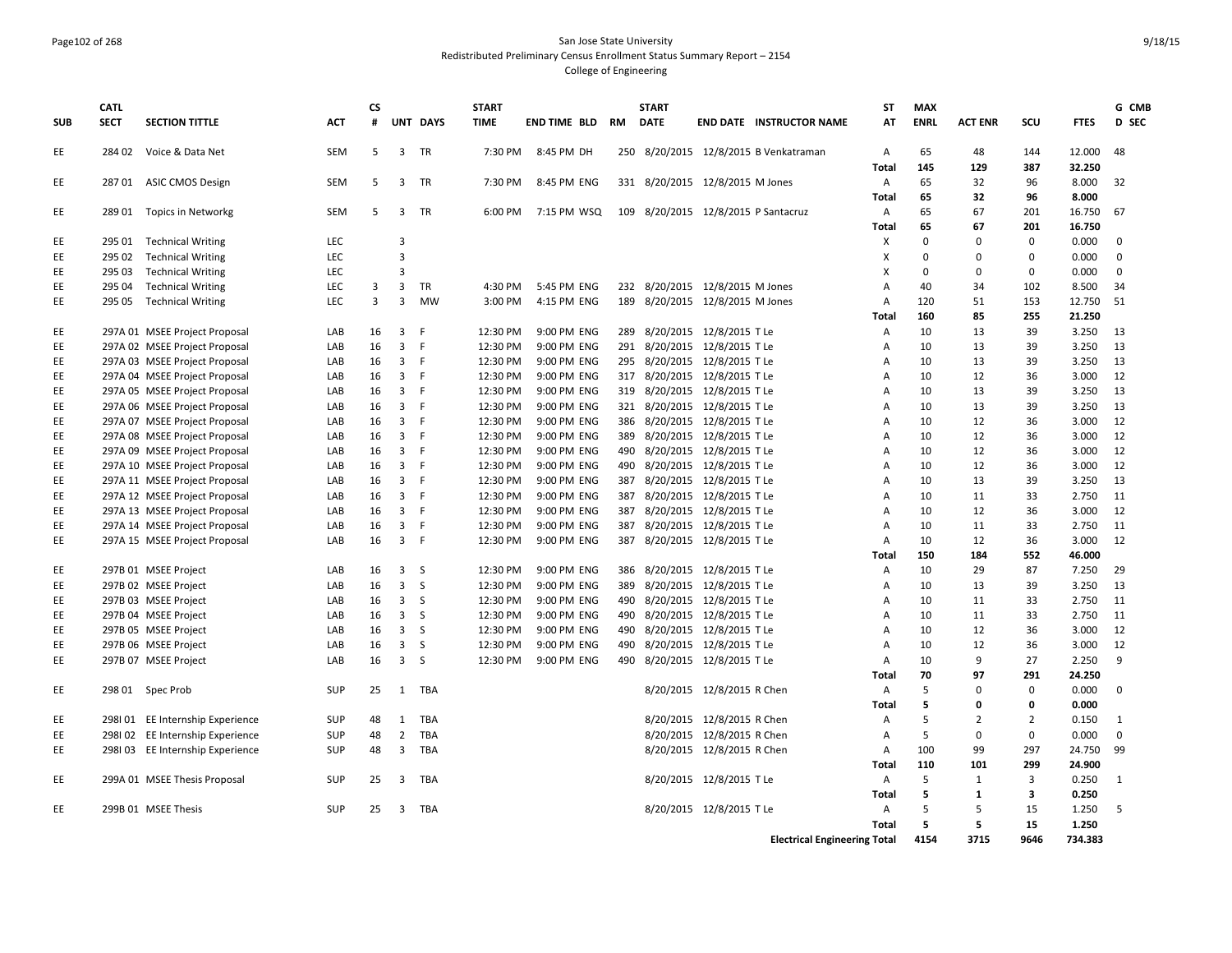San Jose State University
Redistributed Preliminary Census Enrollment Status Summary Report – 2154
College of Engineering

| SUB | CATL SECT | SECTION TITTLE | ACT | CS # | UNT | DAYS | START TIME | END TIME | BLD | RM | START DATE | END DATE | INSTRUCTOR NAME | ST AT | MAX ENRL | ACT ENR | SCU | FTES | G CMB D SEC |
|---|---|---|---|---|---|---|---|---|---|---|---|---|---|---|---|---|---|---|---|
| EE | 284 02 | Voice & Data Net | SEM | 5 | 3 | TR | 7:30 PM | 8:45 PM | DH | 250 | 8/20/2015 | 12/8/2015 | B Venkatraman | A | 65 | 48 | 144 | 12.000 | 48 |
| | | | | | | | | | | | | | | Total | 145 | 129 | 387 | 32.250 | |
| EE | 287 01 | ASIC CMOS Design | SEM | 5 | 3 | TR | 7:30 PM | 8:45 PM | ENG | 331 | 8/20/2015 | 12/8/2015 | M Jones | A | 65 | 32 | 96 | 8.000 | 32 |
| | | | | | | | | | | | | | | Total | 65 | 32 | 96 | 8.000 | |
| EE | 289 01 | Topics in Networkg | SEM | 5 | 3 | TR | 6:00 PM | 7:15 PM | WSQ | 109 | 8/20/2015 | 12/8/2015 | P Santacruz | A | 65 | 67 | 201 | 16.750 | 67 |
| | | | | | | | | | | | | | | Total | 65 | 67 | 201 | 16.750 | |
| EE | 295 01 | Technical Writing | LEC | | 3 | | | | | | | | | X | 0 | 0 | 0 | 0.000 | 0 |
| EE | 295 02 | Technical Writing | LEC | | 3 | | | | | | | | | X | 0 | 0 | 0 | 0.000 | 0 |
| EE | 295 03 | Technical Writing | LEC | | 3 | | | | | | | | | X | 0 | 0 | 0 | 0.000 | 0 |
| EE | 295 04 | Technical Writing | LEC | 3 | 3 | TR | 4:30 PM | 5:45 PM | ENG | 232 | 8/20/2015 | 12/8/2015 | M Jones | A | 40 | 34 | 102 | 8.500 | 34 |
| EE | 295 05 | Technical Writing | LEC | 3 | 3 | MW | 3:00 PM | 4:15 PM | ENG | 189 | 8/20/2015 | 12/8/2015 | M Jones | A | 120 | 51 | 153 | 12.750 | 51 |
| | | | | | | | | | | | | | | Total | 160 | 85 | 255 | 21.250 | |
| EE | 297A 01 | MSEE Project Proposal | LAB | 16 | 3 | F | 12:30 PM | 9:00 PM | ENG | 289 | 8/20/2015 | 12/8/2015 | T Le | A | 10 | 13 | 39 | 3.250 | 13 |
| EE | 297A 02 | MSEE Project Proposal | LAB | 16 | 3 | F | 12:30 PM | 9:00 PM | ENG | 291 | 8/20/2015 | 12/8/2015 | T Le | A | 10 | 13 | 39 | 3.250 | 13 |
| EE | 297A 03 | MSEE Project Proposal | LAB | 16 | 3 | F | 12:30 PM | 9:00 PM | ENG | 295 | 8/20/2015 | 12/8/2015 | T Le | A | 10 | 13 | 39 | 3.250 | 13 |
| EE | 297A 04 | MSEE Project Proposal | LAB | 16 | 3 | F | 12:30 PM | 9:00 PM | ENG | 317 | 8/20/2015 | 12/8/2015 | T Le | A | 10 | 12 | 36 | 3.000 | 12 |
| EE | 297A 05 | MSEE Project Proposal | LAB | 16 | 3 | F | 12:30 PM | 9:00 PM | ENG | 319 | 8/20/2015 | 12/8/2015 | T Le | A | 10 | 13 | 39 | 3.250 | 13 |
| EE | 297A 06 | MSEE Project Proposal | LAB | 16 | 3 | F | 12:30 PM | 9:00 PM | ENG | 321 | 8/20/2015 | 12/8/2015 | T Le | A | 10 | 13 | 39 | 3.250 | 13 |
| EE | 297A 07 | MSEE Project Proposal | LAB | 16 | 3 | F | 12:30 PM | 9:00 PM | ENG | 386 | 8/20/2015 | 12/8/2015 | T Le | A | 10 | 12 | 36 | 3.000 | 12 |
| EE | 297A 08 | MSEE Project Proposal | LAB | 16 | 3 | F | 12:30 PM | 9:00 PM | ENG | 389 | 8/20/2015 | 12/8/2015 | T Le | A | 10 | 12 | 36 | 3.000 | 12 |
| EE | 297A 09 | MSEE Project Proposal | LAB | 16 | 3 | F | 12:30 PM | 9:00 PM | ENG | 490 | 8/20/2015 | 12/8/2015 | T Le | A | 10 | 12 | 36 | 3.000 | 12 |
| EE | 297A 10 | MSEE Project Proposal | LAB | 16 | 3 | F | 12:30 PM | 9:00 PM | ENG | 490 | 8/20/2015 | 12/8/2015 | T Le | A | 10 | 12 | 36 | 3.000 | 12 |
| EE | 297A 11 | MSEE Project Proposal | LAB | 16 | 3 | F | 12:30 PM | 9:00 PM | ENG | 387 | 8/20/2015 | 12/8/2015 | T Le | A | 10 | 13 | 39 | 3.250 | 13 |
| EE | 297A 12 | MSEE Project Proposal | LAB | 16 | 3 | F | 12:30 PM | 9:00 PM | ENG | 387 | 8/20/2015 | 12/8/2015 | T Le | A | 10 | 11 | 33 | 2.750 | 11 |
| EE | 297A 13 | MSEE Project Proposal | LAB | 16 | 3 | F | 12:30 PM | 9:00 PM | ENG | 387 | 8/20/2015 | 12/8/2015 | T Le | A | 10 | 12 | 36 | 3.000 | 12 |
| EE | 297A 14 | MSEE Project Proposal | LAB | 16 | 3 | F | 12:30 PM | 9:00 PM | ENG | 387 | 8/20/2015 | 12/8/2015 | T Le | A | 10 | 11 | 33 | 2.750 | 11 |
| EE | 297A 15 | MSEE Project Proposal | LAB | 16 | 3 | F | 12:30 PM | 9:00 PM | ENG | 387 | 8/20/2015 | 12/8/2015 | T Le | A | 10 | 12 | 36 | 3.000 | 12 |
| | | | | | | | | | | | | | | Total | 150 | 184 | 552 | 46.000 | |
| EE | 297B 01 | MSEE Project | LAB | 16 | 3 | S | 12:30 PM | 9:00 PM | ENG | 386 | 8/20/2015 | 12/8/2015 | T Le | A | 10 | 29 | 87 | 7.250 | 29 |
| EE | 297B 02 | MSEE Project | LAB | 16 | 3 | S | 12:30 PM | 9:00 PM | ENG | 389 | 8/20/2015 | 12/8/2015 | T Le | A | 10 | 13 | 39 | 3.250 | 13 |
| EE | 297B 03 | MSEE Project | LAB | 16 | 3 | S | 12:30 PM | 9:00 PM | ENG | 490 | 8/20/2015 | 12/8/2015 | T Le | A | 10 | 11 | 33 | 2.750 | 11 |
| EE | 297B 04 | MSEE Project | LAB | 16 | 3 | S | 12:30 PM | 9:00 PM | ENG | 490 | 8/20/2015 | 12/8/2015 | T Le | A | 10 | 11 | 33 | 2.750 | 11 |
| EE | 297B 05 | MSEE Project | LAB | 16 | 3 | S | 12:30 PM | 9:00 PM | ENG | 490 | 8/20/2015 | 12/8/2015 | T Le | A | 10 | 12 | 36 | 3.000 | 12 |
| EE | 297B 06 | MSEE Project | LAB | 16 | 3 | S | 12:30 PM | 9:00 PM | ENG | 490 | 8/20/2015 | 12/8/2015 | T Le | A | 10 | 12 | 36 | 3.000 | 12 |
| EE | 297B 07 | MSEE Project | LAB | 16 | 3 | S | 12:30 PM | 9:00 PM | ENG | 490 | 8/20/2015 | 12/8/2015 | T Le | A | 10 | 9 | 27 | 2.250 | 9 |
| | | | | | | | | | | | | | | Total | 70 | 97 | 291 | 24.250 | |
| EE | 298 01 | Spec Prob | SUP | 25 | 1 | TBA | | | | | 8/20/2015 | 12/8/2015 | R Chen | A | 5 | 0 | 0 | 0.000 | 0 |
| | | | | | | | | | | | | | | Total | 5 | 0 | 0 | 0.000 | |
| EE | 298I 01 | EE Internship Experience | SUP | 48 | 1 | TBA | | | | | 8/20/2015 | 12/8/2015 | R Chen | A | 5 | 2 | 2 | 0.150 | 1 |
| EE | 298I 02 | EE Internship Experience | SUP | 48 | 2 | TBA | | | | | 8/20/2015 | 12/8/2015 | R Chen | A | 5 | 0 | 0 | 0.000 | 0 |
| EE | 298I 03 | EE Internship Experience | SUP | 48 | 3 | TBA | | | | | 8/20/2015 | 12/8/2015 | R Chen | A | 100 | 99 | 297 | 24.750 | 99 |
| | | | | | | | | | | | | | | Total | 110 | 101 | 299 | 24.900 | |
| EE | 299A 01 | MSEE Thesis Proposal | SUP | 25 | 3 | TBA | | | | | 8/20/2015 | 12/8/2015 | T Le | A | 5 | 1 | 3 | 0.250 | 1 |
| | | | | | | | | | | | | | | Total | 5 | 1 | 3 | 0.250 | |
| EE | 299B 01 | MSEE Thesis | SUP | 25 | 3 | TBA | | | | | 8/20/2015 | 12/8/2015 | T Le | A | 5 | 5 | 15 | 1.250 | 5 |
| | | | | | | | | | | | | | | Total | 5 | 5 | 15 | 1.250 | |
| | | | | | | | | | | | | | Electrical Engineering Total | | 4154 | 3715 | 9646 | 734.383 | |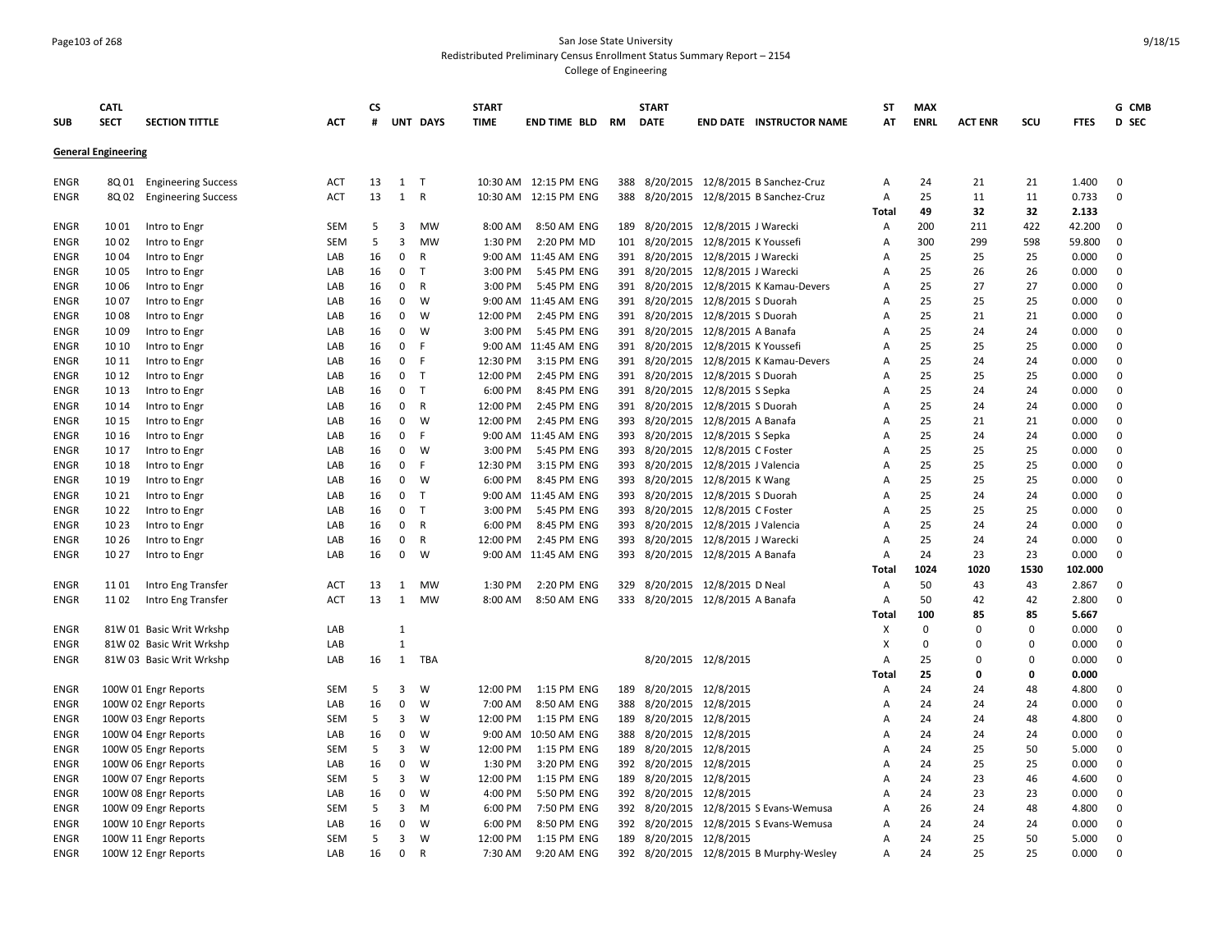San Jose State University
Redistributed Preliminary Census Enrollment Status Summary Report – 2154
College of Engineering

| SUB | CATL SECT | SECTION TITTLE | ACT | CS # | UNT | DAYS | START TIME | END TIME | BLD | RM | START DATE | END DATE | INSTRUCTOR NAME | ST AT | MAX ENRL | ACT ENR | SCU | FTES | G CMB D SEC |
|---|---|---|---|---|---|---|---|---|---|---|---|---|---|---|---|---|---|---|---|
| **General Engineering** | | | | | | | | | | | | | | | | | | | |
| ENGR | 8Q 01 | Engineering Success | ACT | 13 | 1 | T | 10:30 AM | 12:15 PM | ENG | 388 | 8/20/2015 | 12/8/2015 | B Sanchez-Cruz | A | 24 | 21 | 21 | 1.400 | 0 |
| ENGR | 8Q 02 | Engineering Success | ACT | 13 | 1 | R | 10:30 AM | 12:15 PM | ENG | 388 | 8/20/2015 | 12/8/2015 | B Sanchez-Cruz | A | 25 | 11 | 11 | 0.733 | 0 |
| | | | | | | | | | | | | | | Total | 49 | 32 | 32 | 2.133 | |
| ENGR | 10 01 | Intro to Engr | SEM | 5 | 3 | MW | 8:00 AM | 8:50 AM | ENG | 189 | 8/20/2015 | 12/8/2015 | J Warecki | A | 200 | 211 | 422 | 42.200 | 0 |
| ENGR | 10 02 | Intro to Engr | SEM | 5 | 3 | MW | 1:30 PM | 2:20 PM | MD | 101 | 8/20/2015 | 12/8/2015 | K Youssefi | A | 300 | 299 | 598 | 59.800 | 0 |
| ENGR | 10 04 | Intro to Engr | LAB | 16 | 0 | R | 9:00 AM | 11:45 AM | ENG | 391 | 8/20/2015 | 12/8/2015 | J Warecki | A | 25 | 25 | 25 | 0.000 | 0 |
| ENGR | 10 05 | Intro to Engr | LAB | 16 | 0 | T | 3:00 PM | 5:45 PM | ENG | 391 | 8/20/2015 | 12/8/2015 | J Warecki | A | 25 | 26 | 26 | 0.000 | 0 |
| ENGR | 10 06 | Intro to Engr | LAB | 16 | 0 | R | 3:00 PM | 5:45 PM | ENG | 391 | 8/20/2015 | 12/8/2015 | K Kamau-Devers | A | 25 | 27 | 27 | 0.000 | 0 |
| ENGR | 10 07 | Intro to Engr | LAB | 16 | 0 | W | 9:00 AM | 11:45 AM | ENG | 391 | 8/20/2015 | 12/8/2015 | S Duorah | A | 25 | 25 | 25 | 0.000 | 0 |
| ENGR | 10 08 | Intro to Engr | LAB | 16 | 0 | W | 12:00 PM | 2:45 PM | ENG | 391 | 8/20/2015 | 12/8/2015 | S Duorah | A | 25 | 21 | 21 | 0.000 | 0 |
| ENGR | 10 09 | Intro to Engr | LAB | 16 | 0 | W | 3:00 PM | 5:45 PM | ENG | 391 | 8/20/2015 | 12/8/2015 | A Banafa | A | 25 | 24 | 24 | 0.000 | 0 |
| ENGR | 10 10 | Intro to Engr | LAB | 16 | 0 | F | 9:00 AM | 11:45 AM | ENG | 391 | 8/20/2015 | 12/8/2015 | K Youssefi | A | 25 | 25 | 25 | 0.000 | 0 |
| ENGR | 10 11 | Intro to Engr | LAB | 16 | 0 | F | 12:30 PM | 3:15 PM | ENG | 391 | 8/20/2015 | 12/8/2015 | K Kamau-Devers | A | 25 | 24 | 24 | 0.000 | 0 |
| ENGR | 10 12 | Intro to Engr | LAB | 16 | 0 | T | 12:00 PM | 2:45 PM | ENG | 391 | 8/20/2015 | 12/8/2015 | S Duorah | A | 25 | 25 | 25 | 0.000 | 0 |
| ENGR | 10 13 | Intro to Engr | LAB | 16 | 0 | T | 6:00 PM | 8:45 PM | ENG | 391 | 8/20/2015 | 12/8/2015 | S Sepka | A | 25 | 24 | 24 | 0.000 | 0 |
| ENGR | 10 14 | Intro to Engr | LAB | 16 | 0 | R | 12:00 PM | 2:45 PM | ENG | 391 | 8/20/2015 | 12/8/2015 | S Duorah | A | 25 | 24 | 24 | 0.000 | 0 |
| ENGR | 10 15 | Intro to Engr | LAB | 16 | 0 | W | 12:00 PM | 2:45 PM | ENG | 393 | 8/20/2015 | 12/8/2015 | A Banafa | A | 25 | 21 | 21 | 0.000 | 0 |
| ENGR | 10 16 | Intro to Engr | LAB | 16 | 0 | F | 9:00 AM | 11:45 AM | ENG | 393 | 8/20/2015 | 12/8/2015 | S Sepka | A | 25 | 24 | 24 | 0.000 | 0 |
| ENGR | 10 17 | Intro to Engr | LAB | 16 | 0 | W | 3:00 PM | 5:45 PM | ENG | 393 | 8/20/2015 | 12/8/2015 | C Foster | A | 25 | 25 | 25 | 0.000 | 0 |
| ENGR | 10 18 | Intro to Engr | LAB | 16 | 0 | F | 12:30 PM | 3:15 PM | ENG | 393 | 8/20/2015 | 12/8/2015 | J Valencia | A | 25 | 25 | 25 | 0.000 | 0 |
| ENGR | 10 19 | Intro to Engr | LAB | 16 | 0 | W | 6:00 PM | 8:45 PM | ENG | 393 | 8/20/2015 | 12/8/2015 | K Wang | A | 25 | 25 | 25 | 0.000 | 0 |
| ENGR | 10 21 | Intro to Engr | LAB | 16 | 0 | T | 9:00 AM | 11:45 AM | ENG | 393 | 8/20/2015 | 12/8/2015 | S Duorah | A | 25 | 24 | 24 | 0.000 | 0 |
| ENGR | 10 22 | Intro to Engr | LAB | 16 | 0 | T | 3:00 PM | 5:45 PM | ENG | 393 | 8/20/2015 | 12/8/2015 | C Foster | A | 25 | 25 | 25 | 0.000 | 0 |
| ENGR | 10 23 | Intro to Engr | LAB | 16 | 0 | R | 6:00 PM | 8:45 PM | ENG | 393 | 8/20/2015 | 12/8/2015 | J Valencia | A | 25 | 24 | 24 | 0.000 | 0 |
| ENGR | 10 26 | Intro to Engr | LAB | 16 | 0 | R | 12:00 PM | 2:45 PM | ENG | 393 | 8/20/2015 | 12/8/2015 | J Warecki | A | 25 | 24 | 24 | 0.000 | 0 |
| ENGR | 10 27 | Intro to Engr | LAB | 16 | 0 | W | 9:00 AM | 11:45 AM | ENG | 393 | 8/20/2015 | 12/8/2015 | A Banafa | A | 24 | 23 | 23 | 0.000 | 0 |
| | | | | | | | | | | | | | | Total | 1024 | 1020 | 1530 | 102.000 | |
| ENGR | 11 01 | Intro Eng Transfer | ACT | 13 | 1 | MW | 1:30 PM | 2:20 PM | ENG | 329 | 8/20/2015 | 12/8/2015 | D Neal | A | 50 | 43 | 43 | 2.867 | 0 |
| ENGR | 11 02 | Intro Eng Transfer | ACT | 13 | 1 | MW | 8:00 AM | 8:50 AM | ENG | 333 | 8/20/2015 | 12/8/2015 | A Banafa | A | 50 | 42 | 42 | 2.800 | 0 |
| | | | | | | | | | | | | | | Total | 100 | 85 | 85 | 5.667 | |
| ENGR | 81W 01 | Basic Writ Wrkshp | LAB | | 1 | | | | | | | | | X | 0 | 0 | 0 | 0.000 | 0 |
| ENGR | 81W 02 | Basic Writ Wrkshp | LAB | | 1 | | | | | | | | | X | 0 | 0 | 0 | 0.000 | 0 |
| ENGR | 81W 03 | Basic Writ Wrkshp | LAB | 16 | 1 | TBA | | | | | 8/20/2015 | 12/8/2015 | | A | 25 | 0 | 0 | 0.000 | 0 |
| | | | | | | | | | | | | | | Total | 25 | 0 | 0 | 0.000 | |
| ENGR | 100W 01 | Engr Reports | SEM | 5 | 3 | W | 12:00 PM | 1:15 PM | ENG | 189 | 8/20/2015 | 12/8/2015 | | A | 24 | 24 | 48 | 4.800 | 0 |
| ENGR | 100W 02 | Engr Reports | LAB | 16 | 0 | W | 7:00 AM | 8:50 AM | ENG | 388 | 8/20/2015 | 12/8/2015 | | A | 24 | 24 | 24 | 0.000 | 0 |
| ENGR | 100W 03 | Engr Reports | SEM | 5 | 3 | W | 12:00 PM | 1:15 PM | ENG | 189 | 8/20/2015 | 12/8/2015 | | A | 24 | 24 | 48 | 4.800 | 0 |
| ENGR | 100W 04 | Engr Reports | LAB | 16 | 0 | W | 9:00 AM | 10:50 AM | ENG | 388 | 8/20/2015 | 12/8/2015 | | A | 24 | 24 | 24 | 0.000 | 0 |
| ENGR | 100W 05 | Engr Reports | SEM | 5 | 3 | W | 12:00 PM | 1:15 PM | ENG | 189 | 8/20/2015 | 12/8/2015 | | A | 24 | 25 | 50 | 5.000 | 0 |
| ENGR | 100W 06 | Engr Reports | LAB | 16 | 0 | W | 1:30 PM | 3:20 PM | ENG | 392 | 8/20/2015 | 12/8/2015 | | A | 24 | 25 | 25 | 0.000 | 0 |
| ENGR | 100W 07 | Engr Reports | SEM | 5 | 3 | W | 12:00 PM | 1:15 PM | ENG | 189 | 8/20/2015 | 12/8/2015 | | A | 24 | 23 | 46 | 4.600 | 0 |
| ENGR | 100W 08 | Engr Reports | LAB | 16 | 0 | W | 4:00 PM | 5:50 PM | ENG | 392 | 8/20/2015 | 12/8/2015 | | A | 24 | 23 | 23 | 0.000 | 0 |
| ENGR | 100W 09 | Engr Reports | SEM | 5 | 3 | M | 6:00 PM | 7:50 PM | ENG | 392 | 8/20/2015 | 12/8/2015 | S Evans-Wemusa | A | 26 | 24 | 48 | 4.800 | 0 |
| ENGR | 100W 10 | Engr Reports | LAB | 16 | 0 | W | 6:00 PM | 8:50 PM | ENG | 392 | 8/20/2015 | 12/8/2015 | S Evans-Wemusa | A | 24 | 24 | 24 | 0.000 | 0 |
| ENGR | 100W 11 | Engr Reports | SEM | 5 | 3 | W | 12:00 PM | 1:15 PM | ENG | 189 | 8/20/2015 | 12/8/2015 | | A | 24 | 25 | 50 | 5.000 | 0 |
| ENGR | 100W 12 | Engr Reports | LAB | 16 | 0 | R | 7:30 AM | 9:20 AM | ENG | 392 | 8/20/2015 | 12/8/2015 | B Murphy-Wesley | A | 24 | 25 | 25 | 0.000 | 0 |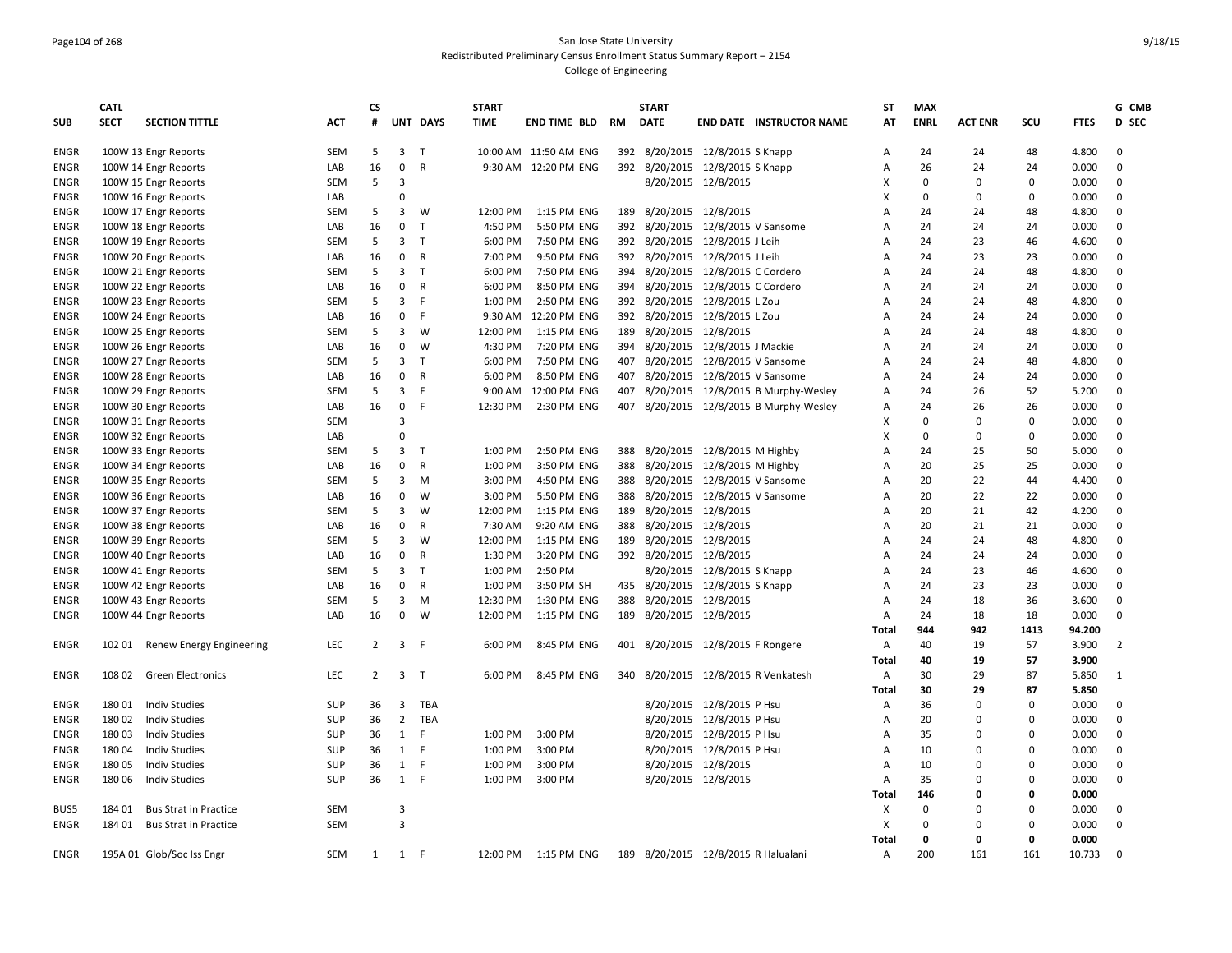# San Jose State University
## Redistributed Preliminary Census Enrollment Status Summary Report – 2154
### College of Engineering

| SUB | CATL SECT | SECTION TITTLE | ACT | CS # | UNT | DAYS | START TIME | END TIME | BLD | RM | START DATE | END DATE | INSTRUCTOR NAME | ST AT | MAX ENRL | ACT ENR | SCU | FTES | G CMB D SEC |
|---|---|---|---|---|---|---|---|---|---|---|---|---|---|---|---|---|---|---|---|
| ENGR | 100W 13 | Engr Reports | SEM | 5 | 3 | T | 10:00 AM | 11:50 AM | ENG | 392 | 8/20/2015 | 12/8/2015 | S Knapp | A | 24 | 24 | 48 | 4.800 | 0 |
| ENGR | 100W 14 | Engr Reports | LAB | 16 | 0 | R | 9:30 AM | 12:20 PM | ENG | 392 | 8/20/2015 | 12/8/2015 | S Knapp | A | 26 | 24 | 24 | 0.000 | 0 |
| ENGR | 100W 15 | Engr Reports | SEM | 5 | 3 | | | | | | 8/20/2015 | 12/8/2015 | | X | 0 | 0 | 0 | 0.000 | 0 |
| ENGR | 100W 16 | Engr Reports | LAB | | 0 | | | | | | | | | X | 0 | 0 | 0 | 0.000 | 0 |
| ENGR | 100W 17 | Engr Reports | SEM | 5 | 3 | W | 12:00 PM | 1:15 PM | ENG | 189 | 8/20/2015 | 12/8/2015 | | A | 24 | 24 | 48 | 4.800 | 0 |
| ENGR | 100W 18 | Engr Reports | LAB | 16 | 0 | T | 4:50 PM | 5:50 PM | ENG | 392 | 8/20/2015 | 12/8/2015 | V Sansome | A | 24 | 24 | 24 | 0.000 | 0 |
| ENGR | 100W 19 | Engr Reports | SEM | 5 | 3 | T | 6:00 PM | 7:50 PM | ENG | 392 | 8/20/2015 | 12/8/2015 | J Leih | A | 24 | 23 | 46 | 4.600 | 0 |
| ENGR | 100W 20 | Engr Reports | LAB | 16 | 0 | R | 7:00 PM | 9:50 PM | ENG | 392 | 8/20/2015 | 12/8/2015 | J Leih | A | 24 | 23 | 23 | 0.000 | 0 |
| ENGR | 100W 21 | Engr Reports | SEM | 5 | 3 | T | 6:00 PM | 7:50 PM | ENG | 394 | 8/20/2015 | 12/8/2015 | C Cordero | A | 24 | 24 | 48 | 4.800 | 0 |
| ENGR | 100W 22 | Engr Reports | LAB | 16 | 0 | R | 6:00 PM | 8:50 PM | ENG | 394 | 8/20/2015 | 12/8/2015 | C Cordero | A | 24 | 24 | 24 | 0.000 | 0 |
| ENGR | 100W 23 | Engr Reports | SEM | 5 | 3 | F | 1:00 PM | 2:50 PM | ENG | 392 | 8/20/2015 | 12/8/2015 | L Zou | A | 24 | 24 | 48 | 4.800 | 0 |
| ENGR | 100W 24 | Engr Reports | LAB | 16 | 0 | F | 9:30 AM | 12:20 PM | ENG | 392 | 8/20/2015 | 12/8/2015 | L Zou | A | 24 | 24 | 24 | 0.000 | 0 |
| ENGR | 100W 25 | Engr Reports | SEM | 5 | 3 | W | 12:00 PM | 1:15 PM | ENG | 189 | 8/20/2015 | 12/8/2015 | | A | 24 | 24 | 48 | 4.800 | 0 |
| ENGR | 100W 26 | Engr Reports | LAB | 16 | 0 | W | 4:30 PM | 7:20 PM | ENG | 394 | 8/20/2015 | 12/8/2015 | J Mackie | A | 24 | 24 | 24 | 0.000 | 0 |
| ENGR | 100W 27 | Engr Reports | SEM | 5 | 3 | T | 6:00 PM | 7:50 PM | ENG | 407 | 8/20/2015 | 12/8/2015 | V Sansome | A | 24 | 24 | 48 | 4.800 | 0 |
| ENGR | 100W 28 | Engr Reports | LAB | 16 | 0 | R | 6:00 PM | 8:50 PM | ENG | 407 | 8/20/2015 | 12/8/2015 | V Sansome | A | 24 | 24 | 24 | 0.000 | 0 |
| ENGR | 100W 29 | Engr Reports | SEM | 5 | 3 | F | 9:00 AM | 12:00 PM | ENG | 407 | 8/20/2015 | 12/8/2015 | B Murphy-Wesley | A | 24 | 26 | 52 | 5.200 | 0 |
| ENGR | 100W 30 | Engr Reports | LAB | 16 | 0 | F | 12:30 PM | 2:30 PM | ENG | 407 | 8/20/2015 | 12/8/2015 | B Murphy-Wesley | A | 24 | 26 | 26 | 0.000 | 0 |
| ENGR | 100W 31 | Engr Reports | SEM | | 3 | | | | | | | | | X | 0 | 0 | 0 | 0.000 | 0 |
| ENGR | 100W 32 | Engr Reports | LAB | | 0 | | | | | | | | | X | 0 | 0 | 0 | 0.000 | 0 |
| ENGR | 100W 33 | Engr Reports | SEM | 5 | 3 | T | 1:00 PM | 2:50 PM | ENG | 388 | 8/20/2015 | 12/8/2015 | M Highby | A | 24 | 25 | 50 | 5.000 | 0 |
| ENGR | 100W 34 | Engr Reports | LAB | 16 | 0 | R | 1:00 PM | 3:50 PM | ENG | 388 | 8/20/2015 | 12/8/2015 | M Highby | A | 20 | 25 | 25 | 0.000 | 0 |
| ENGR | 100W 35 | Engr Reports | SEM | 5 | 3 | M | 3:00 PM | 4:50 PM | ENG | 388 | 8/20/2015 | 12/8/2015 | V Sansome | A | 20 | 22 | 44 | 4.400 | 0 |
| ENGR | 100W 36 | Engr Reports | LAB | 16 | 0 | W | 3:00 PM | 5:50 PM | ENG | 388 | 8/20/2015 | 12/8/2015 | V Sansome | A | 20 | 22 | 22 | 0.000 | 0 |
| ENGR | 100W 37 | Engr Reports | SEM | 5 | 3 | W | 12:00 PM | 1:15 PM | ENG | 189 | 8/20/2015 | 12/8/2015 | | A | 20 | 21 | 42 | 4.200 | 0 |
| ENGR | 100W 38 | Engr Reports | LAB | 16 | 0 | R | 7:30 AM | 9:20 AM | ENG | 388 | 8/20/2015 | 12/8/2015 | | A | 20 | 21 | 21 | 0.000 | 0 |
| ENGR | 100W 39 | Engr Reports | SEM | 5 | 3 | W | 12:00 PM | 1:15 PM | ENG | 189 | 8/20/2015 | 12/8/2015 | | A | 24 | 24 | 48 | 4.800 | 0 |
| ENGR | 100W 40 | Engr Reports | LAB | 16 | 0 | R | 1:30 PM | 3:20 PM | ENG | 392 | 8/20/2015 | 12/8/2015 | | A | 24 | 24 | 24 | 0.000 | 0 |
| ENGR | 100W 41 | Engr Reports | SEM | 5 | 3 | T | 1:00 PM | 2:50 PM | | | 8/20/2015 | 12/8/2015 | S Knapp | A | 24 | 23 | 46 | 4.600 | 0 |
| ENGR | 100W 42 | Engr Reports | LAB | 16 | 0 | R | 1:00 PM | 3:50 PM | SH | 435 | 8/20/2015 | 12/8/2015 | S Knapp | A | 24 | 23 | 23 | 0.000 | 0 |
| ENGR | 100W 43 | Engr Reports | SEM | 5 | 3 | M | 12:30 PM | 1:30 PM | ENG | 388 | 8/20/2015 | 12/8/2015 | | A | 24 | 18 | 36 | 3.600 | 0 |
| ENGR | 100W 44 | Engr Reports | LAB | 16 | 0 | W | 12:00 PM | 1:15 PM | ENG | 189 | 8/20/2015 | 12/8/2015 | | A | 24 | 18 | 18 | 0.000 | 0 |
| | | | | | | | | | | | | | | **Total** | **944** | **942** | **1413** | **94.200** | |
| ENGR | 102 01 | Renew Energy Engineering | LEC | 2 | 3 | F | 6:00 PM | 8:45 PM | ENG | 401 | 8/20/2015 | 12/8/2015 | F Rongere | A | 40 | 19 | 57 | 3.900 | 2 |
| | | | | | | | | | | | | | | **Total** | **40** | **19** | **57** | **3.900** | |
| ENGR | 108 02 | Green Electronics | LEC | 2 | 3 | T | 6:00 PM | 8:45 PM | ENG | 340 | 8/20/2015 | 12/8/2015 | R Venkatesh | A | 30 | 29 | 87 | 5.850 | 1 |
| | | | | | | | | | | | | | | **Total** | **30** | **29** | **87** | **5.850** | |
| ENGR | 180 01 | Indiv Studies | SUP | 36 | 3 | TBA | | | | | 8/20/2015 | 12/8/2015 | P Hsu | A | 36 | 0 | 0 | 0.000 | 0 |
| ENGR | 180 02 | Indiv Studies | SUP | 36 | 2 | TBA | | | | | 8/20/2015 | 12/8/2015 | P Hsu | A | 20 | 0 | 0 | 0.000 | 0 |
| ENGR | 180 03 | Indiv Studies | SUP | 36 | 1 | F | 1:00 PM | 3:00 PM | | | 8/20/2015 | 12/8/2015 | P Hsu | A | 35 | 0 | 0 | 0.000 | 0 |
| ENGR | 180 04 | Indiv Studies | SUP | 36 | 1 | F | 1:00 PM | 3:00 PM | | | 8/20/2015 | 12/8/2015 | P Hsu | A | 10 | 0 | 0 | 0.000 | 0 |
| ENGR | 180 05 | Indiv Studies | SUP | 36 | 1 | F | 1:00 PM | 3:00 PM | | | 8/20/2015 | 12/8/2015 | | A | 10 | 0 | 0 | 0.000 | 0 |
| ENGR | 180 06 | Indiv Studies | SUP | 36 | 1 | F | 1:00 PM | 3:00 PM | | | 8/20/2015 | 12/8/2015 | | A | 35 | 0 | 0 | 0.000 | 0 |
| | | | | | | | | | | | | | | **Total** | **146** | **0** | **0** | **0.000** | |
| BUS5 | 184 01 | Bus Strat in Practice | SEM | | 3 | | | | | | | | | X | 0 | 0 | 0 | 0.000 | 0 |
| ENGR | 184 01 | Bus Strat in Practice | SEM | | 3 | | | | | | | | | X | 0 | 0 | 0 | 0.000 | 0 |
| | | | | | | | | | | | | | | **Total** | **0** | **0** | **0** | **0.000** | |
| ENGR | 195A 01 | Glob/Soc Iss Engr | SEM | 1 | 1 | F | 12:00 PM | 1:15 PM | ENG | 189 | 8/20/2015 | 12/8/2015 | R Halualani | A | 200 | 161 | 161 | 10.733 | 0 |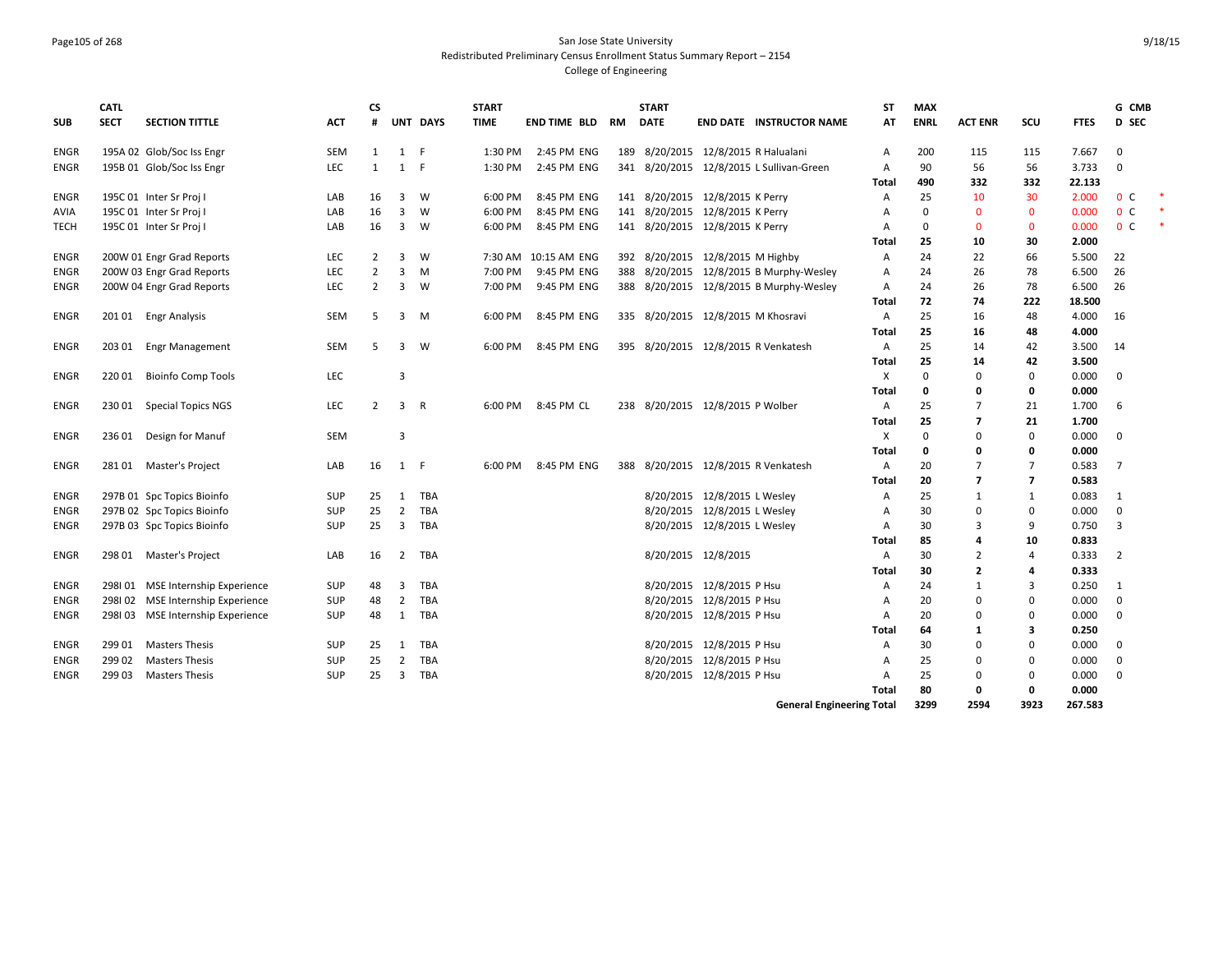San Jose State University
Redistributed Preliminary Census Enrollment Status Summary Report – 2154
College of Engineering

| SUB | CATL SECT | SECTION TITTLE | ACT | CS # | UNT | DAYS | START TIME | END TIME | BLD | RM | START DATE | END DATE | INSTRUCTOR NAME | ST AT | MAX ENRL | ACT ENR | SCU | FTES | G D | CMB SEC | |
|---|---|---|---|---|---|---|---|---|---|---|---|---|---|---|---|---|---|---|---|---|---|
| ENGR | 195A 02 | Glob/Soc Iss Engr | SEM | 1 | 1 | F | 1:30 PM | 2:45 PM | ENG | 189 | 8/20/2015 | 12/8/2015 | R Halualani | A | 200 | 115 | 115 | 7.667 | 0 | | |
| ENGR | 195B 01 | Glob/Soc Iss Engr | LEC | 1 | 1 | F | 1:30 PM | 2:45 PM | ENG | 341 | 8/20/2015 | 12/8/2015 | L Sullivan-Green | A | 90 | 56 | 56 | 3.733 | 0 | | |
| | | | | | | | | | | | | | | **Total** | **490** | **332** | **332** | **22.133** | | | |
| ENGR | 195C 01 | Inter Sr Proj I | LAB | 16 | 3 | W | 6:00 PM | 8:45 PM | ENG | 141 | 8/20/2015 | 12/8/2015 | K Perry | A | 25 | 10 | 30 | 2.000 | 0 | C | * |
| AVIA | 195C 01 | Inter Sr Proj I | LAB | 16 | 3 | W | 6:00 PM | 8:45 PM | ENG | 141 | 8/20/2015 | 12/8/2015 | K Perry | A | 0 | 0 | 0 | 0.000 | 0 | C | * |
| TECH | 195C 01 | Inter Sr Proj I | LAB | 16 | 3 | W | 6:00 PM | 8:45 PM | ENG | 141 | 8/20/2015 | 12/8/2015 | K Perry | A | 0 | 0 | 0 | 0.000 | 0 | C | * |
| | | | | | | | | | | | | | | **Total** | **25** | **10** | **30** | **2.000** | | | |
| ENGR | 200W 01 | Engr Grad Reports | LEC | 2 | 3 | W | 7:30 AM | 10:15 AM | ENG | 392 | 8/20/2015 | 12/8/2015 | M Highby | A | 24 | 22 | 66 | 5.500 | 22 | | |
| ENGR | 200W 03 | Engr Grad Reports | LEC | 2 | 3 | M | 7:00 PM | 9:45 PM | ENG | 388 | 8/20/2015 | 12/8/2015 | B Murphy-Wesley | A | 24 | 26 | 78 | 6.500 | 26 | | |
| ENGR | 200W 04 | Engr Grad Reports | LEC | 2 | 3 | W | 7:00 PM | 9:45 PM | ENG | 388 | 8/20/2015 | 12/8/2015 | B Murphy-Wesley | A | 24 | 26 | 78 | 6.500 | 26 | | |
| | | | | | | | | | | | | | | **Total** | **72** | **74** | **222** | **18.500** | | | |
| ENGR | 201 01 | Engr Analysis | SEM | 5 | 3 | M | 6:00 PM | 8:45 PM | ENG | 335 | 8/20/2015 | 12/8/2015 | M Khosravi | A | 25 | 16 | 48 | 4.000 | 16 | | |
| | | | | | | | | | | | | | | **Total** | **25** | **16** | **48** | **4.000** | | | |
| ENGR | 203 01 | Engr Management | SEM | 5 | 3 | W | 6:00 PM | 8:45 PM | ENG | 395 | 8/20/2015 | 12/8/2015 | R Venkatesh | A | 25 | 14 | 42 | 3.500 | 14 | | |
| | | | | | | | | | | | | | | **Total** | **25** | **14** | **42** | **3.500** | | | |
| ENGR | 220 01 | Bioinfo Comp Tools | LEC | | 3 | | | | | | | | | X | 0 | 0 | 0 | 0.000 | 0 | | |
| | | | | | | | | | | | | | | **Total** | **0** | **0** | **0** | **0.000** | | | |
| ENGR | 230 01 | Special Topics NGS | LEC | 2 | 3 | R | 6:00 PM | 8:45 PM | CL | 238 | 8/20/2015 | 12/8/2015 | P Wolber | A | 25 | 7 | 21 | 1.700 | 6 | | |
| | | | | | | | | | | | | | | **Total** | **25** | **7** | **21** | **1.700** | | | |
| ENGR | 236 01 | Design for Manuf | SEM | | 3 | | | | | | | | | X | 0 | 0 | 0 | 0.000 | 0 | | |
| | | | | | | | | | | | | | | **Total** | **0** | **0** | **0** | **0.000** | | | |
| ENGR | 281 01 | Master's Project | LAB | 16 | 1 | F | 6:00 PM | 8:45 PM | ENG | 388 | 8/20/2015 | 12/8/2015 | R Venkatesh | A | 20 | 7 | 7 | 0.583 | 7 | | |
| | | | | | | | | | | | | | | **Total** | **20** | **7** | **7** | **0.583** | | | |
| ENGR | 297B 01 | Spc Topics Bioinfo | SUP | 25 | 1 | TBA | | | | | 8/20/2015 | 12/8/2015 | L Wesley | A | 25 | 1 | 1 | 0.083 | 1 | | |
| ENGR | 297B 02 | Spc Topics Bioinfo | SUP | 25 | 2 | TBA | | | | | 8/20/2015 | 12/8/2015 | L Wesley | A | 30 | 0 | 0 | 0.000 | 0 | | |
| ENGR | 297B 03 | Spc Topics Bioinfo | SUP | 25 | 3 | TBA | | | | | 8/20/2015 | 12/8/2015 | L Wesley | A | 30 | 3 | 9 | 0.750 | 3 | | |
| | | | | | | | | | | | | | | **Total** | **85** | **4** | **10** | **0.833** | | | |
| ENGR | 298 01 | Master's Project | LAB | 16 | 2 | TBA | | | | | 8/20/2015 | 12/8/2015 | | A | 30 | 2 | 4 | 0.333 | 2 | | |
| | | | | | | | | | | | | | | **Total** | **30** | **2** | **4** | **0.333** | | | |
| ENGR | 298I 01 | MSE Internship Experience | SUP | 48 | 3 | TBA | | | | | 8/20/2015 | 12/8/2015 | P Hsu | A | 24 | 1 | 3 | 0.250 | 1 | | |
| ENGR | 298I 02 | MSE Internship Experience | SUP | 48 | 2 | TBA | | | | | 8/20/2015 | 12/8/2015 | P Hsu | A | 20 | 0 | 0 | 0.000 | 0 | | |
| ENGR | 298I 03 | MSE Internship Experience | SUP | 48 | 1 | TBA | | | | | 8/20/2015 | 12/8/2015 | P Hsu | A | 20 | 0 | 0 | 0.000 | 0 | | |
| | | | | | | | | | | | | | | **Total** | **64** | **1** | **3** | **0.250** | | | |
| ENGR | 299 01 | Masters Thesis | SUP | 25 | 1 | TBA | | | | | 8/20/2015 | 12/8/2015 | P Hsu | A | 30 | 0 | 0 | 0.000 | 0 | | |
| ENGR | 299 02 | Masters Thesis | SUP | 25 | 2 | TBA | | | | | 8/20/2015 | 12/8/2015 | P Hsu | A | 25 | 0 | 0 | 0.000 | 0 | | |
| ENGR | 299 03 | Masters Thesis | SUP | 25 | 3 | TBA | | | | | 8/20/2015 | 12/8/2015 | P Hsu | A | 25 | 0 | 0 | 0.000 | 0 | | |
| | | | | | | | | | | | | | | **Total** | **80** | **0** | **0** | **0.000** | | | |
| | | | | | | | | | | | | | **General Engineering Total** | | **3299** | **2594** | **3923** | **267.583** | | | |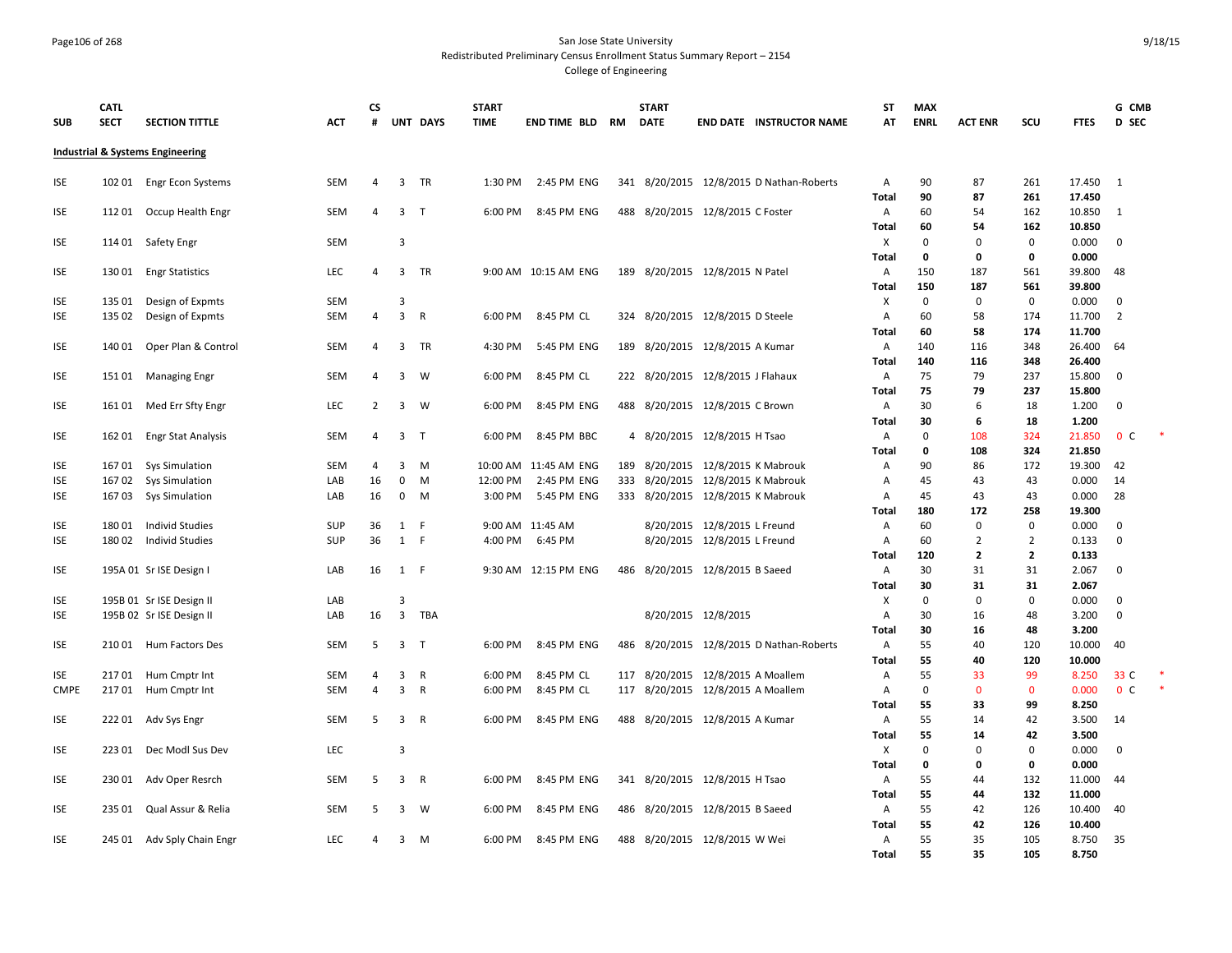San Jose State University
Redistributed Preliminary Census Enrollment Status Summary Report – 2154
College of Engineering

| SUB | CATL SECT | SECTION TITTLE | ACT | CS # | UNT | DAYS | START TIME | END TIME | BLD | RM | START DATE | END DATE | INSTRUCTOR NAME | ST AT | MAX ENRL | ACT ENR | SCU | FTES | G D | CMB SEC |
|---|---|---|---|---|---|---|---|---|---|---|---|---|---|---|---|---|---|---|---|---|
| **Industrial & Systems Engineering** | | | | | | | | | | | | | | | | | | | | |
| ISE | 102 01 | Engr Econ Systems | SEM | 4 | 3 | TR | 1:30 PM | 2:45 PM | ENG | 341 | 8/20/2015 | 12/8/2015 | D Nathan-Roberts | A | 90 | 87 | 261 | 17.450 | 1 | |
| | | | | | | | | | | | | | | **Total** | **90** | **87** | **261** | **17.450** | | |
| ISE | 112 01 | Occup Health Engr | SEM | 4 | 3 | T | 6:00 PM | 8:45 PM | ENG | 488 | 8/20/2015 | 12/8/2015 | C Foster | A | 60 | 54 | 162 | 10.850 | 1 | |
| | | | | | | | | | | | | | | **Total** | **60** | **54** | **162** | **10.850** | | |
| ISE | 114 01 | Safety Engr | SEM | | 3 | | | | | | | | | X | 0 | 0 | 0 | 0.000 | 0 | |
| | | | | | | | | | | | | | | **Total** | **0** | **0** | **0** | **0.000** | | |
| ISE | 130 01 | Engr Statistics | LEC | 4 | 3 | TR | 9:00 AM | 10:15 AM | ENG | 189 | 8/20/2015 | 12/8/2015 | N Patel | A | 150 | 187 | 561 | 39.800 | 48 | |
| | | | | | | | | | | | | | | **Total** | **150** | **187** | **561** | **39.800** | | |
| ISE | 135 01 | Design of Expmts | SEM | | 3 | | | | | | | | | X | 0 | 0 | 0 | 0.000 | 0 | |
| ISE | 135 02 | Design of Expmts | SEM | 4 | 3 | R | 6:00 PM | 8:45 PM | CL | 324 | 8/20/2015 | 12/8/2015 | D Steele | A | 60 | 58 | 174 | 11.700 | 2 | |
| | | | | | | | | | | | | | | **Total** | **60** | **58** | **174** | **11.700** | | |
| ISE | 140 01 | Oper Plan & Control | SEM | 4 | 3 | TR | 4:30 PM | 5:45 PM | ENG | 189 | 8/20/2015 | 12/8/2015 | A Kumar | A | 140 | 116 | 348 | 26.400 | 64 | |
| | | | | | | | | | | | | | | **Total** | **140** | **116** | **348** | **26.400** | | |
| ISE | 151 01 | Managing Engr | SEM | 4 | 3 | W | 6:00 PM | 8:45 PM | CL | 222 | 8/20/2015 | 12/8/2015 | J Flahaux | A | 75 | 79 | 237 | 15.800 | 0 | |
| | | | | | | | | | | | | | | **Total** | **75** | **79** | **237** | **15.800** | | |
| ISE | 161 01 | Med Err Sfty Engr | LEC | 2 | 3 | W | 6:00 PM | 8:45 PM | ENG | 488 | 8/20/2015 | 12/8/2015 | C Brown | A | 30 | 6 | 18 | 1.200 | 0 | |
| | | | | | | | | | | | | | | **Total** | **30** | **6** | **18** | **1.200** | | |
| ISE | 162 01 | Engr Stat Analysis | SEM | 4 | 3 | T | 6:00 PM | 8:45 PM | BBC | 4 | 8/20/2015 | 12/8/2015 | H Tsao | A | 0 | 108 | 324 | 21.850 | 0 | C * |
| | | | | | | | | | | | | | | **Total** | **0** | **108** | **324** | **21.850** | | |
| ISE | 167 01 | Sys Simulation | SEM | 4 | 3 | M | 10:00 AM | 11:45 AM | ENG | 189 | 8/20/2015 | 12/8/2015 | K Mabrouk | A | 90 | 86 | 172 | 19.300 | 42 | |
| ISE | 167 02 | Sys Simulation | LAB | 16 | 0 | M | 12:00 PM | 2:45 PM | ENG | 333 | 8/20/2015 | 12/8/2015 | K Mabrouk | A | 45 | 43 | 43 | 0.000 | 14 | |
| ISE | 167 03 | Sys Simulation | LAB | 16 | 0 | M | 3:00 PM | 5:45 PM | ENG | 333 | 8/20/2015 | 12/8/2015 | K Mabrouk | A | 45 | 43 | 43 | 0.000 | 28 | |
| | | | | | | | | | | | | | | **Total** | **180** | **172** | **258** | **19.300** | | |
| ISE | 180 01 | Individ Studies | SUP | 36 | 1 | F | 9:00 AM | 11:45 AM | | | 8/20/2015 | 12/8/2015 | L Freund | A | 60 | 0 | 0 | 0.000 | 0 | |
| ISE | 180 02 | Individ Studies | SUP | 36 | 1 | F | 4:00 PM | 6:45 PM | | | 8/20/2015 | 12/8/2015 | L Freund | A | 60 | 2 | 2 | 0.133 | 0 | |
| | | | | | | | | | | | | | | **Total** | **120** | **2** | **2** | **0.133** | | |
| ISE | 195A 01 | Sr ISE Design I | LAB | 16 | 1 | F | 9:30 AM | 12:15 PM | ENG | 486 | 8/20/2015 | 12/8/2015 | B Saeed | A | 30 | 31 | 31 | 2.067 | 0 | |
| | | | | | | | | | | | | | | **Total** | **30** | **31** | **31** | **2.067** | | |
| ISE | 195B 01 | Sr ISE Design II | LAB | | 3 | | | | | | | | | X | 0 | 0 | 0 | 0.000 | 0 | |
| ISE | 195B 02 | Sr ISE Design II | LAB | 16 | 3 | TBA | | | | | 8/20/2015 | 12/8/2015 | | A | 30 | 16 | 48 | 3.200 | 0 | |
| | | | | | | | | | | | | | | **Total** | **30** | **16** | **48** | **3.200** | | |
| ISE | 210 01 | Hum Factors Des | SEM | 5 | 3 | T | 6:00 PM | 8:45 PM | ENG | 486 | 8/20/2015 | 12/8/2015 | D Nathan-Roberts | A | 55 | 40 | 120 | 10.000 | 40 | |
| | | | | | | | | | | | | | | **Total** | **55** | **40** | **120** | **10.000** | | |
| ISE | 217 01 | Hum Cmptr Int | SEM | 4 | 3 | R | 6:00 PM | 8:45 PM | CL | 117 | 8/20/2015 | 12/8/2015 | A Moallem | A | 55 | 33 | 99 | 8.250 | 33 | C * |
| CMPE | 217 01 | Hum Cmptr Int | SEM | 4 | 3 | R | 6:00 PM | 8:45 PM | CL | 117 | 8/20/2015 | 12/8/2015 | A Moallem | A | 0 | 0 | 0 | 0.000 | 0 | C * |
| | | | | | | | | | | | | | | **Total** | **55** | **33** | **99** | **8.250** | | |
| ISE | 222 01 | Adv Sys Engr | SEM | 5 | 3 | R | 6:00 PM | 8:45 PM | ENG | 488 | 8/20/2015 | 12/8/2015 | A Kumar | A | 55 | 14 | 42 | 3.500 | 14 | |
| | | | | | | | | | | | | | | **Total** | **55** | **14** | **42** | **3.500** | | |
| ISE | 223 01 | Dec Modl Sus Dev | LEC | | 3 | | | | | | | | | X | 0 | 0 | 0 | 0.000 | 0 | |
| | | | | | | | | | | | | | | **Total** | **0** | **0** | **0** | **0.000** | | |
| ISE | 230 01 | Adv Oper Resrch | SEM | 5 | 3 | R | 6:00 PM | 8:45 PM | ENG | 341 | 8/20/2015 | 12/8/2015 | H Tsao | A | 55 | 44 | 132 | 11.000 | 44 | |
| | | | | | | | | | | | | | | **Total** | **55** | **44** | **132** | **11.000** | | |
| ISE | 235 01 | Qual Assur & Relia | SEM | 5 | 3 | W | 6:00 PM | 8:45 PM | ENG | 486 | 8/20/2015 | 12/8/2015 | B Saeed | A | 55 | 42 | 126 | 10.400 | 40 | |
| | | | | | | | | | | | | | | **Total** | **55** | **42** | **126** | **10.400** | | |
| ISE | 245 01 | Adv Sply Chain Engr | LEC | 4 | 3 | M | 6:00 PM | 8:45 PM | ENG | 488 | 8/20/2015 | 12/8/2015 | W Wei | A | 55 | 35 | 105 | 8.750 | 35 | |
| | | | | | | | | | | | | | | **Total** | **55** | **35** | **105** | **8.750** | | |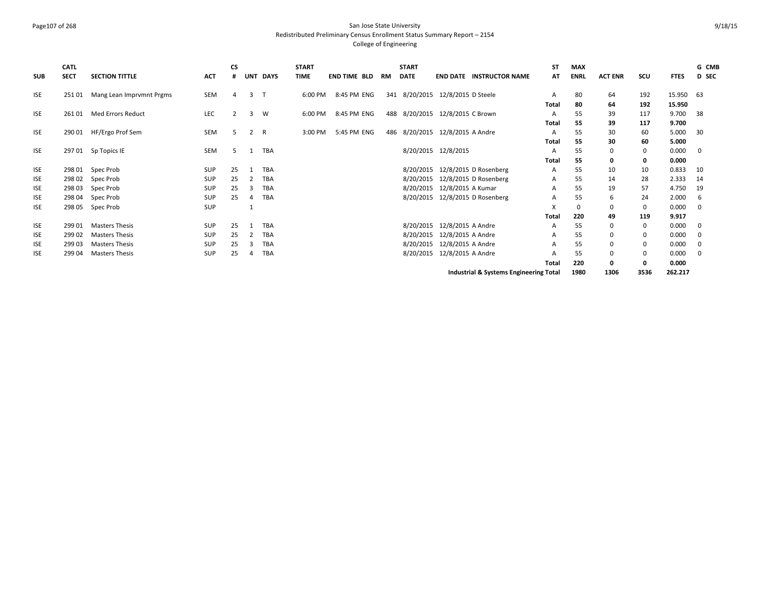San Jose State University
Redistributed Preliminary Census Enrollment Status Summary Report – 2154
College of Engineering

| SUB | CATL SECT | SECTION TITTLE | ACT | CS # | UNT | DAYS | START TIME | END TIME | BLD | RM | START DATE | END DATE | INSTRUCTOR NAME | ST AT | MAX ENRL | ACT ENR | SCU | FTES | G D | CMB SEC |
|---|---|---|---|---|---|---|---|---|---|---|---|---|---|---|---|---|---|---|---|---|
| ISE | 251 01 | Mang Lean Imprvmnt Prgms | SEM | 4 | 3 | T | 6:00 PM | 8:45 PM | ENG | 341 | 8/20/2015 | 12/8/2015 | D Steele | A | 80 | 64 | 192 | 15.950 | 63 | |
| | | | | | | | | | | | | | | **Total** | **80** | **64** | **192** | **15.950** | | |
| ISE | 261 01 | Med Errors Reduct | LEC | 2 | 3 | W | 6:00 PM | 8:45 PM | ENG | 488 | 8/20/2015 | 12/8/2015 | C Brown | A | 55 | 39 | 117 | 9.700 | 38 | |
| | | | | | | | | | | | | | | **Total** | **55** | **39** | **117** | **9.700** | | |
| ISE | 290 01 | HF/Ergo Prof Sem | SEM | 5 | 2 | R | 3:00 PM | 5:45 PM | ENG | 486 | 8/20/2015 | 12/8/2015 | A Andre | A | 55 | 30 | 60 | 5.000 | 30 | |
| | | | | | | | | | | | | | | **Total** | **55** | **30** | **60** | **5.000** | | |
| ISE | 297 01 | Sp Topics IE | SEM | 5 | 1 | TBA | | | | | 8/20/2015 | 12/8/2015 | | A | 55 | 0 | 0 | 0.000 | 0 | |
| | | | | | | | | | | | | | | **Total** | **55** | **0** | **0** | **0.000** | | |
| ISE | 298 01 | Spec Prob | SUP | 25 | 1 | TBA | | | | | 8/20/2015 | 12/8/2015 | D Rosenberg | A | 55 | 10 | 10 | 0.833 | 10 | |
| ISE | 298 02 | Spec Prob | SUP | 25 | 2 | TBA | | | | | 8/20/2015 | 12/8/2015 | D Rosenberg | A | 55 | 14 | 28 | 2.333 | 14 | |
| ISE | 298 03 | Spec Prob | SUP | 25 | 3 | TBA | | | | | 8/20/2015 | 12/8/2015 | A Kumar | A | 55 | 19 | 57 | 4.750 | 19 | |
| ISE | 298 04 | Spec Prob | SUP | 25 | 4 | TBA | | | | | 8/20/2015 | 12/8/2015 | D Rosenberg | A | 55 | 6 | 24 | 2.000 | 6 | |
| ISE | 298 05 | Spec Prob | SUP | | 1 | | | | | | | | | X | 0 | 0 | 0 | 0.000 | 0 | |
| | | | | | | | | | | | | | | **Total** | **220** | **49** | **119** | **9.917** | | |
| ISE | 299 01 | Masters Thesis | SUP | 25 | 1 | TBA | | | | | 8/20/2015 | 12/8/2015 | A Andre | A | 55 | 0 | 0 | 0.000 | 0 | |
| ISE | 299 02 | Masters Thesis | SUP | 25 | 2 | TBA | | | | | 8/20/2015 | 12/8/2015 | A Andre | A | 55 | 0 | 0 | 0.000 | 0 | |
| ISE | 299 03 | Masters Thesis | SUP | 25 | 3 | TBA | | | | | 8/20/2015 | 12/8/2015 | A Andre | A | 55 | 0 | 0 | 0.000 | 0 | |
| ISE | 299 04 | Masters Thesis | SUP | 25 | 4 | TBA | | | | | 8/20/2015 | 12/8/2015 | A Andre | A | 55 | 0 | 0 | 0.000 | 0 | |
| | | | | | | | | | | | | | | **Total** | **220** | **0** | **0** | **0.000** | | |
| | | | | | | | | | | | | | **Industrial & Systems Engineering Total** | | **1980** | **1306** | **3536** | **262.217** | | |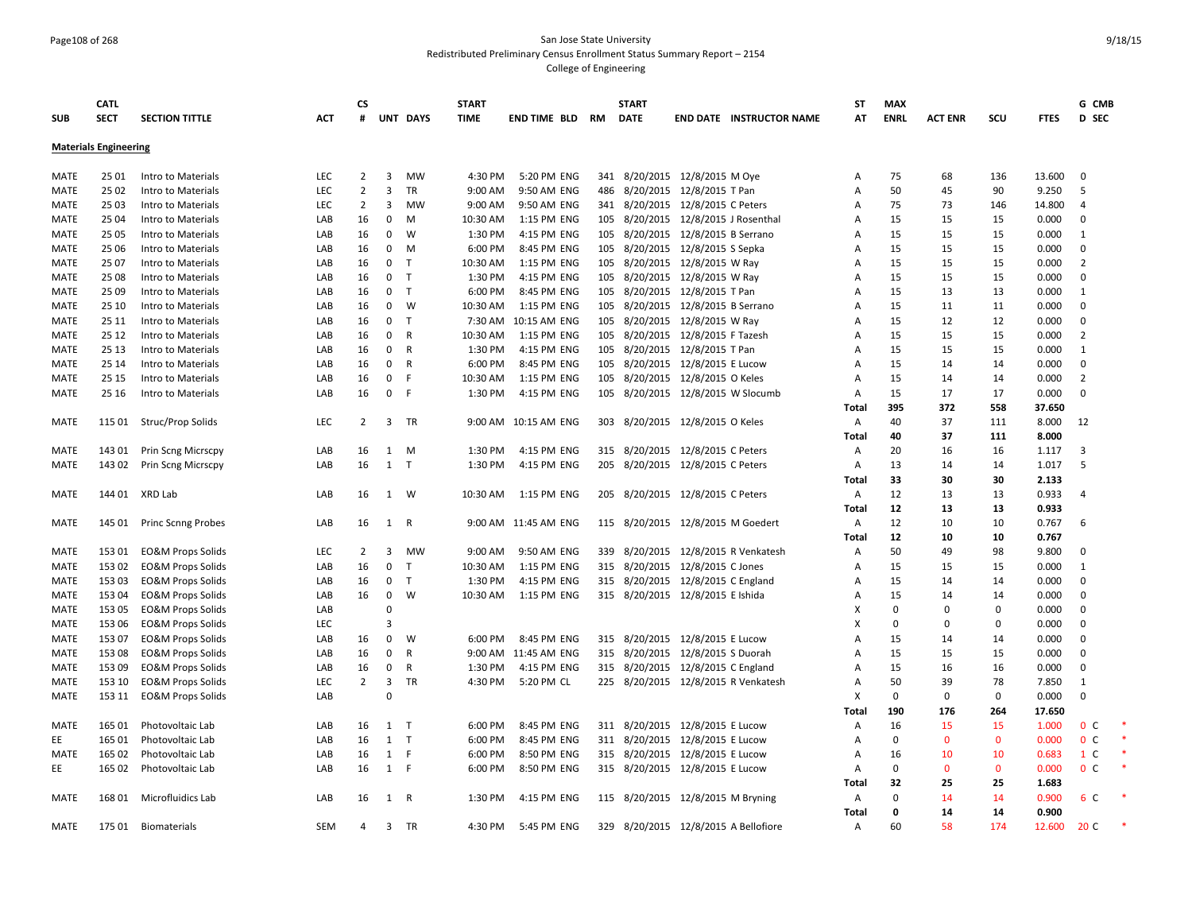San Jose State University
Redistributed Preliminary Census Enrollment Status Summary Report – 2154
College of Engineering

## Materials Engineering

| SUB | CATL SECT | SECTION TITTLE | ACT | CS # | UNT | DAYS | START TIME | END TIME | BLD | RM | START DATE | END DATE | INSTRUCTOR NAME | ST AT | MAX ENRL | ACT ENR | SCU | FTES | G D | CMB SEC |
|---|---|---|---|---|---|---|---|---|---|---|---|---|---|---|---|---|---|---|---|---|
| MATE | 25 01 | Intro to Materials | LEC | 2 | 3 | MW | 4:30 PM | 5:20 PM | ENG | 341 | 8/20/2015 | 12/8/2015 | M Oye | A | 75 | 68 | 136 | 13.600 | 0 | |
| MATE | 25 02 | Intro to Materials | LEC | 2 | 3 | TR | 9:00 AM | 9:50 AM | ENG | 486 | 8/20/2015 | 12/8/2015 | T Pan | A | 50 | 45 | 90 | 9.250 | 5 | |
| MATE | 25 03 | Intro to Materials | LEC | 2 | 3 | MW | 9:00 AM | 9:50 AM | ENG | 341 | 8/20/2015 | 12/8/2015 | C Peters | A | 75 | 73 | 146 | 14.800 | 4 | |
| MATE | 25 04 | Intro to Materials | LAB | 16 | 0 | M | 10:30 AM | 1:15 PM | ENG | 105 | 8/20/2015 | 12/8/2015 | J Rosenthal | A | 15 | 15 | 15 | 0.000 | 0 | |
| MATE | 25 05 | Intro to Materials | LAB | 16 | 0 | W | 1:30 PM | 4:15 PM | ENG | 105 | 8/20/2015 | 12/8/2015 | B Serrano | A | 15 | 15 | 15 | 0.000 | 1 | |
| MATE | 25 06 | Intro to Materials | LAB | 16 | 0 | M | 6:00 PM | 8:45 PM | ENG | 105 | 8/20/2015 | 12/8/2015 | S Sepka | A | 15 | 15 | 15 | 0.000 | 0 | |
| MATE | 25 07 | Intro to Materials | LAB | 16 | 0 | T | 10:30 AM | 1:15 PM | ENG | 105 | 8/20/2015 | 12/8/2015 | W Ray | A | 15 | 15 | 15 | 0.000 | 2 | |
| MATE | 25 08 | Intro to Materials | LAB | 16 | 0 | T | 1:30 PM | 4:15 PM | ENG | 105 | 8/20/2015 | 12/8/2015 | W Ray | A | 15 | 15 | 15 | 0.000 | 0 | |
| MATE | 25 09 | Intro to Materials | LAB | 16 | 0 | T | 6:00 PM | 8:45 PM | ENG | 105 | 8/20/2015 | 12/8/2015 | T Pan | A | 15 | 13 | 13 | 0.000 | 1 | |
| MATE | 25 10 | Intro to Materials | LAB | 16 | 0 | W | 10:30 AM | 1:15 PM | ENG | 105 | 8/20/2015 | 12/8/2015 | B Serrano | A | 15 | 11 | 11 | 0.000 | 0 | |
| MATE | 25 11 | Intro to Materials | LAB | 16 | 0 | T | 7:30 AM | 10:15 AM | ENG | 105 | 8/20/2015 | 12/8/2015 | W Ray | A | 15 | 12 | 12 | 0.000 | 0 | |
| MATE | 25 12 | Intro to Materials | LAB | 16 | 0 | R | 10:30 AM | 1:15 PM | ENG | 105 | 8/20/2015 | 12/8/2015 | F Tazesh | A | 15 | 15 | 15 | 0.000 | 2 | |
| MATE | 25 13 | Intro to Materials | LAB | 16 | 0 | R | 1:30 PM | 4:15 PM | ENG | 105 | 8/20/2015 | 12/8/2015 | T Pan | A | 15 | 15 | 15 | 0.000 | 1 | |
| MATE | 25 14 | Intro to Materials | LAB | 16 | 0 | R | 6:00 PM | 8:45 PM | ENG | 105 | 8/20/2015 | 12/8/2015 | E Lucow | A | 15 | 14 | 14 | 0.000 | 0 | |
| MATE | 25 15 | Intro to Materials | LAB | 16 | 0 | F | 10:30 AM | 1:15 PM | ENG | 105 | 8/20/2015 | 12/8/2015 | O Keles | A | 15 | 14 | 14 | 0.000 | 2 | |
| MATE | 25 16 | Intro to Materials | LAB | 16 | 0 | F | 1:30 PM | 4:15 PM | ENG | 105 | 8/20/2015 | 12/8/2015 | W Slocumb | A | 15 | 17 | 17 | 0.000 | 0 | |
| | | | | | | | | | | | | | | **Total** | **395** | **372** | **558** | **37.650** | | |
| MATE | 115 01 | Struc/Prop Solids | LEC | 2 | 3 | TR | 9:00 AM | 10:15 AM | ENG | 303 | 8/20/2015 | 12/8/2015 | O Keles | A | 40 | 37 | 111 | 8.000 | 12 | |
| | | | | | | | | | | | | | | **Total** | **40** | **37** | **111** | **8.000** | | |
| MATE | 143 01 | Prin Scng Micrscpy | LAB | 16 | 1 | M | 1:30 PM | 4:15 PM | ENG | 315 | 8/20/2015 | 12/8/2015 | C Peters | A | 20 | 16 | 16 | 1.117 | 3 | |
| MATE | 143 02 | Prin Scng Micrscpy | LAB | 16 | 1 | T | 1:30 PM | 4:15 PM | ENG | 205 | 8/20/2015 | 12/8/2015 | C Peters | A | 13 | 14 | 14 | 1.017 | 5 | |
| | | | | | | | | | | | | | | **Total** | **33** | **30** | **30** | **2.133** | | |
| MATE | 144 01 | XRD Lab | LAB | 16 | 1 | W | 10:30 AM | 1:15 PM | ENG | 205 | 8/20/2015 | 12/8/2015 | C Peters | A | 12 | 13 | 13 | 0.933 | 4 | |
| | | | | | | | | | | | | | | **Total** | **12** | **13** | **13** | **0.933** | | |
| MATE | 145 01 | Princ Scnng Probes | LAB | 16 | 1 | R | 9:00 AM | 11:45 AM | ENG | 115 | 8/20/2015 | 12/8/2015 | M Goedert | A | 12 | 10 | 10 | 0.767 | 6 | |
| | | | | | | | | | | | | | | **Total** | **12** | **10** | **10** | **0.767** | | |
| MATE | 153 01 | EO&M Props Solids | LEC | 2 | 3 | MW | 9:00 AM | 9:50 AM | ENG | 339 | 8/20/2015 | 12/8/2015 | R Venkatesh | A | 50 | 49 | 98 | 9.800 | 0 | |
| MATE | 153 02 | EO&M Props Solids | LAB | 16 | 0 | T | 10:30 AM | 1:15 PM | ENG | 315 | 8/20/2015 | 12/8/2015 | C Jones | A | 15 | 15 | 15 | 0.000 | 1 | |
| MATE | 153 03 | EO&M Props Solids | LAB | 16 | 0 | T | 1:30 PM | 4:15 PM | ENG | 315 | 8/20/2015 | 12/8/2015 | C England | A | 15 | 14 | 14 | 0.000 | 0 | |
| MATE | 153 04 | EO&M Props Solids | LAB | 16 | 0 | W | 10:30 AM | 1:15 PM | ENG | 315 | 8/20/2015 | 12/8/2015 | E Ishida | A | 15 | 14 | 14 | 0.000 | 0 | |
| MATE | 153 05 | EO&M Props Solids | LAB | | 0 | | | | | | | | | X | 0 | 0 | 0 | 0.000 | 0 | |
| MATE | 153 06 | EO&M Props Solids | LEC | | 3 | | | | | | | | | X | 0 | 0 | 0 | 0.000 | 0 | |
| MATE | 153 07 | EO&M Props Solids | LAB | 16 | 0 | W | 6:00 PM | 8:45 PM | ENG | 315 | 8/20/2015 | 12/8/2015 | E Lucow | A | 15 | 14 | 14 | 0.000 | 0 | |
| MATE | 153 08 | EO&M Props Solids | LAB | 16 | 0 | R | 9:00 AM | 11:45 AM | ENG | 315 | 8/20/2015 | 12/8/2015 | S Duorah | A | 15 | 15 | 15 | 0.000 | 0 | |
| MATE | 153 09 | EO&M Props Solids | LAB | 16 | 0 | R | 1:30 PM | 4:15 PM | ENG | 315 | 8/20/2015 | 12/8/2015 | C England | A | 15 | 16 | 16 | 0.000 | 0 | |
| MATE | 153 10 | EO&M Props Solids | LEC | 2 | 3 | TR | 4:30 PM | 5:20 PM | CL | 225 | 8/20/2015 | 12/8/2015 | R Venkatesh | A | 50 | 39 | 78 | 7.850 | 1 | |
| MATE | 153 11 | EO&M Props Solids | LAB | | 0 | | | | | | | | | X | 0 | 0 | 0 | 0.000 | 0 | |
| | | | | | | | | | | | | | | **Total** | **190** | **176** | **264** | **17.650** | | |
| MATE | 165 01 | Photovoltaic Lab | LAB | 16 | 1 | T | 6:00 PM | 8:45 PM | ENG | 311 | 8/20/2015 | 12/8/2015 | E Lucow | A | 16 | 15 | 15 | 1.000 | 0 | C * |
| EE | 165 01 | Photovoltaic Lab | LAB | 16 | 1 | T | 6:00 PM | 8:45 PM | ENG | 311 | 8/20/2015 | 12/8/2015 | E Lucow | A | 0 | 0 | 0 | 0.000 | 0 | C * |
| MATE | 165 02 | Photovoltaic Lab | LAB | 16 | 1 | F | 6:00 PM | 8:50 PM | ENG | 315 | 8/20/2015 | 12/8/2015 | E Lucow | A | 16 | 10 | 10 | 0.683 | 1 | C * |
| EE | 165 02 | Photovoltaic Lab | LAB | 16 | 1 | F | 6:00 PM | 8:50 PM | ENG | 315 | 8/20/2015 | 12/8/2015 | E Lucow | A | 0 | 0 | 0 | 0.000 | 0 | C * |
| | | | | | | | | | | | | | | **Total** | **32** | **25** | **25** | **1.683** | | |
| MATE | 168 01 | Microfluidics Lab | LAB | 16 | 1 | R | 1:30 PM | 4:15 PM | ENG | 115 | 8/20/2015 | 12/8/2015 | M Bryning | A | 0 | 14 | 14 | 0.900 | 6 | C * |
| | | | | | | | | | | | | | | **Total** | **0** | **14** | **14** | **0.900** | | |
| MATE | 175 01 | Biomaterials | SEM | 4 | 3 | TR | 4:30 PM | 5:45 PM | ENG | 329 | 8/20/2015 | 12/8/2015 | A Bellofiore | A | 60 | 58 | 174 | 12.600 | 20 | C * |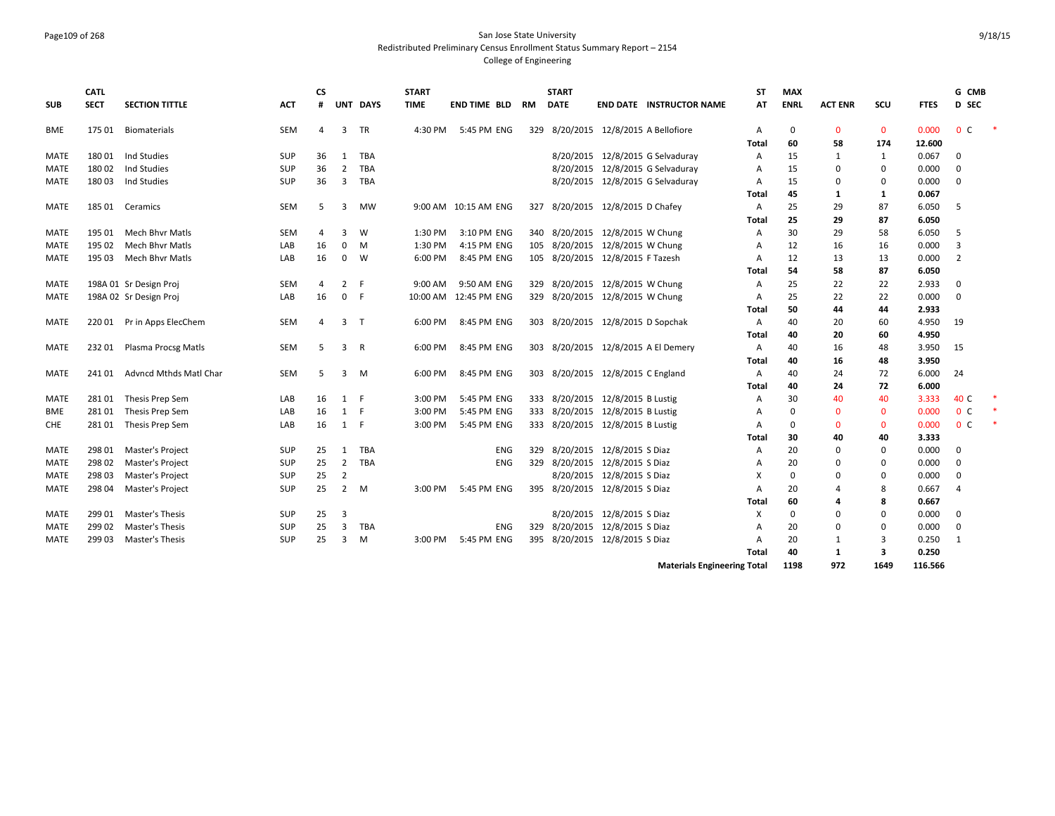San Jose State University

Redistributed Preliminary Census Enrollment Status Summary Report – 2154

College of Engineering

| SUB | CATL SECT | SECTION TITTLE | ACT | CS # | UNT | DAYS | START TIME | END TIME | BLD | RM | START DATE | END DATE | INSTRUCTOR NAME | ST AT | MAX ENRL | ACT ENR | SCU | FTES | G D | CMB SEC | |
|---|---|---|---|---|---|---|---|---|---|---|---|---|---|---|---|---|---|---|---|---|---|
| BME | 175 01 | Biomaterials | SEM | 4 | 3 | TR | 4:30 PM | 5:45 PM | ENG | 329 | 8/20/2015 | 12/8/2015 | A Bellofiore | A | 0 | 0 | 0 | 0.000 | 0 | C | * |
| | | | | | | | | | | | | | | Total | 60 | 58 | 174 | 12.600 | | | |
| MATE | 180 01 | Ind Studies | SUP | 36 | 1 | TBA | | | | | 8/20/2015 | 12/8/2015 | G Selvaduray | A | 15 | 1 | 1 | 0.067 | 0 | | |
| MATE | 180 02 | Ind Studies | SUP | 36 | 2 | TBA | | | | | 8/20/2015 | 12/8/2015 | G Selvaduray | A | 15 | 0 | 0 | 0.000 | 0 | | |
| MATE | 180 03 | Ind Studies | SUP | 36 | 3 | TBA | | | | | 8/20/2015 | 12/8/2015 | G Selvaduray | A | 15 | 0 | 0 | 0.000 | 0 | | |
| | | | | | | | | | | | | | | Total | 45 | 1 | 1 | 0.067 | | | |
| MATE | 185 01 | Ceramics | SEM | 5 | 3 | MW | 9:00 AM | 10:15 AM | ENG | 327 | 8/20/2015 | 12/8/2015 | D Chafey | A | 25 | 29 | 87 | 6.050 | 5 | | |
| | | | | | | | | | | | | | | Total | 25 | 29 | 87 | 6.050 | | | |
| MATE | 195 01 | Mech Bhvr Matls | SEM | 4 | 3 | W | 1:30 PM | 3:10 PM | ENG | 340 | 8/20/2015 | 12/8/2015 | W Chung | A | 30 | 29 | 58 | 6.050 | 5 | | |
| MATE | 195 02 | Mech Bhvr Matls | LAB | 16 | 0 | M | 1:30 PM | 4:15 PM | ENG | 105 | 8/20/2015 | 12/8/2015 | W Chung | A | 12 | 16 | 16 | 0.000 | 3 | | |
| MATE | 195 03 | Mech Bhvr Matls | LAB | 16 | 0 | W | 6:00 PM | 8:45 PM | ENG | 105 | 8/20/2015 | 12/8/2015 | F Tazesh | A | 12 | 13 | 13 | 0.000 | 2 | | |
| | | | | | | | | | | | | | | Total | 54 | 58 | 87 | 6.050 | | | |
| MATE | 198A 01 | Sr Design Proj | SEM | 4 | 2 | F | 9:00 AM | 9:50 AM | ENG | 329 | 8/20/2015 | 12/8/2015 | W Chung | A | 25 | 22 | 22 | 2.933 | 0 | | |
| MATE | 198A 02 | Sr Design Proj | LAB | 16 | 0 | F | 10:00 AM | 12:45 PM | ENG | 329 | 8/20/2015 | 12/8/2015 | W Chung | A | 25 | 22 | 22 | 0.000 | 0 | | |
| | | | | | | | | | | | | | | Total | 50 | 44 | 44 | 2.933 | | | |
| MATE | 220 01 | Pr in Apps ElecChem | SEM | 4 | 3 | T | 6:00 PM | 8:45 PM | ENG | 303 | 8/20/2015 | 12/8/2015 | D Sopchak | A | 40 | 20 | 60 | 4.950 | 19 | | |
| | | | | | | | | | | | | | | Total | 40 | 20 | 60 | 4.950 | | | |
| MATE | 232 01 | Plasma Procsg Matls | SEM | 5 | 3 | R | 6:00 PM | 8:45 PM | ENG | 303 | 8/20/2015 | 12/8/2015 | A El Demery | A | 40 | 16 | 48 | 3.950 | 15 | | |
| | | | | | | | | | | | | | | Total | 40 | 16 | 48 | 3.950 | | | |
| MATE | 241 01 | Advncd Mthds Matl Char | SEM | 5 | 3 | M | 6:00 PM | 8:45 PM | ENG | 303 | 8/20/2015 | 12/8/2015 | C England | A | 40 | 24 | 72 | 6.000 | 24 | | |
| | | | | | | | | | | | | | | Total | 40 | 24 | 72 | 6.000 | | | |
| MATE | 281 01 | Thesis Prep Sem | LAB | 16 | 1 | F | 3:00 PM | 5:45 PM | ENG | 333 | 8/20/2015 | 12/8/2015 | B Lustig | A | 30 | 40 | 40 | 3.333 | 40 | C | * |
| BME | 281 01 | Thesis Prep Sem | LAB | 16 | 1 | F | 3:00 PM | 5:45 PM | ENG | 333 | 8/20/2015 | 12/8/2015 | B Lustig | A | 0 | 0 | 0 | 0.000 | 0 | C | * |
| CHE | 281 01 | Thesis Prep Sem | LAB | 16 | 1 | F | 3:00 PM | 5:45 PM | ENG | 333 | 8/20/2015 | 12/8/2015 | B Lustig | A | 0 | 0 | 0 | 0.000 | 0 | C | * |
| | | | | | | | | | | | | | | Total | 30 | 40 | 40 | 3.333 | | | |
| MATE | 298 01 | Master's Project | SUP | 25 | 1 | TBA | | | ENG | 329 | 8/20/2015 | 12/8/2015 | S Diaz | A | 20 | 0 | 0 | 0.000 | 0 | | |
| MATE | 298 02 | Master's Project | SUP | 25 | 2 | TBA | | | ENG | 329 | 8/20/2015 | 12/8/2015 | S Diaz | A | 20 | 0 | 0 | 0.000 | 0 | | |
| MATE | 298 03 | Master's Project | SUP | 25 | 2 | | | | | | 8/20/2015 | 12/8/2015 | S Diaz | X | 0 | 0 | 0 | 0.000 | 0 | | |
| MATE | 298 04 | Master's Project | SUP | 25 | 2 | M | 3:00 PM | 5:45 PM | ENG | 395 | 8/20/2015 | 12/8/2015 | S Diaz | A | 20 | 4 | 8 | 0.667 | 4 | | |
| | | | | | | | | | | | | | | Total | 60 | 4 | 8 | 0.667 | | | |
| MATE | 299 01 | Master's Thesis | SUP | 25 | 3 | | | | | | 8/20/2015 | 12/8/2015 | S Diaz | X | 0 | 0 | 0 | 0.000 | 0 | | |
| MATE | 299 02 | Master's Thesis | SUP | 25 | 3 | TBA | | | ENG | 329 | 8/20/2015 | 12/8/2015 | S Diaz | A | 20 | 0 | 0 | 0.000 | 0 | | |
| MATE | 299 03 | Master's Thesis | SUP | 25 | 3 | M | 3:00 PM | 5:45 PM | ENG | 395 | 8/20/2015 | 12/8/2015 | S Diaz | A | 20 | 1 | 3 | 0.250 | 1 | | |
| | | | | | | | | | | | | | | Total | 40 | 1 | 3 | 0.250 | | | |
| | | | | | | | | | | | | | Materials Engineering Total | | 1198 | 972 | 1649 | 116.566 | | | |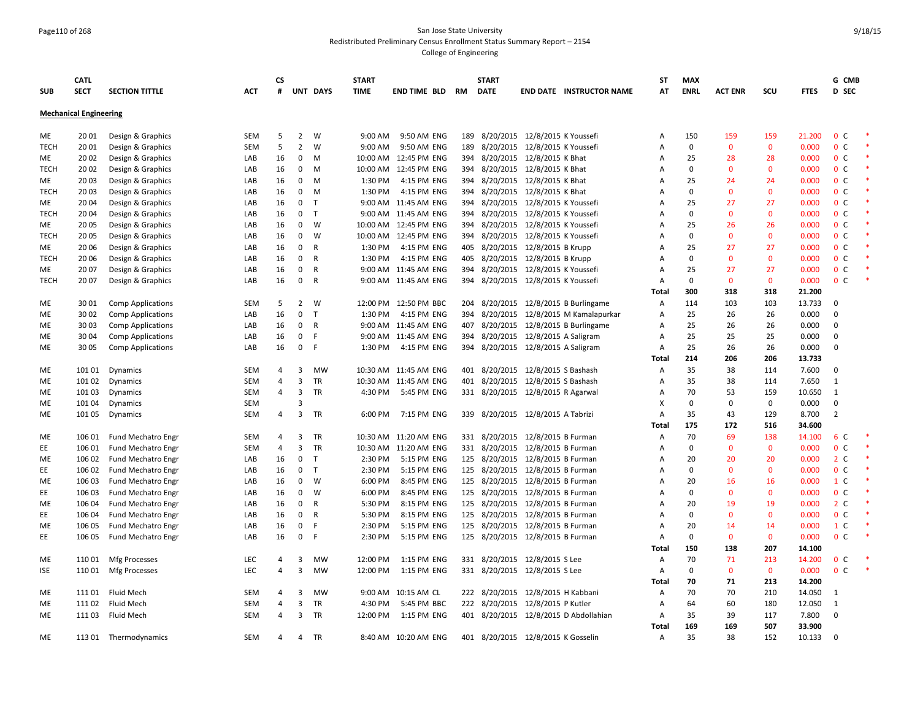San Jose State University
Redistributed Preliminary Census Enrollment Status Summary Report – 2154
College of Engineering

| SUB | CATL SECT | SECTION TITTLE | ACT | CS # | UNT | DAYS | START TIME | END TIME | BLD | RM | START DATE | END DATE | INSTRUCTOR NAME | ST AT | MAX ENRL | ACT ENR | SCU | FTES | G D | CMB SEC | |
|---|---|---|---|---|---|---|---|---|---|---|---|---|---|---|---|---|---|---|---|---|---|
| **Mechanical Engineering** | | | | | | | | | | | | | | | | | | | | | |
| ME | 20 01 | Design & Graphics | SEM | 5 | 2 | W | 9:00 AM | 9:50 AM | ENG | 189 | 8/20/2015 | 12/8/2015 | K Youssefi | A | 150 | 159 | 159 | 21.200 | 0 | C | * |
| TECH | 20 01 | Design & Graphics | SEM | 5 | 2 | W | 9:00 AM | 9:50 AM | ENG | 189 | 8/20/2015 | 12/8/2015 | K Youssefi | A | 0 | 0 | 0 | 0.000 | 0 | C | * |
| ME | 20 02 | Design & Graphics | LAB | 16 | 0 | M | 10:00 AM | 12:45 PM | ENG | 394 | 8/20/2015 | 12/8/2015 | K Bhat | A | 25 | 28 | 28 | 0.000 | 0 | C | * |
| TECH | 20 02 | Design & Graphics | LAB | 16 | 0 | M | 10:00 AM | 12:45 PM | ENG | 394 | 8/20/2015 | 12/8/2015 | K Bhat | A | 0 | 0 | 0 | 0.000 | 0 | C | * |
| ME | 20 03 | Design & Graphics | LAB | 16 | 0 | M | 1:30 PM | 4:15 PM | ENG | 394 | 8/20/2015 | 12/8/2015 | K Bhat | A | 25 | 24 | 24 | 0.000 | 0 | C | * |
| TECH | 20 03 | Design & Graphics | LAB | 16 | 0 | M | 1:30 PM | 4:15 PM | ENG | 394 | 8/20/2015 | 12/8/2015 | K Bhat | A | 0 | 0 | 0 | 0.000 | 0 | C | * |
| ME | 20 04 | Design & Graphics | LAB | 16 | 0 | T | 9:00 AM | 11:45 AM | ENG | 394 | 8/20/2015 | 12/8/2015 | K Youssefi | A | 25 | 27 | 27 | 0.000 | 0 | C | * |
| TECH | 20 04 | Design & Graphics | LAB | 16 | 0 | T | 9:00 AM | 11:45 AM | ENG | 394 | 8/20/2015 | 12/8/2015 | K Youssefi | A | 0 | 0 | 0 | 0.000 | 0 | C | * |
| ME | 20 05 | Design & Graphics | LAB | 16 | 0 | W | 10:00 AM | 12:45 PM | ENG | 394 | 8/20/2015 | 12/8/2015 | K Youssefi | A | 25 | 26 | 26 | 0.000 | 0 | C | * |
| TECH | 20 05 | Design & Graphics | LAB | 16 | 0 | W | 10:00 AM | 12:45 PM | ENG | 394 | 8/20/2015 | 12/8/2015 | K Youssefi | A | 0 | 0 | 0 | 0.000 | 0 | C | * |
| ME | 20 06 | Design & Graphics | LAB | 16 | 0 | R | 1:30 PM | 4:15 PM | ENG | 405 | 8/20/2015 | 12/8/2015 | B Krupp | A | 25 | 27 | 27 | 0.000 | 0 | C | * |
| TECH | 20 06 | Design & Graphics | LAB | 16 | 0 | R | 1:30 PM | 4:15 PM | ENG | 405 | 8/20/2015 | 12/8/2015 | B Krupp | A | 0 | 0 | 0 | 0.000 | 0 | C | * |
| ME | 20 07 | Design & Graphics | LAB | 16 | 0 | R | 9:00 AM | 11:45 AM | ENG | 394 | 8/20/2015 | 12/8/2015 | K Youssefi | A | 25 | 27 | 27 | 0.000 | 0 | C | * |
| TECH | 20 07 | Design & Graphics | LAB | 16 | 0 | R | 9:00 AM | 11:45 AM | ENG | 394 | 8/20/2015 | 12/8/2015 | K Youssefi | A | 0 | 0 | 0 | 0.000 | 0 | C | * |
| | | | | | | | | | | | | | | **Total** | **300** | **318** | **318** | **21.200** | | | |
| ME | 30 01 | Comp Applications | SEM | 5 | 2 | W | 12:00 PM | 12:50 PM | BBC | 204 | 8/20/2015 | 12/8/2015 | B Burlingame | A | 114 | 103 | 103 | 13.733 | 0 | | |
| ME | 30 02 | Comp Applications | LAB | 16 | 0 | T | 1:30 PM | 4:15 PM | ENG | 394 | 8/20/2015 | 12/8/2015 | M Kamalapurkar | A | 25 | 26 | 26 | 0.000 | 0 | | |
| ME | 30 03 | Comp Applications | LAB | 16 | 0 | R | 9:00 AM | 11:45 AM | ENG | 407 | 8/20/2015 | 12/8/2015 | B Burlingame | A | 25 | 26 | 26 | 0.000 | 0 | | |
| ME | 30 04 | Comp Applications | LAB | 16 | 0 | F | 9:00 AM | 11:45 AM | ENG | 394 | 8/20/2015 | 12/8/2015 | A Saligram | A | 25 | 25 | 25 | 0.000 | 0 | | |
| ME | 30 05 | Comp Applications | LAB | 16 | 0 | F | 1:30 PM | 4:15 PM | ENG | 394 | 8/20/2015 | 12/8/2015 | A Saligram | A | 25 | 26 | 26 | 0.000 | 0 | | |
| | | | | | | | | | | | | | | **Total** | **214** | **206** | **206** | **13.733** | | | |
| ME | 101 01 | Dynamics | SEM | 4 | 3 | MW | 10:30 AM | 11:45 AM | ENG | 401 | 8/20/2015 | 12/8/2015 | S Bashash | A | 35 | 38 | 114 | 7.600 | 0 | | |
| ME | 101 02 | Dynamics | SEM | 4 | 3 | TR | 10:30 AM | 11:45 AM | ENG | 401 | 8/20/2015 | 12/8/2015 | S Bashash | A | 35 | 38 | 114 | 7.650 | 1 | | |
| ME | 101 03 | Dynamics | SEM | 4 | 3 | TR | 4:30 PM | 5:45 PM | ENG | 331 | 8/20/2015 | 12/8/2015 | R Agarwal | A | 70 | 53 | 159 | 10.650 | 1 | | |
| ME | 101 04 | Dynamics | SEM | | 3 | | | | | | | | | X | 0 | 0 | 0 | 0.000 | 0 | | |
| ME | 101 05 | Dynamics | SEM | 4 | 3 | TR | 6:00 PM | 7:15 PM | ENG | 339 | 8/20/2015 | 12/8/2015 | A Tabrizi | A | 35 | 43 | 129 | 8.700 | 2 | | |
| | | | | | | | | | | | | | | **Total** | **175** | **172** | **516** | **34.600** | | | |
| ME | 106 01 | Fund Mechatro Engr | SEM | 4 | 3 | TR | 10:30 AM | 11:20 AM | ENG | 331 | 8/20/2015 | 12/8/2015 | B Furman | A | 70 | 69 | 138 | 14.100 | 6 | C | * |
| EE | 106 01 | Fund Mechatro Engr | SEM | 4 | 3 | TR | 10:30 AM | 11:20 AM | ENG | 331 | 8/20/2015 | 12/8/2015 | B Furman | A | 0 | 0 | 0 | 0.000 | 0 | C | * |
| ME | 106 02 | Fund Mechatro Engr | LAB | 16 | 0 | T | 2:30 PM | 5:15 PM | ENG | 125 | 8/20/2015 | 12/8/2015 | B Furman | A | 20 | 20 | 20 | 0.000 | 2 | C | * |
| EE | 106 02 | Fund Mechatro Engr | LAB | 16 | 0 | T | 2:30 PM | 5:15 PM | ENG | 125 | 8/20/2015 | 12/8/2015 | B Furman | A | 0 | 0 | 0 | 0.000 | 0 | C | * |
| ME | 106 03 | Fund Mechatro Engr | LAB | 16 | 0 | W | 6:00 PM | 8:45 PM | ENG | 125 | 8/20/2015 | 12/8/2015 | B Furman | A | 20 | 16 | 16 | 0.000 | 1 | C | * |
| EE | 106 03 | Fund Mechatro Engr | LAB | 16 | 0 | W | 6:00 PM | 8:45 PM | ENG | 125 | 8/20/2015 | 12/8/2015 | B Furman | A | 0 | 0 | 0 | 0.000 | 0 | C | * |
| ME | 106 04 | Fund Mechatro Engr | LAB | 16 | 0 | R | 5:30 PM | 8:15 PM | ENG | 125 | 8/20/2015 | 12/8/2015 | B Furman | A | 20 | 19 | 19 | 0.000 | 2 | C | * |
| EE | 106 04 | Fund Mechatro Engr | LAB | 16 | 0 | R | 5:30 PM | 8:15 PM | ENG | 125 | 8/20/2015 | 12/8/2015 | B Furman | A | 0 | 0 | 0 | 0.000 | 0 | C | * |
| ME | 106 05 | Fund Mechatro Engr | LAB | 16 | 0 | F | 2:30 PM | 5:15 PM | ENG | 125 | 8/20/2015 | 12/8/2015 | B Furman | A | 20 | 14 | 14 | 0.000 | 1 | C | * |
| EE | 106 05 | Fund Mechatro Engr | LAB | 16 | 0 | F | 2:30 PM | 5:15 PM | ENG | 125 | 8/20/2015 | 12/8/2015 | B Furman | A | 0 | 0 | 0 | 0.000 | 0 | C | * |
| | | | | | | | | | | | | | | **Total** | **150** | **138** | **207** | **14.100** | | | |
| ME | 110 01 | Mfg Processes | LEC | 4 | 3 | MW | 12:00 PM | 1:15 PM | ENG | 331 | 8/20/2015 | 12/8/2015 | S Lee | A | 70 | 71 | 213 | 14.200 | 0 | C | * |
| ISE | 110 01 | Mfg Processes | LEC | 4 | 3 | MW | 12:00 PM | 1:15 PM | ENG | 331 | 8/20/2015 | 12/8/2015 | S Lee | A | 0 | 0 | 0 | 0.000 | 0 | C | * |
| | | | | | | | | | | | | | | **Total** | **70** | **71** | **213** | **14.200** | | | |
| ME | 111 01 | Fluid Mech | SEM | 4 | 3 | MW | 9:00 AM | 10:15 AM | CL | 222 | 8/20/2015 | 12/8/2015 | H Kabbani | A | 70 | 70 | 210 | 14.050 | 1 | | |
| ME | 111 02 | Fluid Mech | SEM | 4 | 3 | TR | 4:30 PM | 5:45 PM | BBC | 222 | 8/20/2015 | 12/8/2015 | P Kutler | A | 64 | 60 | 180 | 12.050 | 1 | | |
| ME | 111 03 | Fluid Mech | SEM | 4 | 3 | TR | 12:00 PM | 1:15 PM | ENG | 401 | 8/20/2015 | 12/8/2015 | D Abdollahian | A | 35 | 39 | 117 | 7.800 | 0 | | |
| | | | | | | | | | | | | | | **Total** | **169** | **169** | **507** | **33.900** | | | |
| ME | 113 01 | Thermodynamics | SEM | 4 | 4 | TR | 8:40 AM | 10:20 AM | ENG | 401 | 8/20/2015 | 12/8/2015 | K Gosselin | A | 35 | 38 | 152 | 10.133 | 0 | | |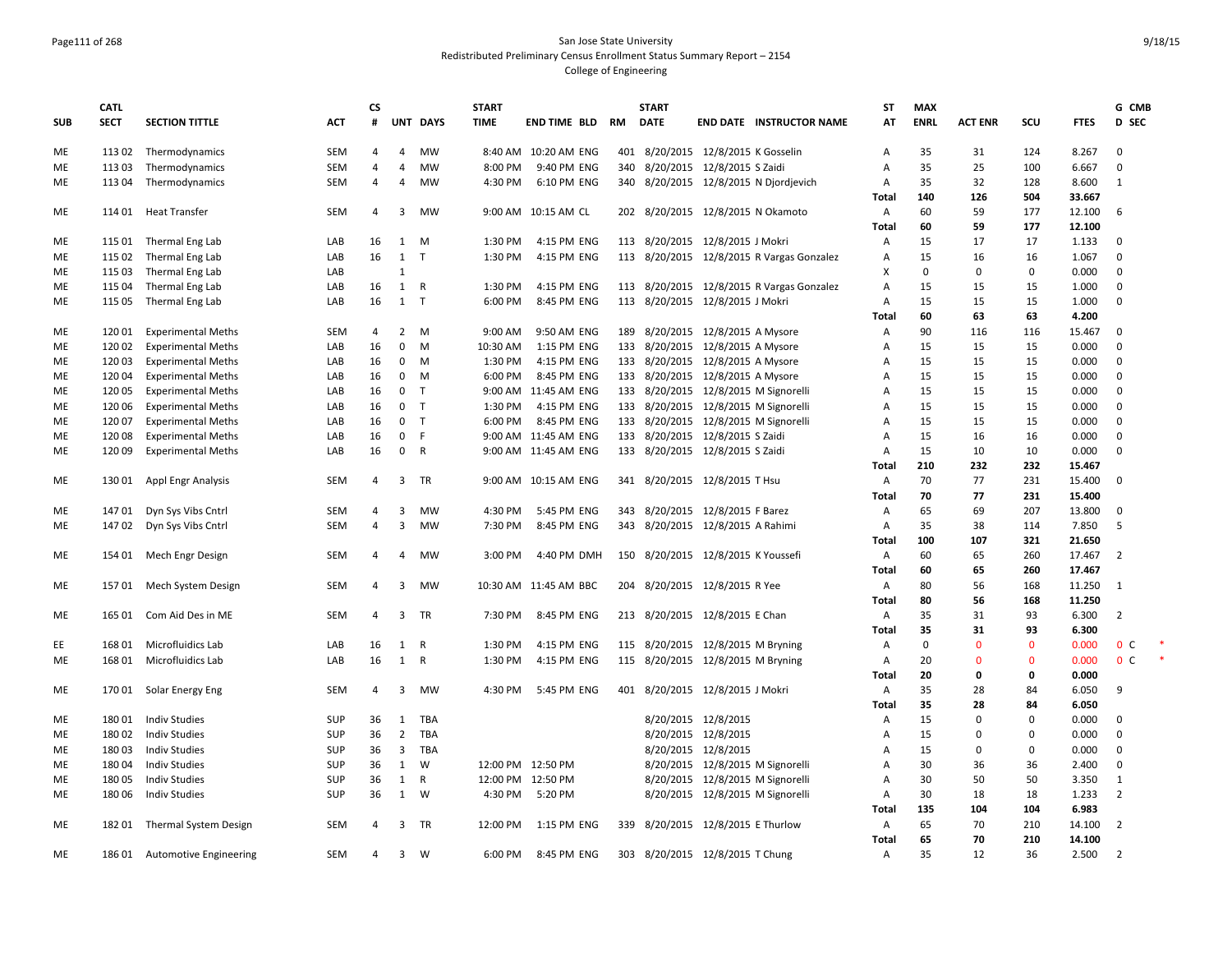San Jose State University
Redistributed Preliminary Census Enrollment Status Summary Report – 2154
College of Engineering

| SUB | CATL SECT | SECTION TITTLE | ACT | CS # | UNT | DAYS | START TIME | END TIME | BLD | RM | START DATE | END DATE | INSTRUCTOR NAME | ST AT | MAX ENRL | ACT ENR | SCU | FTES | G D | CMB SEC |
|---|---|---|---|---|---|---|---|---|---|---|---|---|---|---|---|---|---|---|---|---|
| ME | 113 02 | Thermodynamics | SEM | 4 | 4 | MW | 8:40 AM | 10:20 AM | ENG | 401 | 8/20/2015 | 12/8/2015 | K Gosselin | A | 35 | 31 | 124 | 8.267 | 0 | |
| ME | 113 03 | Thermodynamics | SEM | 4 | 4 | MW | 8:00 PM | 9:40 PM | ENG | 340 | 8/20/2015 | 12/8/2015 | S Zaidi | A | 35 | 25 | 100 | 6.667 | 0 | |
| ME | 113 04 | Thermodynamics | SEM | 4 | 4 | MW | 4:30 PM | 6:10 PM | ENG | 340 | 8/20/2015 | 12/8/2015 | N Djordjevich | A | 35 | 32 | 128 | 8.600 | 1 | |
| | | | | | | | | | | | | | | **Total** | **140** | **126** | **504** | **33.667** | | |
| ME | 114 01 | Heat Transfer | SEM | 4 | 3 | MW | 9:00 AM | 10:15 AM | CL | 202 | 8/20/2015 | 12/8/2015 | N Okamoto | A | 60 | 59 | 177 | 12.100 | 6 | |
| | | | | | | | | | | | | | | **Total** | **60** | **59** | **177** | **12.100** | | |
| ME | 115 01 | Thermal Eng Lab | LAB | 16 | 1 | M | 1:30 PM | 4:15 PM | ENG | 113 | 8/20/2015 | 12/8/2015 | J Mokri | A | 15 | 17 | 17 | 1.133 | 0 | |
| ME | 115 02 | Thermal Eng Lab | LAB | 16 | 1 | T | 1:30 PM | 4:15 PM | ENG | 113 | 8/20/2015 | 12/8/2015 | R Vargas Gonzalez | A | 15 | 16 | 16 | 1.067 | 0 | |
| ME | 115 03 | Thermal Eng Lab | LAB | | 1 | | | | | | | | | X | 0 | 0 | 0 | 0.000 | 0 | |
| ME | 115 04 | Thermal Eng Lab | LAB | 16 | 1 | R | 1:30 PM | 4:15 PM | ENG | 113 | 8/20/2015 | 12/8/2015 | R Vargas Gonzalez | A | 15 | 15 | 15 | 1.000 | 0 | |
| ME | 115 05 | Thermal Eng Lab | LAB | 16 | 1 | T | 6:00 PM | 8:45 PM | ENG | 113 | 8/20/2015 | 12/8/2015 | J Mokri | A | 15 | 15 | 15 | 1.000 | 0 | |
| | | | | | | | | | | | | | | **Total** | **60** | **63** | **63** | **4.200** | | |
| ME | 120 01 | Experimental Meths | SEM | 4 | 2 | M | 9:00 AM | 9:50 AM | ENG | 189 | 8/20/2015 | 12/8/2015 | A Mysore | A | 90 | 116 | 116 | 15.467 | 0 | |
| ME | 120 02 | Experimental Meths | LAB | 16 | 0 | M | 10:30 AM | 1:15 PM | ENG | 133 | 8/20/2015 | 12/8/2015 | A Mysore | A | 15 | 15 | 15 | 0.000 | 0 | |
| ME | 120 03 | Experimental Meths | LAB | 16 | 0 | M | 1:30 PM | 4:15 PM | ENG | 133 | 8/20/2015 | 12/8/2015 | A Mysore | A | 15 | 15 | 15 | 0.000 | 0 | |
| ME | 120 04 | Experimental Meths | LAB | 16 | 0 | M | 6:00 PM | 8:45 PM | ENG | 133 | 8/20/2015 | 12/8/2015 | A Mysore | A | 15 | 15 | 15 | 0.000 | 0 | |
| ME | 120 05 | Experimental Meths | LAB | 16 | 0 | T | 9:00 AM | 11:45 AM | ENG | 133 | 8/20/2015 | 12/8/2015 | M Signorelli | A | 15 | 15 | 15 | 0.000 | 0 | |
| ME | 120 06 | Experimental Meths | LAB | 16 | 0 | T | 1:30 PM | 4:15 PM | ENG | 133 | 8/20/2015 | 12/8/2015 | M Signorelli | A | 15 | 15 | 15 | 0.000 | 0 | |
| ME | 120 07 | Experimental Meths | LAB | 16 | 0 | T | 6:00 PM | 8:45 PM | ENG | 133 | 8/20/2015 | 12/8/2015 | M Signorelli | A | 15 | 15 | 15 | 0.000 | 0 | |
| ME | 120 08 | Experimental Meths | LAB | 16 | 0 | F | 9:00 AM | 11:45 AM | ENG | 133 | 8/20/2015 | 12/8/2015 | S Zaidi | A | 15 | 16 | 16 | 0.000 | 0 | |
| ME | 120 09 | Experimental Meths | LAB | 16 | 0 | R | 9:00 AM | 11:45 AM | ENG | 133 | 8/20/2015 | 12/8/2015 | S Zaidi | A | 15 | 10 | 10 | 0.000 | 0 | |
| | | | | | | | | | | | | | | **Total** | **210** | **232** | **232** | **15.467** | | |
| ME | 130 01 | Appl Engr Analysis | SEM | 4 | 3 | TR | 9:00 AM | 10:15 AM | ENG | 341 | 8/20/2015 | 12/8/2015 | T Hsu | A | 70 | 77 | 231 | 15.400 | 0 | |
| | | | | | | | | | | | | | | **Total** | **70** | **77** | **231** | **15.400** | | |
| ME | 147 01 | Dyn Sys Vibs Cntrl | SEM | 4 | 3 | MW | 4:30 PM | 5:45 PM | ENG | 343 | 8/20/2015 | 12/8/2015 | F Barez | A | 65 | 69 | 207 | 13.800 | 0 | |
| ME | 147 02 | Dyn Sys Vibs Cntrl | SEM | 4 | 3 | MW | 7:30 PM | 8:45 PM | ENG | 343 | 8/20/2015 | 12/8/2015 | A Rahimi | A | 35 | 38 | 114 | 7.850 | 5 | |
| | | | | | | | | | | | | | | **Total** | **100** | **107** | **321** | **21.650** | | |
| ME | 154 01 | Mech Engr Design | SEM | 4 | 4 | MW | 3:00 PM | 4:40 PM | DMH | 150 | 8/20/2015 | 12/8/2015 | K Youssefi | A | 60 | 65 | 260 | 17.467 | 2 | |
| | | | | | | | | | | | | | | **Total** | **60** | **65** | **260** | **17.467** | | |
| ME | 157 01 | Mech System Design | SEM | 4 | 3 | MW | 10:30 AM | 11:45 AM | BBC | 204 | 8/20/2015 | 12/8/2015 | R Yee | A | 80 | 56 | 168 | 11.250 | 1 | |
| | | | | | | | | | | | | | | **Total** | **80** | **56** | **168** | **11.250** | | |
| ME | 165 01 | Com Aid Des in ME | SEM | 4 | 3 | TR | 7:30 PM | 8:45 PM | ENG | 213 | 8/20/2015 | 12/8/2015 | E Chan | A | 35 | 31 | 93 | 6.300 | 2 | |
| | | | | | | | | | | | | | | **Total** | **35** | **31** | **93** | **6.300** | | |
| EE | 168 01 | Microfluidics Lab | LAB | 16 | 1 | R | 1:30 PM | 4:15 PM | ENG | 115 | 8/20/2015 | 12/8/2015 | M Bryning | A | 0 | 0 | 0 | 0.000 | 0 | C * |
| ME | 168 01 | Microfluidics Lab | LAB | 16 | 1 | R | 1:30 PM | 4:15 PM | ENG | 115 | 8/20/2015 | 12/8/2015 | M Bryning | A | 20 | 0 | 0 | 0.000 | 0 | C * |
| | | | | | | | | | | | | | | **Total** | **20** | **0** | **0** | **0.000** | | |
| ME | 170 01 | Solar Energy Eng | SEM | 4 | 3 | MW | 4:30 PM | 5:45 PM | ENG | 401 | 8/20/2015 | 12/8/2015 | J Mokri | A | 35 | 28 | 84 | 6.050 | 9 | |
| | | | | | | | | | | | | | | **Total** | **35** | **28** | **84** | **6.050** | | |
| ME | 180 01 | Indiv Studies | SUP | 36 | 1 | TBA | | | | | 8/20/2015 | 12/8/2015 | | A | 15 | 0 | 0 | 0.000 | 0 | |
| ME | 180 02 | Indiv Studies | SUP | 36 | 2 | TBA | | | | | 8/20/2015 | 12/8/2015 | | A | 15 | 0 | 0 | 0.000 | 0 | |
| ME | 180 03 | Indiv Studies | SUP | 36 | 3 | TBA | | | | | 8/20/2015 | 12/8/2015 | | A | 15 | 0 | 0 | 0.000 | 0 | |
| ME | 180 04 | Indiv Studies | SUP | 36 | 1 | W | 12:00 PM | 12:50 PM | | | 8/20/2015 | 12/8/2015 | M Signorelli | A | 30 | 36 | 36 | 2.400 | 0 | |
| ME | 180 05 | Indiv Studies | SUP | 36 | 1 | R | 12:00 PM | 12:50 PM | | | 8/20/2015 | 12/8/2015 | M Signorelli | A | 30 | 50 | 50 | 3.350 | 1 | |
| ME | 180 06 | Indiv Studies | SUP | 36 | 1 | W | 4:30 PM | 5:20 PM | | | 8/20/2015 | 12/8/2015 | M Signorelli | A | 30 | 18 | 18 | 1.233 | 2 | |
| | | | | | | | | | | | | | | **Total** | **135** | **104** | **104** | **6.983** | | |
| ME | 182 01 | Thermal System Design | SEM | 4 | 3 | TR | 12:00 PM | 1:15 PM | ENG | 339 | 8/20/2015 | 12/8/2015 | E Thurlow | A | 65 | 70 | 210 | 14.100 | 2 | |
| | | | | | | | | | | | | | | **Total** | **65** | **70** | **210** | **14.100** | | |
| ME | 186 01 | Automotive Engineering | SEM | 4 | 3 | W | 6:00 PM | 8:45 PM | ENG | 303 | 8/20/2015 | 12/8/2015 | T Chung | A | 35 | 12 | 36 | 2.500 | 2 | |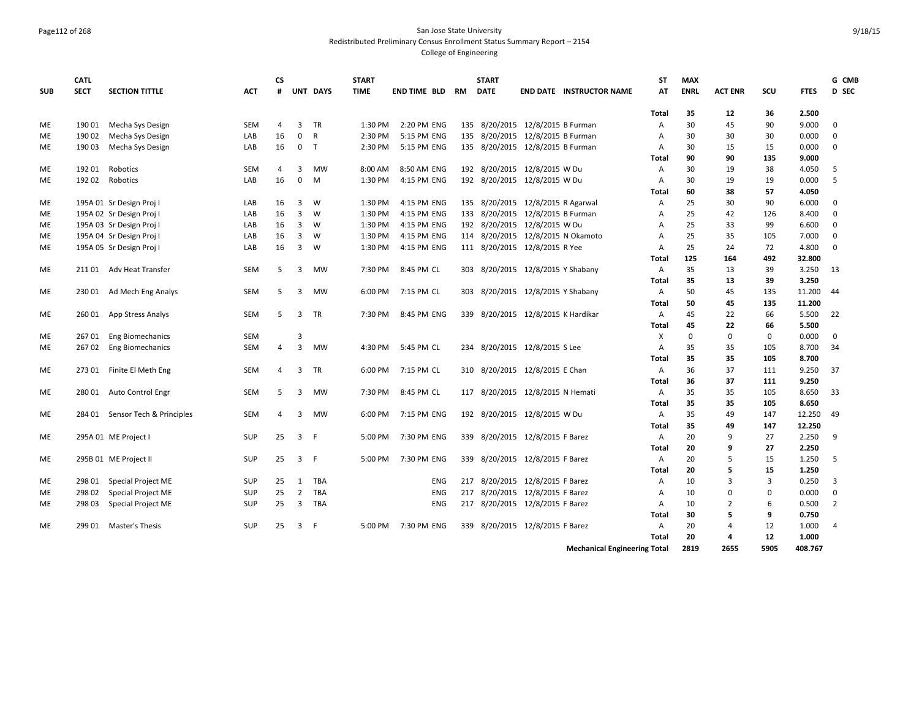| SUB | CATL SECT | SECTION TITTLE | ACT | CS # | UNT | DAYS | START TIME | END TIME | BLD | RM | START DATE | END DATE | INSTRUCTOR NAME | ST AT | MAX ENRL | ACT ENR | SCU | FTES | G D | CMB SEC |
|---|---|---|---|---|---|---|---|---|---|---|---|---|---|---|---|---|---|---|---|---|
| | | | | | | | | | | | | | | Total | 35 | 12 | 36 | 2.500 | | |
| ME | 190 01 | Mecha Sys Design | SEM | 4 | 3 | TR | 1:30 PM | 2:20 PM | ENG | 135 | 8/20/2015 | 12/8/2015 | B Furman | A | 30 | 45 | 90 | 9.000 | 0 | |
| ME | 190 02 | Mecha Sys Design | LAB | 16 | 0 | R | 2:30 PM | 5:15 PM | ENG | 135 | 8/20/2015 | 12/8/2015 | B Furman | A | 30 | 30 | 30 | 0.000 | 0 | |
| ME | 190 03 | Mecha Sys Design | LAB | 16 | 0 | T | 2:30 PM | 5:15 PM | ENG | 135 | 8/20/2015 | 12/8/2015 | B Furman | A | 30 | 15 | 15 | 0.000 | 0 | |
| | | | | | | | | | | | | | | Total | 90 | 90 | 135 | 9.000 | | |
| ME | 192 01 | Robotics | SEM | 4 | 3 | MW | 8:00 AM | 8:50 AM | ENG | 192 | 8/20/2015 | 12/8/2015 | W Du | A | 30 | 19 | 38 | 4.050 | 5 | |
| ME | 192 02 | Robotics | LAB | 16 | 0 | M | 1:30 PM | 4:15 PM | ENG | 192 | 8/20/2015 | 12/8/2015 | W Du | A | 30 | 19 | 19 | 0.000 | 5 | |
| | | | | | | | | | | | | | | Total | 60 | 38 | 57 | 4.050 | | |
| ME | 195A 01 | Sr Design Proj I | LAB | 16 | 3 | W | 1:30 PM | 4:15 PM | ENG | 135 | 8/20/2015 | 12/8/2015 | R Agarwal | A | 25 | 30 | 90 | 6.000 | 0 | |
| ME | 195A 02 | Sr Design Proj I | LAB | 16 | 3 | W | 1:30 PM | 4:15 PM | ENG | 133 | 8/20/2015 | 12/8/2015 | B Furman | A | 25 | 42 | 126 | 8.400 | 0 | |
| ME | 195A 03 | Sr Design Proj I | LAB | 16 | 3 | W | 1:30 PM | 4:15 PM | ENG | 192 | 8/20/2015 | 12/8/2015 | W Du | A | 25 | 33 | 99 | 6.600 | 0 | |
| ME | 195A 04 | Sr Design Proj I | LAB | 16 | 3 | W | 1:30 PM | 4:15 PM | ENG | 114 | 8/20/2015 | 12/8/2015 | N Okamoto | A | 25 | 35 | 105 | 7.000 | 0 | |
| ME | 195A 05 | Sr Design Proj I | LAB | 16 | 3 | W | 1:30 PM | 4:15 PM | ENG | 111 | 8/20/2015 | 12/8/2015 | R Yee | A | 25 | 24 | 72 | 4.800 | 0 | |
| | | | | | | | | | | | | | | Total | 125 | 164 | 492 | 32.800 | | |
| ME | 211 01 | Adv Heat Transfer | SEM | 5 | 3 | MW | 7:30 PM | 8:45 PM | CL | 303 | 8/20/2015 | 12/8/2015 | Y Shabany | A | 35 | 13 | 39 | 3.250 | 13 | |
| | | | | | | | | | | | | | | Total | 35 | 13 | 39 | 3.250 | | |
| ME | 230 01 | Ad Mech Eng Analys | SEM | 5 | 3 | MW | 6:00 PM | 7:15 PM | CL | 303 | 8/20/2015 | 12/8/2015 | Y Shabany | A | 50 | 45 | 135 | 11.200 | 44 | |
| | | | | | | | | | | | | | | Total | 50 | 45 | 135 | 11.200 | | |
| ME | 260 01 | App Stress Analys | SEM | 5 | 3 | TR | 7:30 PM | 8:45 PM | ENG | 339 | 8/20/2015 | 12/8/2015 | K Hardikar | A | 45 | 22 | 66 | 5.500 | 22 | |
| | | | | | | | | | | | | | | Total | 45 | 22 | 66 | 5.500 | | |
| ME | 267 01 | Eng Biomechanics | SEM | | 3 | | | | | | | | | X | 0 | 0 | 0 | 0.000 | 0 | |
| ME | 267 02 | Eng Biomechanics | SEM | 4 | 3 | MW | 4:30 PM | 5:45 PM | CL | 234 | 8/20/2015 | 12/8/2015 | S Lee | A | 35 | 35 | 105 | 8.700 | 34 | |
| | | | | | | | | | | | | | | Total | 35 | 35 | 105 | 8.700 | | |
| ME | 273 01 | Finite El Meth Eng | SEM | 4 | 3 | TR | 6:00 PM | 7:15 PM | CL | 310 | 8/20/2015 | 12/8/2015 | E Chan | A | 36 | 37 | 111 | 9.250 | 37 | |
| | | | | | | | | | | | | | | Total | 36 | 37 | 111 | 9.250 | | |
| ME | 280 01 | Auto Control Engr | SEM | 5 | 3 | MW | 7:30 PM | 8:45 PM | CL | 117 | 8/20/2015 | 12/8/2015 | N Hemati | A | 35 | 35 | 105 | 8.650 | 33 | |
| | | | | | | | | | | | | | | Total | 35 | 35 | 105 | 8.650 | | |
| ME | 284 01 | Sensor Tech & Principles | SEM | 4 | 3 | MW | 6:00 PM | 7:15 PM | ENG | 192 | 8/20/2015 | 12/8/2015 | W Du | A | 35 | 49 | 147 | 12.250 | 49 | |
| | | | | | | | | | | | | | | Total | 35 | 49 | 147 | 12.250 | | |
| ME | 295A 01 | ME Project I | SUP | 25 | 3 | F | 5:00 PM | 7:30 PM | ENG | 339 | 8/20/2015 | 12/8/2015 | F Barez | A | 20 | 9 | 27 | 2.250 | 9 | |
| | | | | | | | | | | | | | | Total | 20 | 9 | 27 | 2.250 | | |
| ME | 295B 01 | ME Project II | SUP | 25 | 3 | F | 5:00 PM | 7:30 PM | ENG | 339 | 8/20/2015 | 12/8/2015 | F Barez | A | 20 | 5 | 15 | 1.250 | 5 | |
| | | | | | | | | | | | | | | Total | 20 | 5 | 15 | 1.250 | | |
| ME | 298 01 | Special Project ME | SUP | 25 | 1 | TBA | | | ENG | 217 | 8/20/2015 | 12/8/2015 | F Barez | A | 10 | 3 | 3 | 0.250 | 3 | |
| ME | 298 02 | Special Project ME | SUP | 25 | 2 | TBA | | | ENG | 217 | 8/20/2015 | 12/8/2015 | F Barez | A | 10 | 0 | 0 | 0.000 | 0 | |
| ME | 298 03 | Special Project ME | SUP | 25 | 3 | TBA | | | ENG | 217 | 8/20/2015 | 12/8/2015 | F Barez | A | 10 | 2 | 6 | 0.500 | 2 | |
| | | | | | | | | | | | | | | Total | 30 | 5 | 9 | 0.750 | | |
| ME | 299 01 | Master's Thesis | SUP | 25 | 3 | F | 5:00 PM | 7:30 PM | ENG | 339 | 8/20/2015 | 12/8/2015 | F Barez | A | 20 | 4 | 12 | 1.000 | 4 | |
| | | | | | | | | | | | | | | Total | 20 | 4 | 12 | 1.000 | | |
| | | | | | | | | | | | | | Mechanical Engineering Total | | 2819 | 2655 | 5905 | 408.767 | | |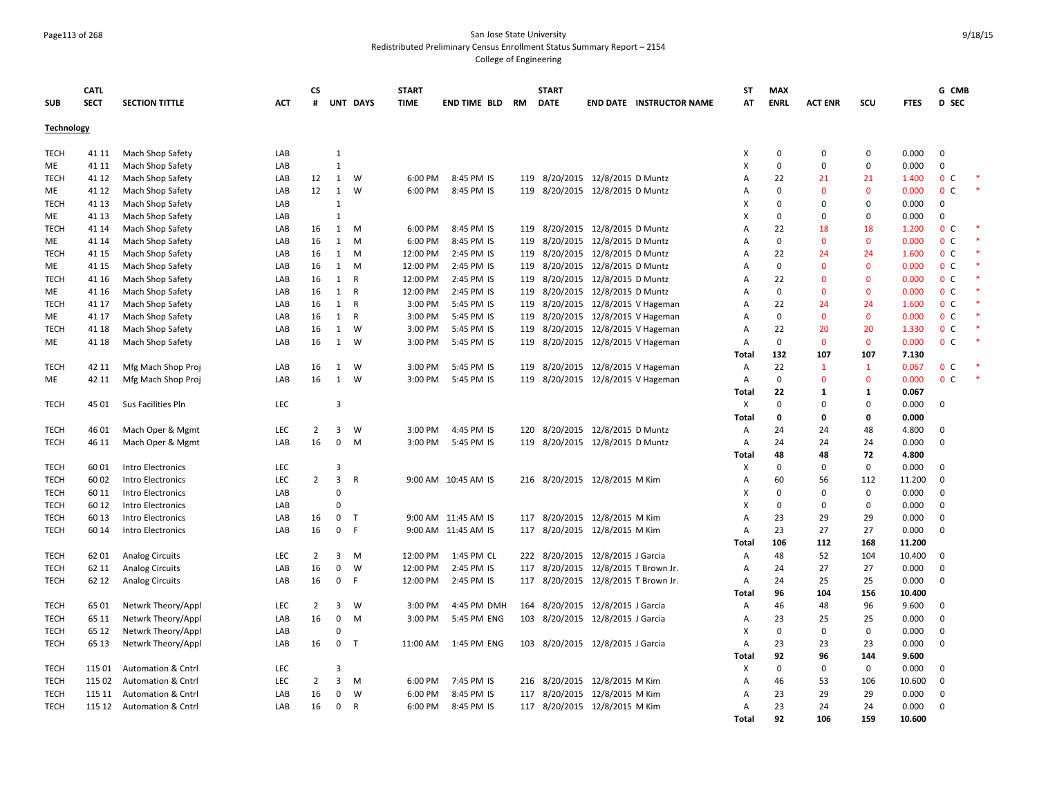San Jose State University
Redistributed Preliminary Census Enrollment Status Summary Report – 2154
College of Engineering

## Technology

| SUB | CATL SECT | SECTION TITTLE | ACT | CS # | UNT | DAYS | START TIME | END TIME | BLD | RM | START DATE | END DATE | INSTRUCTOR NAME | ST AT | MAX ENRL | ACT ENR | SCU | FTES | G D | CMB SEC | |
|---|---|---|---|---|---|---|---|---|---|---|---|---|---|---|---|---|---|---|---|---|---|
| TECH | 41 11 | Mach Shop Safety | LAB | | 1 | | | | | | | | | X | 0 | 0 | 0 | 0.000 | 0 | | |
| ME | 41 11 | Mach Shop Safety | LAB | | 1 | | | | | | | | | X | 0 | 0 | 0 | 0.000 | 0 | | |
| TECH | 41 12 | Mach Shop Safety | LAB | 12 | 1 | W | 6:00 PM | 8:45 PM | IS | 119 | 8/20/2015 | 12/8/2015 | D Muntz | A | 22 | 21 | 21 | 1.400 | 0 | C | * |
| ME | 41 12 | Mach Shop Safety | LAB | 12 | 1 | W | 6:00 PM | 8:45 PM | IS | 119 | 8/20/2015 | 12/8/2015 | D Muntz | A | 0 | 0 | 0 | 0.000 | 0 | C | * |
| TECH | 41 13 | Mach Shop Safety | LAB | | 1 | | | | | | | | | X | 0 | 0 | 0 | 0.000 | 0 | | |
| ME | 41 13 | Mach Shop Safety | LAB | | 1 | | | | | | | | | X | 0 | 0 | 0 | 0.000 | 0 | | |
| TECH | 41 14 | Mach Shop Safety | LAB | 16 | 1 | M | 6:00 PM | 8:45 PM | IS | 119 | 8/20/2015 | 12/8/2015 | D Muntz | A | 22 | 18 | 18 | 1.200 | 0 | C | * |
| ME | 41 14 | Mach Shop Safety | LAB | 16 | 1 | M | 6:00 PM | 8:45 PM | IS | 119 | 8/20/2015 | 12/8/2015 | D Muntz | A | 0 | 0 | 0 | 0.000 | 0 | C | * |
| TECH | 41 15 | Mach Shop Safety | LAB | 16 | 1 | M | 12:00 PM | 2:45 PM | IS | 119 | 8/20/2015 | 12/8/2015 | D Muntz | A | 22 | 24 | 24 | 1.600 | 0 | C | * |
| ME | 41 15 | Mach Shop Safety | LAB | 16 | 1 | M | 12:00 PM | 2:45 PM | IS | 119 | 8/20/2015 | 12/8/2015 | D Muntz | A | 0 | 0 | 0 | 0.000 | 0 | C | * |
| TECH | 41 16 | Mach Shop Safety | LAB | 16 | 1 | R | 12:00 PM | 2:45 PM | IS | 119 | 8/20/2015 | 12/8/2015 | D Muntz | A | 22 | 0 | 0 | 0.000 | 0 | C | * |
| ME | 41 16 | Mach Shop Safety | LAB | 16 | 1 | R | 12:00 PM | 2:45 PM | IS | 119 | 8/20/2015 | 12/8/2015 | D Muntz | A | 0 | 0 | 0 | 0.000 | 0 | C | * |
| TECH | 41 17 | Mach Shop Safety | LAB | 16 | 1 | R | 3:00 PM | 5:45 PM | IS | 119 | 8/20/2015 | 12/8/2015 | V Hageman | A | 22 | 24 | 24 | 1.600 | 0 | C | * |
| ME | 41 17 | Mach Shop Safety | LAB | 16 | 1 | R | 3:00 PM | 5:45 PM | IS | 119 | 8/20/2015 | 12/8/2015 | V Hageman | A | 0 | 0 | 0 | 0.000 | 0 | C | * |
| TECH | 41 18 | Mach Shop Safety | LAB | 16 | 1 | W | 3:00 PM | 5:45 PM | IS | 119 | 8/20/2015 | 12/8/2015 | V Hageman | A | 22 | 20 | 20 | 1.330 | 0 | C | * |
| ME | 41 18 | Mach Shop Safety | LAB | 16 | 1 | W | 3:00 PM | 5:45 PM | IS | 119 | 8/20/2015 | 12/8/2015 | V Hageman | A | 0 | 0 | 0 | 0.000 | 0 | C | * |
| | | | | | | | | | | | | | | **Total** | **132** | **107** | **107** | **7.130** | | | |
| TECH | 42 11 | Mfg Mach Shop Proj | LAB | 16 | 1 | W | 3:00 PM | 5:45 PM | IS | 119 | 8/20/2015 | 12/8/2015 | V Hageman | A | 22 | 1 | 1 | 0.067 | 0 | C | * |
| ME | 42 11 | Mfg Mach Shop Proj | LAB | 16 | 1 | W | 3:00 PM | 5:45 PM | IS | 119 | 8/20/2015 | 12/8/2015 | V Hageman | A | 0 | 0 | 0 | 0.000 | 0 | C | * |
| | | | | | | | | | | | | | | **Total** | **22** | **1** | **1** | **0.067** | | | |
| TECH | 45 01 | Sus Facilities Pln | LEC | | 3 | | | | | | | | | X | 0 | 0 | 0 | 0.000 | 0 | | |
| | | | | | | | | | | | | | | **Total** | **0** | **0** | **0** | **0.000** | | | |
| TECH | 46 01 | Mach Oper & Mgmt | LEC | 2 | 3 | W | 3:00 PM | 4:45 PM | IS | 120 | 8/20/2015 | 12/8/2015 | D Muntz | A | 24 | 24 | 48 | 4.800 | 0 | | |
| TECH | 46 11 | Mach Oper & Mgmt | LAB | 16 | 0 | M | 3:00 PM | 5:45 PM | IS | 119 | 8/20/2015 | 12/8/2015 | D Muntz | A | 24 | 24 | 24 | 0.000 | 0 | | |
| | | | | | | | | | | | | | | **Total** | **48** | **48** | **72** | **4.800** | | | |
| TECH | 60 01 | Intro Electronics | LEC | | 3 | | | | | | | | | X | 0 | 0 | 0 | 0.000 | 0 | | |
| TECH | 60 02 | Intro Electronics | LEC | 2 | 3 | R | 9:00 AM | 10:45 AM | IS | 216 | 8/20/2015 | 12/8/2015 | M Kim | A | 60 | 56 | 112 | 11.200 | 0 | | |
| TECH | 60 11 | Intro Electronics | LAB | | 0 | | | | | | | | | X | 0 | 0 | 0 | 0.000 | 0 | | |
| TECH | 60 12 | Intro Electronics | LAB | | 0 | | | | | | | | | X | 0 | 0 | 0 | 0.000 | 0 | | |
| TECH | 60 13 | Intro Electronics | LAB | 16 | 0 | T | 9:00 AM | 11:45 AM | IS | 117 | 8/20/2015 | 12/8/2015 | M Kim | A | 23 | 29 | 29 | 0.000 | 0 | | |
| TECH | 60 14 | Intro Electronics | LAB | 16 | 0 | F | 9:00 AM | 11:45 AM | IS | 117 | 8/20/2015 | 12/8/2015 | M Kim | A | 23 | 27 | 27 | 0.000 | 0 | | |
| | | | | | | | | | | | | | | **Total** | **106** | **112** | **168** | **11.200** | | | |
| TECH | 62 01 | Analog Circuits | LEC | 2 | 3 | M | 12:00 PM | 1:45 PM | CL | 222 | 8/20/2015 | 12/8/2015 | J Garcia | A | 48 | 52 | 104 | 10.400 | 0 | | |
| TECH | 62 11 | Analog Circuits | LAB | 16 | 0 | W | 12:00 PM | 2:45 PM | IS | 117 | 8/20/2015 | 12/8/2015 | T Brown Jr. | A | 24 | 27 | 27 | 0.000 | 0 | | |
| TECH | 62 12 | Analog Circuits | LAB | 16 | 0 | F | 12:00 PM | 2:45 PM | IS | 117 | 8/20/2015 | 12/8/2015 | T Brown Jr. | A | 24 | 25 | 25 | 0.000 | 0 | | |
| | | | | | | | | | | | | | | **Total** | **96** | **104** | **156** | **10.400** | | | |
| TECH | 65 01 | Netwrk Theory/Appl | LEC | 2 | 3 | W | 3:00 PM | 4:45 PM | DMH | 164 | 8/20/2015 | 12/8/2015 | J Garcia | A | 46 | 48 | 96 | 9.600 | 0 | | |
| TECH | 65 11 | Netwrk Theory/Appl | LAB | 16 | 0 | M | 3:00 PM | 5:45 PM | ENG | 103 | 8/20/2015 | 12/8/2015 | J Garcia | A | 23 | 25 | 25 | 0.000 | 0 | | |
| TECH | 65 12 | Netwrk Theory/Appl | LAB | | 0 | | | | | | | | | X | 0 | 0 | 0 | 0.000 | 0 | | |
| TECH | 65 13 | Netwrk Theory/Appl | LAB | 16 | 0 | T | 11:00 AM | 1:45 PM | ENG | 103 | 8/20/2015 | 12/8/2015 | J Garcia | A | 23 | 23 | 23 | 0.000 | 0 | | |
| | | | | | | | | | | | | | | **Total** | **92** | **96** | **144** | **9.600** | | | |
| TECH | 115 01 | Automation & Cntrl | LEC | | 3 | | | | | | | | | X | 0 | 0 | 0 | 0.000 | 0 | | |
| TECH | 115 02 | Automation & Cntrl | LEC | 2 | 3 | M | 6:00 PM | 7:45 PM | IS | 216 | 8/20/2015 | 12/8/2015 | M Kim | A | 46 | 53 | 106 | 10.600 | 0 | | |
| TECH | 115 11 | Automation & Cntrl | LAB | 16 | 0 | W | 6:00 PM | 8:45 PM | IS | 117 | 8/20/2015 | 12/8/2015 | M Kim | A | 23 | 29 | 29 | 0.000 | 0 | | |
| TECH | 115 12 | Automation & Cntrl | LAB | 16 | 0 | R | 6:00 PM | 8:45 PM | IS | 117 | 8/20/2015 | 12/8/2015 | M Kim | A | 23 | 24 | 24 | 0.000 | 0 | | |
| | | | | | | | | | | | | | | **Total** | **92** | **106** | **159** | **10.600** | | | |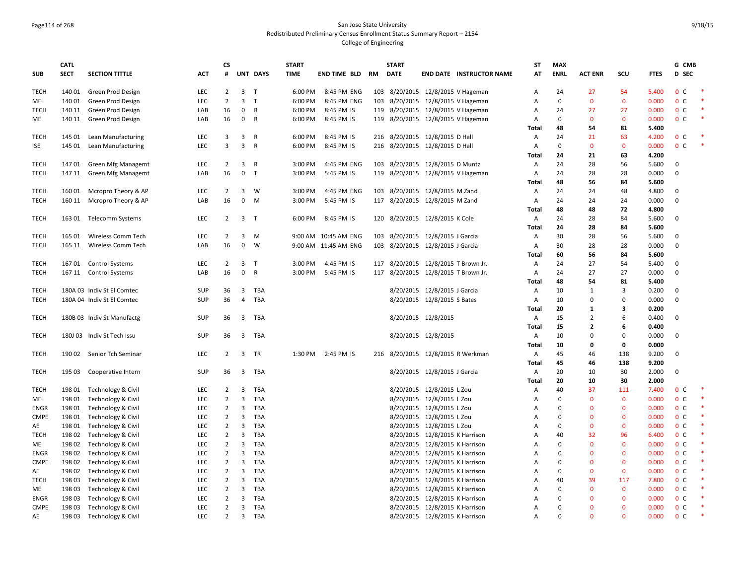San Jose State University
Redistributed Preliminary Census Enrollment Status Summary Report – 2154
College of Engineering

| SUB | CATL SECT | SECTION TITTLE | ACT | CS # | UNT | DAYS | START TIME | END TIME | BLD | RM | START DATE | END DATE | INSTRUCTOR NAME | ST AT | MAX ENRL | ACT ENR | SCU | FTES | G D | CMB SEC | |
|---|---|---|---|---|---|---|---|---|---|---|---|---|---|---|---|---|---|---|---|---|---|
| TECH | 140 01 | Green Prod Design | LEC | 2 | 3 | T | 6:00 PM | 8:45 PM | ENG | 103 | 8/20/2015 | 12/8/2015 | V Hageman | A | 24 | 27 | 54 | 5.400 | 0 | C | * |
| ME | 140 01 | Green Prod Design | LEC | 2 | 3 | T | 6:00 PM | 8:45 PM | ENG | 103 | 8/20/2015 | 12/8/2015 | V Hageman | A | 0 | 0 | 0 | 0.000 | 0 | C | * |
| TECH | 140 11 | Green Prod Design | LAB | 16 | 0 | R | 6:00 PM | 8:45 PM | IS | 119 | 8/20/2015 | 12/8/2015 | V Hageman | A | 24 | 27 | 27 | 0.000 | 0 | C | * |
| ME | 140 11 | Green Prod Design | LAB | 16 | 0 | R | 6:00 PM | 8:45 PM | IS | 119 | 8/20/2015 | 12/8/2015 | V Hageman | A | 0 | 0 | 0 | 0.000 | 0 | C | * |
| | | | | | | | | | | | | | | **Total** | **48** | **54** | **81** | **5.400** | | | |
| TECH | 145 01 | Lean Manufacturing | LEC | 3 | 3 | R | 6:00 PM | 8:45 PM | IS | 216 | 8/20/2015 | 12/8/2015 | D Hall | A | 24 | 21 | 63 | 4.200 | 0 | C | * |
| ISE | 145 01 | Lean Manufacturing | LEC | 3 | 3 | R | 6:00 PM | 8:45 PM | IS | 216 | 8/20/2015 | 12/8/2015 | D Hall | A | 0 | 0 | 0 | 0.000 | 0 | C | * |
| | | | | | | | | | | | | | | **Total** | **24** | **21** | **63** | **4.200** | | | |
| TECH | 147 01 | Green Mfg Managemt | LEC | 2 | 3 | R | 3:00 PM | 4:45 PM | ENG | 103 | 8/20/2015 | 12/8/2015 | D Muntz | A | 24 | 28 | 56 | 5.600 | 0 | | |
| TECH | 147 11 | Green Mfg Managemt | LAB | 16 | 0 | T | 3:00 PM | 5:45 PM | IS | 119 | 8/20/2015 | 12/8/2015 | V Hageman | A | 24 | 28 | 28 | 0.000 | 0 | | |
| | | | | | | | | | | | | | | **Total** | **48** | **56** | **84** | **5.600** | | | |
| TECH | 160 01 | Mcropro Theory & AP | LEC | 2 | 3 | W | 3:00 PM | 4:45 PM | ENG | 103 | 8/20/2015 | 12/8/2015 | M Zand | A | 24 | 24 | 48 | 4.800 | 0 | | |
| TECH | 160 11 | Mcropro Theory & AP | LAB | 16 | 0 | M | 3:00 PM | 5:45 PM | IS | 117 | 8/20/2015 | 12/8/2015 | M Zand | A | 24 | 24 | 24 | 0.000 | 0 | | |
| | | | | | | | | | | | | | | **Total** | **48** | **48** | **72** | **4.800** | | | |
| TECH | 163 01 | Telecomm Systems | LEC | 2 | 3 | T | 6:00 PM | 8:45 PM | IS | 120 | 8/20/2015 | 12/8/2015 | K Cole | A | 24 | 28 | 84 | 5.600 | 0 | | |
| | | | | | | | | | | | | | | **Total** | **24** | **28** | **84** | **5.600** | | | |
| TECH | 165 01 | Wireless Comm Tech | LEC | 2 | 3 | M | 9:00 AM | 10:45 AM | ENG | 103 | 8/20/2015 | 12/8/2015 | J Garcia | A | 30 | 28 | 56 | 5.600 | 0 | | |
| TECH | 165 11 | Wireless Comm Tech | LAB | 16 | 0 | W | 9:00 AM | 11:45 AM | ENG | 103 | 8/20/2015 | 12/8/2015 | J Garcia | A | 30 | 28 | 28 | 0.000 | 0 | | |
| | | | | | | | | | | | | | | **Total** | **60** | **56** | **84** | **5.600** | | | |
| TECH | 167 01 | Control Systems | LEC | 2 | 3 | T | 3:00 PM | 4:45 PM | IS | 117 | 8/20/2015 | 12/8/2015 | T Brown Jr. | A | 24 | 27 | 54 | 5.400 | 0 | | |
| TECH | 167 11 | Control Systems | LAB | 16 | 0 | R | 3:00 PM | 5:45 PM | IS | 117 | 8/20/2015 | 12/8/2015 | T Brown Jr. | A | 24 | 27 | 27 | 0.000 | 0 | | |
| | | | | | | | | | | | | | | **Total** | **48** | **54** | **81** | **5.400** | | | |
| TECH | 180A 03 | Indiv St El Comtec | SUP | 36 | 3 | TBA | | | | | 8/20/2015 | 12/8/2015 | J Garcia | A | 10 | 1 | 3 | 0.200 | 0 | | |
| TECH | 180A 04 | Indiv St El Comtec | SUP | 36 | 4 | TBA | | | | | 8/20/2015 | 12/8/2015 | S Bates | A | 10 | 0 | 0 | 0.000 | 0 | | |
| | | | | | | | | | | | | | | **Total** | **20** | **1** | **3** | **0.200** | | | |
| TECH | 180B 03 | Indiv St Manufactg | SUP | 36 | 3 | TBA | | | | | 8/20/2015 | 12/8/2015 | | A | 15 | 2 | 6 | 0.400 | 0 | | |
| | | | | | | | | | | | | | | **Total** | **15** | **2** | **6** | **0.400** | | | |
| TECH | 180J 03 | Indiv St Tech Issu | SUP | 36 | 3 | TBA | | | | | 8/20/2015 | 12/8/2015 | | A | 10 | 0 | 0 | 0.000 | 0 | | |
| | | | | | | | | | | | | | | **Total** | **10** | **0** | **0** | **0.000** | | | |
| TECH | 190 02 | Senior Tch Seminar | LEC | 2 | 3 | TR | 1:30 PM | 2:45 PM | IS | 216 | 8/20/2015 | 12/8/2015 | R Werkman | A | 45 | 46 | 138 | 9.200 | 0 | | |
| | | | | | | | | | | | | | | **Total** | **45** | **46** | **138** | **9.200** | | | |
| TECH | 195 03 | Cooperative Intern | SUP | 36 | 3 | TBA | | | | | 8/20/2015 | 12/8/2015 | J Garcia | A | 20 | 10 | 30 | 2.000 | 0 | | |
| | | | | | | | | | | | | | | **Total** | **20** | **10** | **30** | **2.000** | | | |
| TECH | 198 01 | Technology & Civil | LEC | 2 | 3 | TBA | | | | | 8/20/2015 | 12/8/2015 | L Zou | A | 40 | 37 | 111 | 7.400 | 0 | C | * |
| ME | 198 01 | Technology & Civil | LEC | 2 | 3 | TBA | | | | | 8/20/2015 | 12/8/2015 | L Zou | A | 0 | 0 | 0 | 0.000 | 0 | C | * |
| ENGR | 198 01 | Technology & Civil | LEC | 2 | 3 | TBA | | | | | 8/20/2015 | 12/8/2015 | L Zou | A | 0 | 0 | 0 | 0.000 | 0 | C | * |
| CMPE | 198 01 | Technology & Civil | LEC | 2 | 3 | TBA | | | | | 8/20/2015 | 12/8/2015 | L Zou | A | 0 | 0 | 0 | 0.000 | 0 | C | * |
| AE | 198 01 | Technology & Civil | LEC | 2 | 3 | TBA | | | | | 8/20/2015 | 12/8/2015 | L Zou | A | 0 | 0 | 0 | 0.000 | 0 | C | * |
| TECH | 198 02 | Technology & Civil | LEC | 2 | 3 | TBA | | | | | 8/20/2015 | 12/8/2015 | K Harrison | A | 40 | 32 | 96 | 6.400 | 0 | C | * |
| ME | 198 02 | Technology & Civil | LEC | 2 | 3 | TBA | | | | | 8/20/2015 | 12/8/2015 | K Harrison | A | 0 | 0 | 0 | 0.000 | 0 | C | * |
| ENGR | 198 02 | Technology & Civil | LEC | 2 | 3 | TBA | | | | | 8/20/2015 | 12/8/2015 | K Harrison | A | 0 | 0 | 0 | 0.000 | 0 | C | * |
| CMPE | 198 02 | Technology & Civil | LEC | 2 | 3 | TBA | | | | | 8/20/2015 | 12/8/2015 | K Harrison | A | 0 | 0 | 0 | 0.000 | 0 | C | * |
| AE | 198 02 | Technology & Civil | LEC | 2 | 3 | TBA | | | | | 8/20/2015 | 12/8/2015 | K Harrison | A | 0 | 0 | 0 | 0.000 | 0 | C | * |
| TECH | 198 03 | Technology & Civil | LEC | 2 | 3 | TBA | | | | | 8/20/2015 | 12/8/2015 | K Harrison | A | 40 | 39 | 117 | 7.800 | 0 | C | * |
| ME | 198 03 | Technology & Civil | LEC | 2 | 3 | TBA | | | | | 8/20/2015 | 12/8/2015 | K Harrison | A | 0 | 0 | 0 | 0.000 | 0 | C | * |
| ENGR | 198 03 | Technology & Civil | LEC | 2 | 3 | TBA | | | | | 8/20/2015 | 12/8/2015 | K Harrison | A | 0 | 0 | 0 | 0.000 | 0 | C | * |
| CMPE | 198 03 | Technology & Civil | LEC | 2 | 3 | TBA | | | | | 8/20/2015 | 12/8/2015 | K Harrison | A | 0 | 0 | 0 | 0.000 | 0 | C | * |
| AE | 198 03 | Technology & Civil | LEC | 2 | 3 | TBA | | | | | 8/20/2015 | 12/8/2015 | K Harrison | A | 0 | 0 | 0 | 0.000 | 0 | C | * |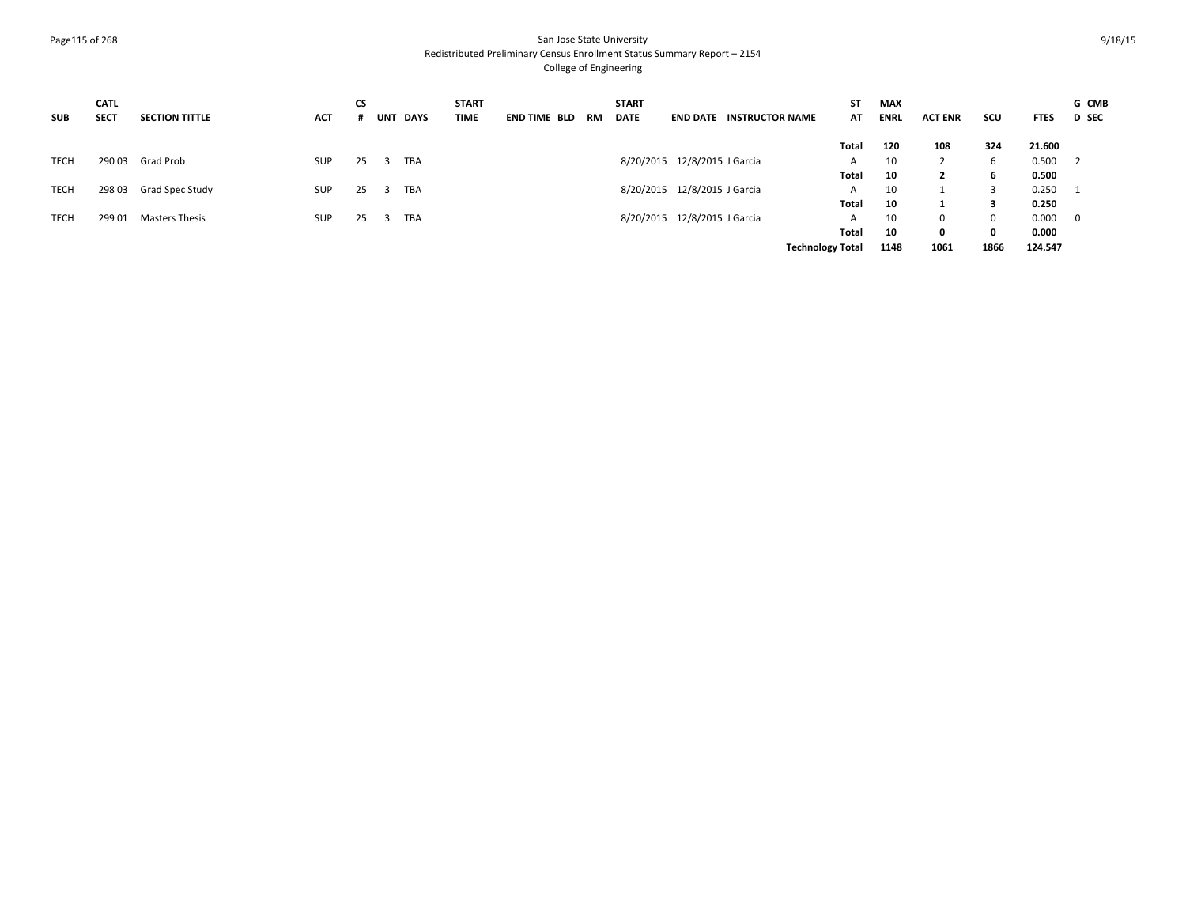| SUB | CATL SECT | SECTION TITTLE | ACT | CS # | UNT | DAYS | START TIME | END TIME | BLD | RM | START DATE | END DATE | INSTRUCTOR NAME | ST AT | MAX ENRL | ACT ENR | SCU | FTES | GD | CMB SEC |
|---|---|---|---|---|---|---|---|---|---|---|---|---|---|---|---|---|---|---|---|---|
| | | | | | | | | | | | | | | **Total** | **120** | **108** | **324** | **21.600** | | |
| TECH | 290 03 | Grad Prob | SUP | 25 | 3 | TBA | | | | | 8/20/2015 | 12/8/2015 | J Garcia | A | 10 | 2 | 6 | 0.500 | 2 | |
| | | | | | | | | | | | | | | **Total** | **10** | **2** | **6** | **0.500** | | |
| TECH | 298 03 | Grad Spec Study | SUP | 25 | 3 | TBA | | | | | 8/20/2015 | 12/8/2015 | J Garcia | A | 10 | 1 | 3 | 0.250 | 1 | |
| | | | | | | | | | | | | | | **Total** | **10** | **1** | **3** | **0.250** | | |
| TECH | 299 01 | Masters Thesis | SUP | 25 | 3 | TBA | | | | | 8/20/2015 | 12/8/2015 | J Garcia | A | 10 | 0 | 0 | 0.000 | 0 | |
| | | | | | | | | | | | | | | **Total** | **10** | **0** | **0** | **0.000** | | |
| | | | | | | | | | | | | | | **Technology Total** | **1148** | **1061** | **1866** | **124.547** | | |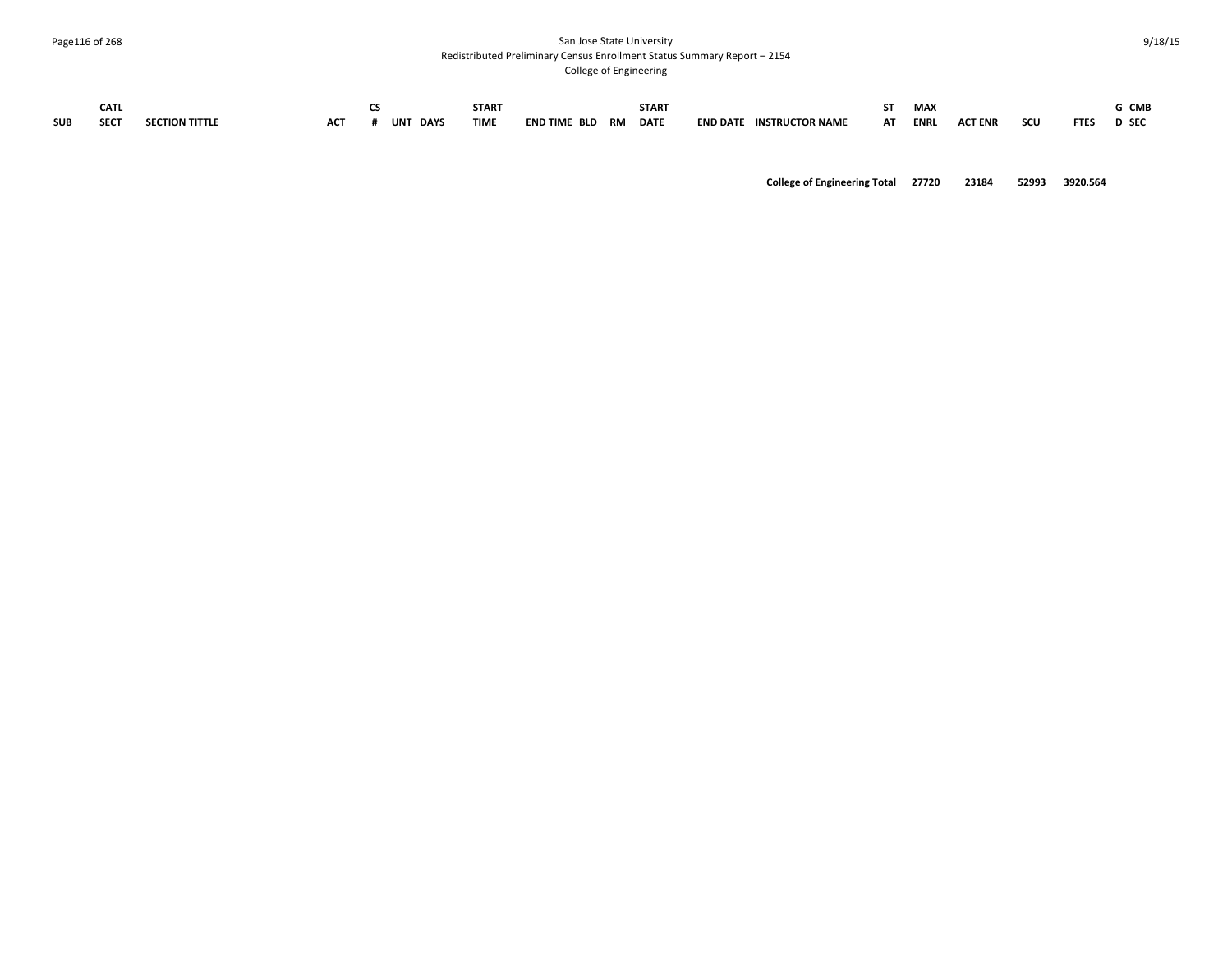| SUB | CATL SECT | SECTION TITTLE | ACT | CS # | UNT | DAYS | START TIME | END TIME | BLD | RM | START DATE | END DATE | INSTRUCTOR NAME | ST AT | MAX ENRL | ACT ENR | SCU | FTES | G D | CMB SEC |
|---|---|---|---|---|---|---|---|---|---|---|---|---|---|---|---|---|---|---|---|---|
| | | | | | | | | | | | | | **College of Engineering Total** | | **27720** | **23184** | **52993** | **3920.564** | | |